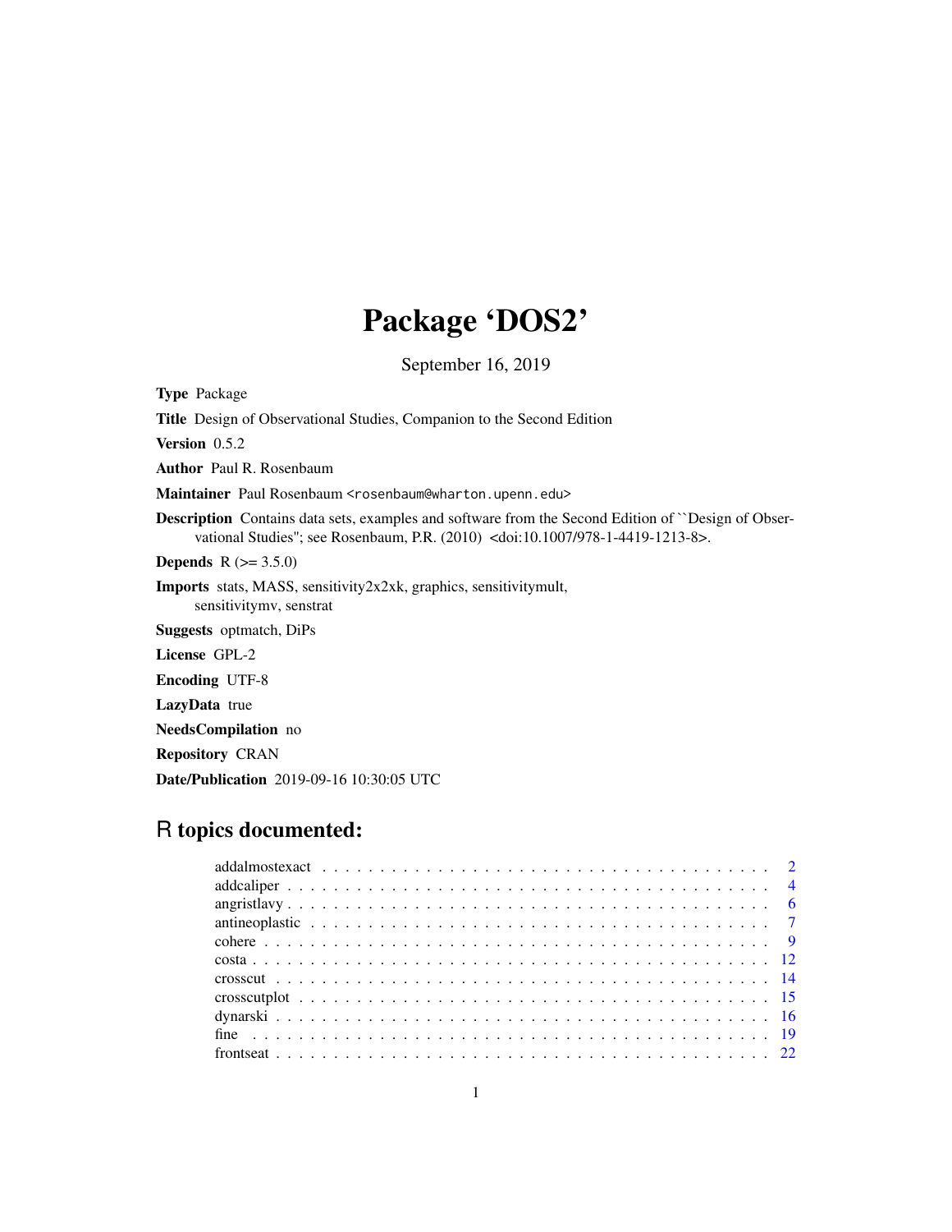# Package 'DOS2'

September 16, 2019

**Type** Package

**Title** Design of Observational Studies, Companion to the Second Edition

**Version** 0.5.2

**Author** Paul R. Rosenbaum

**Maintainer** Paul Rosenbaum <rosenbaum@wharton.upenn.edu>

**Description** Contains data sets, examples and software from the Second Edition of ``Design of Observational Studies''; see Rosenbaum, P.R. (2010) <doi:10.1007/978-1-4419-1213-8>.

**Depends** R (>= 3.5.0)

**Imports** stats, MASS, sensitivity2x2xk, graphics, sensitivitymult, sensitivitymv, senstrat

**Suggests** optmatch, DiPs

**License** GPL-2

**Encoding** UTF-8

**LazyData** true

**NeedsCompilation** no

**Repository** CRAN

**Date/Publication** 2019-09-16 10:30:05 UTC

## R topics documented:

addalmostexact . . . . . . . . . . . . . . . . . . . . . . . . . . . . . . . . . . . . 2
addcaliper . . . . . . . . . . . . . . . . . . . . . . . . . . . . . . . . . . . . . . . 4
angristlavy . . . . . . . . . . . . . . . . . . . . . . . . . . . . . . . . . . . . . . 6
antineoplastic . . . . . . . . . . . . . . . . . . . . . . . . . . . . . . . . . . . . 7
cohere . . . . . . . . . . . . . . . . . . . . . . . . . . . . . . . . . . . . . . . . 9
costa . . . . . . . . . . . . . . . . . . . . . . . . . . . . . . . . . . . . . . . . . 12
crosscut . . . . . . . . . . . . . . . . . . . . . . . . . . . . . . . . . . . . . . . 14
crosscutplot . . . . . . . . . . . . . . . . . . . . . . . . . . . . . . . . . . . . . 15
dynarski . . . . . . . . . . . . . . . . . . . . . . . . . . . . . . . . . . . . . . . 16
fine . . . . . . . . . . . . . . . . . . . . . . . . . . . . . . . . . . . . . . . . . . 19
frontseat . . . . . . . . . . . . . . . . . . . . . . . . . . . . . . . . . . . . . . . 22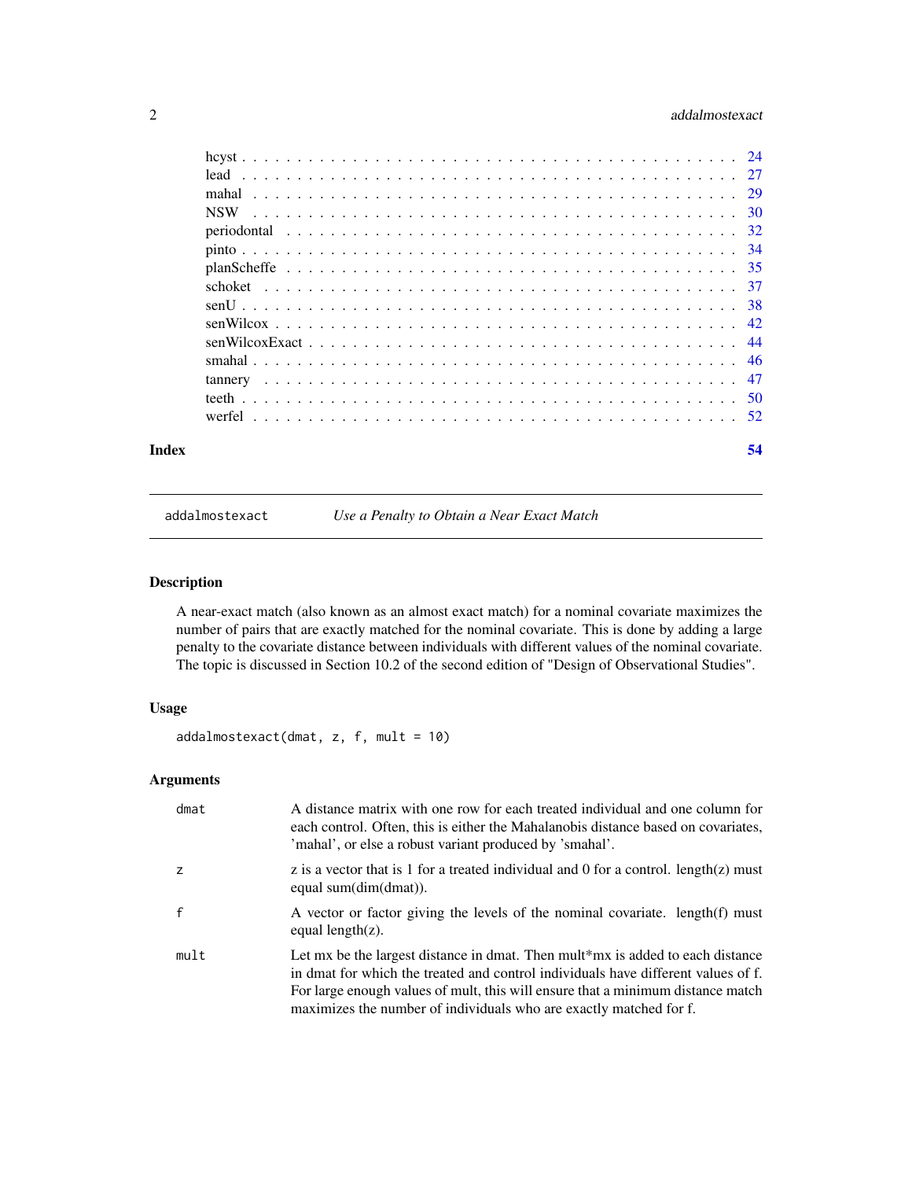| | |
|---|---|
| hcyst | 24 |
| lead | 27 |
| mahal | 29 |
| NSW | 30 |
| periodontal | 32 |
| pinto | 34 |
| planScheffe | 35 |
| schoket | 37 |
| senU | 38 |
| senWilcox | 42 |
| senWilcoxExact | 44 |
| smahal | 46 |
| tannery | 47 |
| teeth | 50 |
| werfel | 52 |

**Index** **54**

---

addalmostexact *Use a Penalty to Obtain a Near Exact Match*

---

## Description

A near-exact match (also known as an almost exact match) for a nominal covariate maximizes the number of pairs that are exactly matched for the nominal covariate. This is done by adding a large penalty to the covariate distance between individuals with different values of the nominal covariate. The topic is discussed in Section 10.2 of the second edition of "Design of Observational Studies".

## Usage

```
addalmostexact(dmat, z, f, mult = 10)
```

## Arguments

| | |
|---|---|
| dmat | A distance matrix with one row for each treated individual and one column for each control. Often, this is either the Mahalanobis distance based on covariates, 'mahal', or else a robust variant produced by 'smahal'. |
| z | z is a vector that is 1 for a treated individual and 0 for a control. length(z) must equal sum(dim(dmat)). |
| f | A vector or factor giving the levels of the nominal covariate. length(f) must equal length(z). |
| mult | Let mx be the largest distance in dmat. Then mult*mx is added to each distance in dmat for which the treated and control individuals have different values of f. For large enough values of mult, this will ensure that a minimum distance match maximizes the number of individuals who are exactly matched for f. |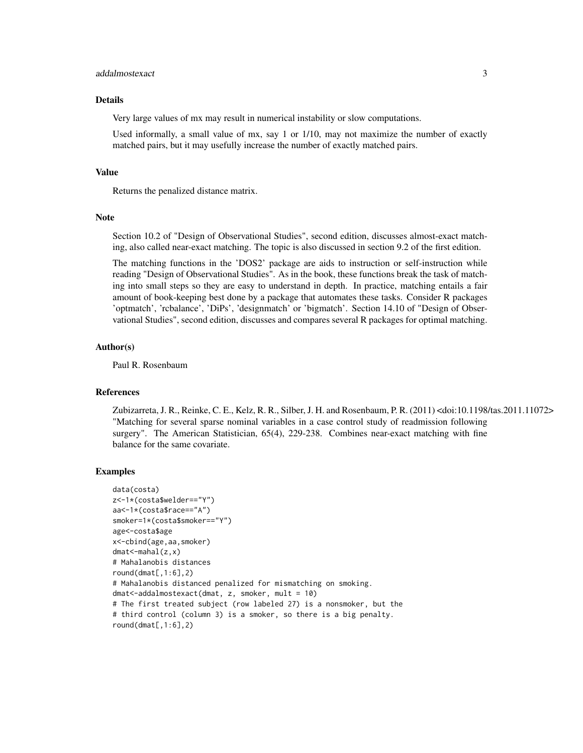## Details

Very large values of mx may result in numerical instability or slow computations.

Used informally, a small value of mx, say 1 or 1/10, may not maximize the number of exactly matched pairs, but it may usefully increase the number of exactly matched pairs.

## Value

Returns the penalized distance matrix.

## Note

Section 10.2 of "Design of Observational Studies", second edition, discusses almost-exact matching, also called near-exact matching. The topic is also discussed in section 9.2 of the first edition.

The matching functions in the 'DOS2' package are aids to instruction or self-instruction while reading "Design of Observational Studies". As in the book, these functions break the task of matching into small steps so they are easy to understand in depth. In practice, matching entails a fair amount of book-keeping best done by a package that automates these tasks. Consider R packages 'optmatch', 'rcbalance', 'DiPs', 'designmatch' or 'bigmatch'. Section 14.10 of "Design of Observational Studies", second edition, discusses and compares several R packages for optimal matching.

## Author(s)

Paul R. Rosenbaum

## References

Zubizarreta, J. R., Reinke, C. E., Kelz, R. R., Silber, J. H. and Rosenbaum, P. R. (2011) <doi:10.1198/tas.2011.11072> "Matching for several sparse nominal variables in a case control study of readmission following surgery". The American Statistician, 65(4), 229-238. Combines near-exact matching with fine balance for the same covariate.

## Examples

```
data(costa)
z<-1*(costa$welder=="Y")
aa<-1*(costa$race=="A")
smoker=1*(costa$smoker=="Y")
age<-costa$age
x<-cbind(age,aa,smoker)
dmat<-mahal(z,x)
# Mahalanobis distances
round(dmat[,1:6],2)
# Mahalanobis distanced penalized for mismatching on smoking.
dmat<-addalmostexact(dmat, z, smoker, mult = 10)
# The first treated subject (row labeled 27) is a nonsmoker, but the
# third control (column 3) is a smoker, so there is a big penalty.
round(dmat[,1:6],2)
```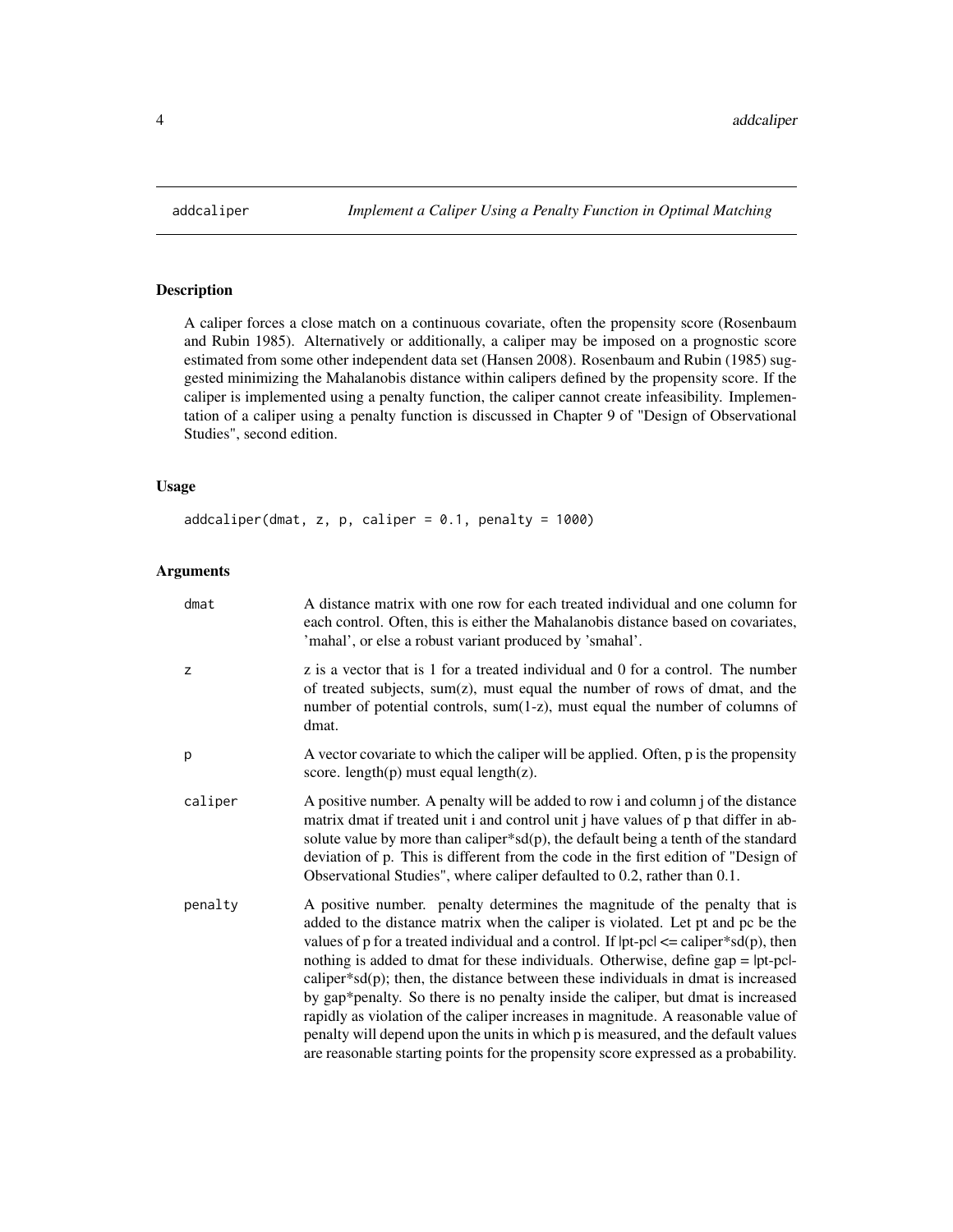# addcaliper — *Implement a Caliper Using a Penalty Function in Optimal Matching*

## Description

A caliper forces a close match on a continuous covariate, often the propensity score (Rosenbaum and Rubin 1985). Alternatively or additionally, a caliper may be imposed on a prognostic score estimated from some other independent data set (Hansen 2008). Rosenbaum and Rubin (1985) suggested minimizing the Mahalanobis distance within calipers defined by the propensity score. If the caliper is implemented using a penalty function, the caliper cannot create infeasibility. Implementation of a caliper using a penalty function is discussed in Chapter 9 of "Design of Observational Studies", second edition.

## Usage

```
addcaliper(dmat, z, p, caliper = 0.1, penalty = 1000)
```

## Arguments

| | |
|---|---|
| dmat | A distance matrix with one row for each treated individual and one column for each control. Often, this is either the Mahalanobis distance based on covariates, 'mahal', or else a robust variant produced by 'smahal'. |
| z | z is a vector that is 1 for a treated individual and 0 for a control. The number of treated subjects, sum(z), must equal the number of rows of dmat, and the number of potential controls, sum(1-z), must equal the number of columns of dmat. |
| p | A vector covariate to which the caliper will be applied. Often, p is the propensity score. length(p) must equal length(z). |
| caliper | A positive number. A penalty will be added to row i and column j of the distance matrix dmat if treated unit i and control unit j have values of p that differ in absolute value by more than caliper*sd(p), the default being a tenth of the standard deviation of p. This is different from the code in the first edition of "Design of Observational Studies", where caliper defaulted to 0.2, rather than 0.1. |
| penalty | A positive number. penalty determines the magnitude of the penalty that is added to the distance matrix when the caliper is violated. Let pt and pc be the values of p for a treated individual and a control. If \|pt-pc\| <= caliper*sd(p), then nothing is added to dmat for these individuals. Otherwise, define gap = \|pt-pc\|-caliper*sd(p); then, the distance between these individuals in dmat is increased by gap*penalty. So there is no penalty inside the caliper, but dmat is increased rapidly as violation of the caliper increases in magnitude. A reasonable value of penalty will depend upon the units in which p is measured, and the default values are reasonable starting points for the propensity score expressed as a probability. |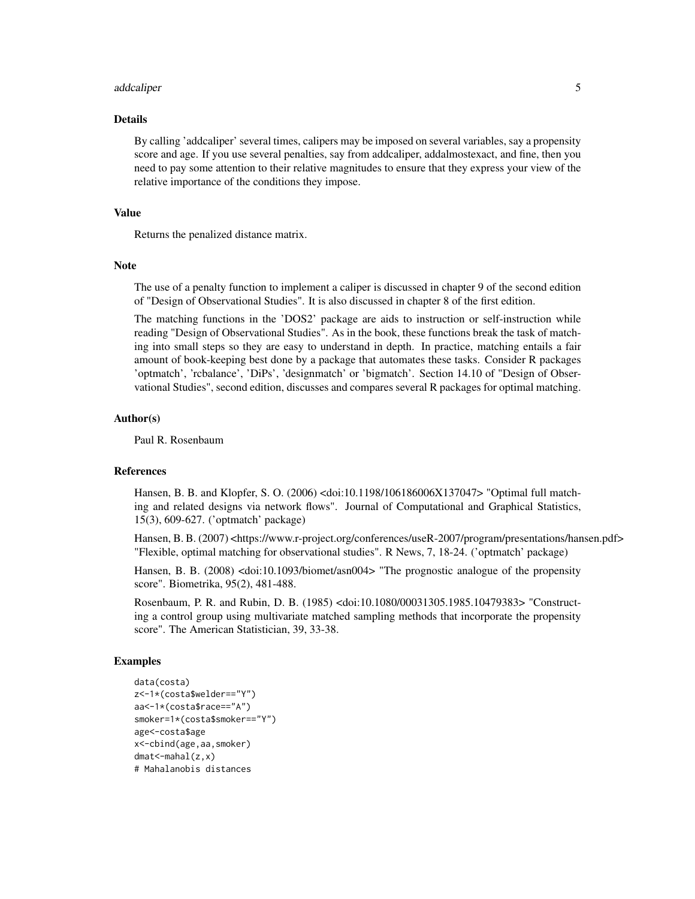## Details

By calling 'addcaliper' several times, calipers may be imposed on several variables, say a propensity score and age. If you use several penalties, say from addcaliper, addalmostexact, and fine, then you need to pay some attention to their relative magnitudes to ensure that they express your view of the relative importance of the conditions they impose.

## Value

Returns the penalized distance matrix.

## Note

The use of a penalty function to implement a caliper is discussed in chapter 9 of the second edition of "Design of Observational Studies". It is also discussed in chapter 8 of the first edition.

The matching functions in the 'DOS2' package are aids to instruction or self-instruction while reading "Design of Observational Studies". As in the book, these functions break the task of matching into small steps so they are easy to understand in depth. In practice, matching entails a fair amount of book-keeping best done by a package that automates these tasks. Consider R packages 'optmatch', 'rcbalance', 'DiPs', 'designmatch' or 'bigmatch'. Section 14.10 of "Design of Observational Studies", second edition, discusses and compares several R packages for optimal matching.

## Author(s)

Paul R. Rosenbaum

## References

Hansen, B. B. and Klopfer, S. O. (2006) <doi:10.1198/106186006X137047> "Optimal full matching and related designs via network flows". Journal of Computational and Graphical Statistics, 15(3), 609-627. ('optmatch' package)

Hansen, B. B. (2007) <https://www.r-project.org/conferences/useR-2007/program/presentations/hansen.pdf> "Flexible, optimal matching for observational studies". R News, 7, 18-24. ('optmatch' package)

Hansen, B. B. (2008) <doi:10.1093/biomet/asn004> "The prognostic analogue of the propensity score". Biometrika, 95(2), 481-488.

Rosenbaum, P. R. and Rubin, D. B. (1985) <doi:10.1080/00031305.1985.10479383> "Constructing a control group using multivariate matched sampling methods that incorporate the propensity score". The American Statistician, 39, 33-38.

## Examples

```
data(costa)
z<-1*(costa$welder=="Y")
aa<-1*(costa$race=="A")
smoker=1*(costa$smoker=="Y")
age<-costa$age
x<-cbind(age,aa,smoker)
dmat<-mahal(z,x)
# Mahalanobis distances
```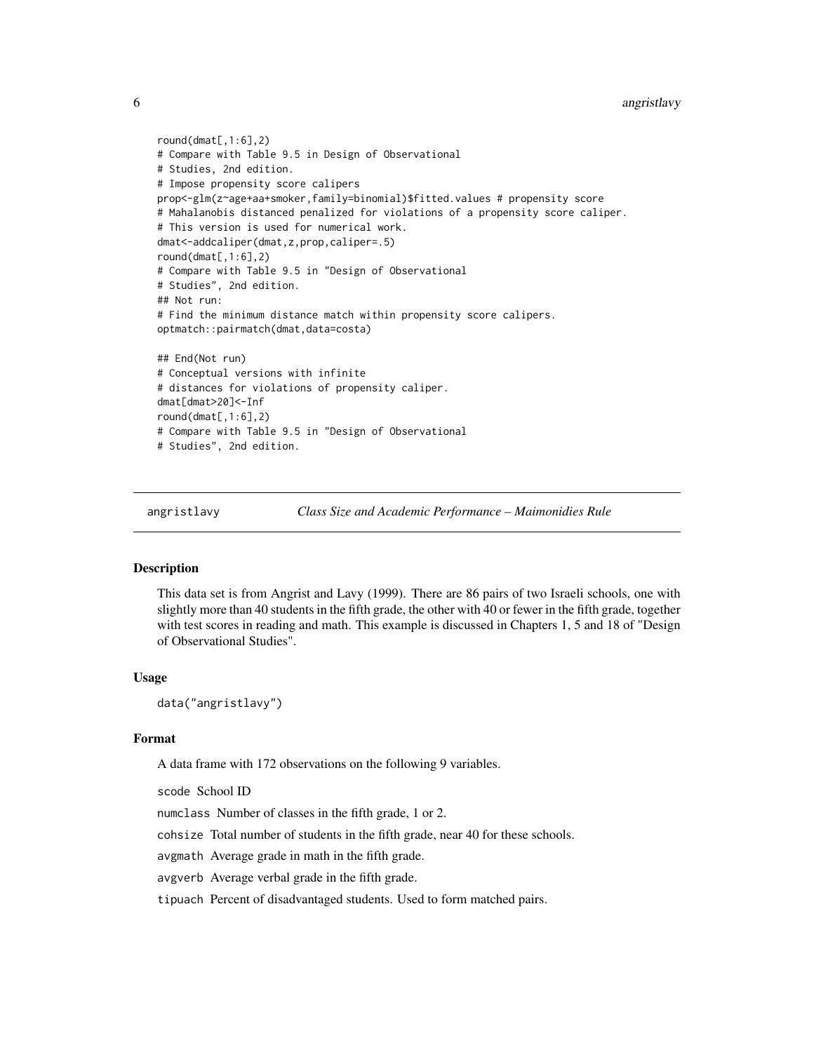```
round(dmat[,1:6],2)
# Compare with Table 9.5 in Design of Observational
# Studies, 2nd edition.
# Impose propensity score calipers
prop<-glm(z~age+aa+smoker,family=binomial)$fitted.values # propensity score
# Mahalanobis distanced penalized for violations of a propensity score caliper.
# This version is used for numerical work.
dmat<-addcaliper(dmat,z,prop,caliper=.5)
round(dmat[,1:6],2)
# Compare with Table 9.5 in "Design of Observational
# Studies", 2nd edition.
## Not run:
# Find the minimum distance match within propensity score calipers.
optmatch::pairmatch(dmat,data=costa)

## End(Not run)
# Conceptual versions with infinite
# distances for violations of propensity caliper.
dmat[dmat>20]<-Inf
round(dmat[,1:6],2)
# Compare with Table 9.5 in "Design of Observational
# Studies", 2nd edition.
```

## angristlavy — *Class Size and Academic Performance – Maimonidies Rule*

### Description

This data set is from Angrist and Lavy (1999). There are 86 pairs of two Israeli schools, one with slightly more than 40 students in the fifth grade, the other with 40 or fewer in the fifth grade, together with test scores in reading and math. This example is discussed in Chapters 1, 5 and 18 of "Design of Observational Studies".

### Usage

```
data("angristlavy")
```

### Format

A data frame with 172 observations on the following 9 variables.

`scode` School ID

`numclass` Number of classes in the fifth grade, 1 or 2.

`cohsize` Total number of students in the fifth grade, near 40 for these schools.

`avgmath` Average grade in math in the fifth grade.

`avgverb` Average verbal grade in the fifth grade.

`tipuach` Percent of disadvantaged students. Used to form matched pairs.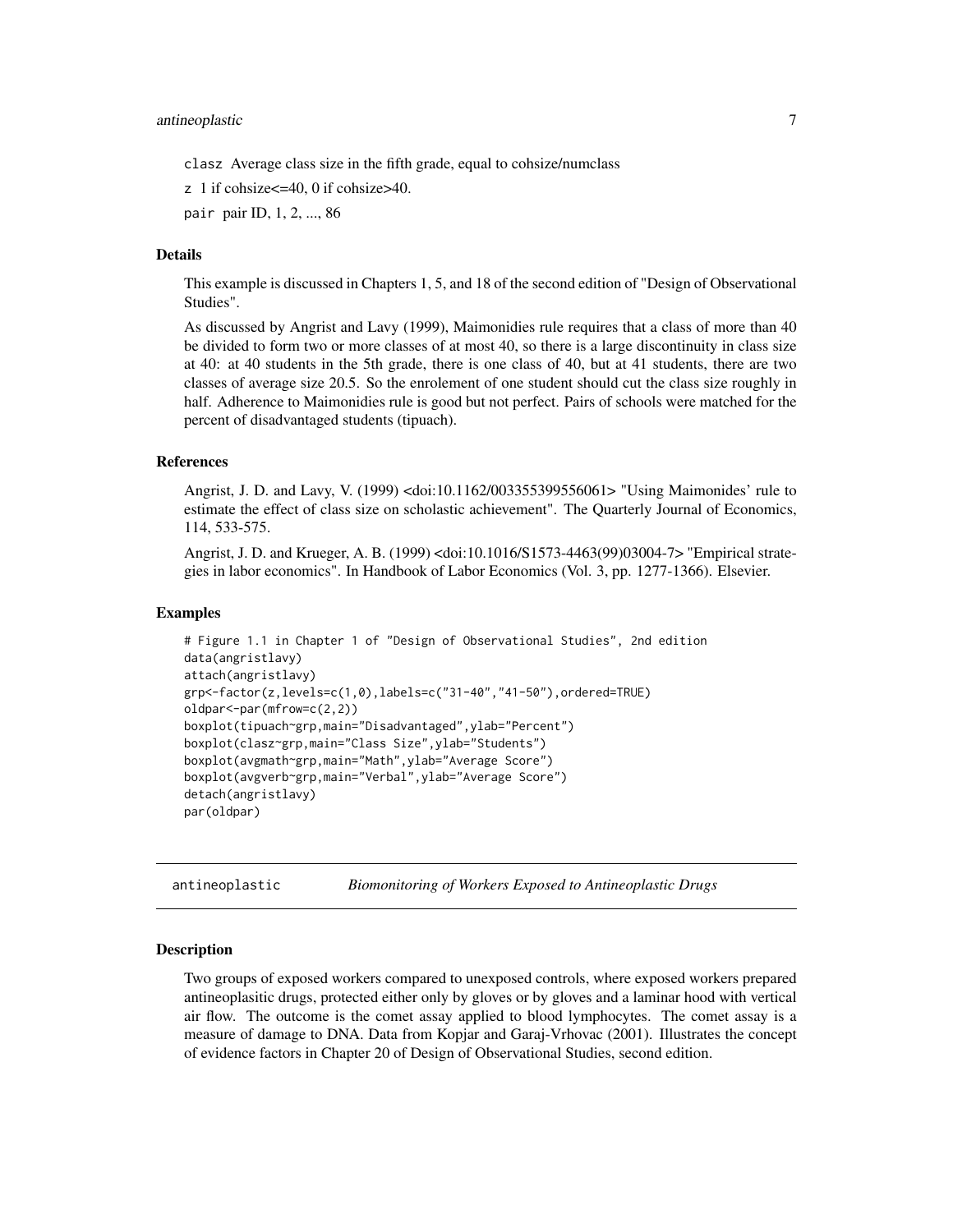clasz Average class size in the fifth grade, equal to cohsize/numclass

z 1 if cohsize<=40, 0 if cohsize>40.

pair pair ID, 1, 2, ..., 86

### Details

This example is discussed in Chapters 1, 5, and 18 of the second edition of "Design of Observational Studies".

As discussed by Angrist and Lavy (1999), Maimonidies rule requires that a class of more than 40 be divided to form two or more classes of at most 40, so there is a large discontinuity in class size at 40: at 40 students in the 5th grade, there is one class of 40, but at 41 students, there are two classes of average size 20.5. So the enrolement of one student should cut the class size roughly in half. Adherence to Maimonidies rule is good but not perfect. Pairs of schools were matched for the percent of disadvantaged students (tipuach).

### References

Angrist, J. D. and Lavy, V. (1999) <doi:10.1162/003355399556061> "Using Maimonides' rule to estimate the effect of class size on scholastic achievement". The Quarterly Journal of Economics, 114, 533-575.

Angrist, J. D. and Krueger, A. B. (1999) <doi:10.1016/S1573-4463(99)03004-7> "Empirical strategies in labor economics". In Handbook of Labor Economics (Vol. 3, pp. 1277-1366). Elsevier.

### Examples

```
# Figure 1.1 in Chapter 1 of "Design of Observational Studies", 2nd edition
data(angristlavy)
attach(angristlavy)
grp<-factor(z,levels=c(1,0),labels=c("31-40","41-50"),ordered=TRUE)
oldpar<-par(mfrow=c(2,2))
boxplot(tipuach~grp,main="Disadvantaged",ylab="Percent")
boxplot(clasz~grp,main="Class Size",ylab="Students")
boxplot(avgmath~grp,main="Math",ylab="Average Score")
boxplot(avgverb~grp,main="Verbal",ylab="Average Score")
detach(angristlavy)
par(oldpar)
```

## antineoplastic *Biomonitoring of Workers Exposed to Antineoplastic Drugs*

### Description

Two groups of exposed workers compared to unexposed controls, where exposed workers prepared antineoplasitic drugs, protected either only by gloves or by gloves and a laminar hood with vertical air flow. The outcome is the comet assay applied to blood lymphocytes. The comet assay is a measure of damage to DNA. Data from Kopjar and Garaj-Vrhovac (2001). Illustrates the concept of evidence factors in Chapter 20 of Design of Observational Studies, second edition.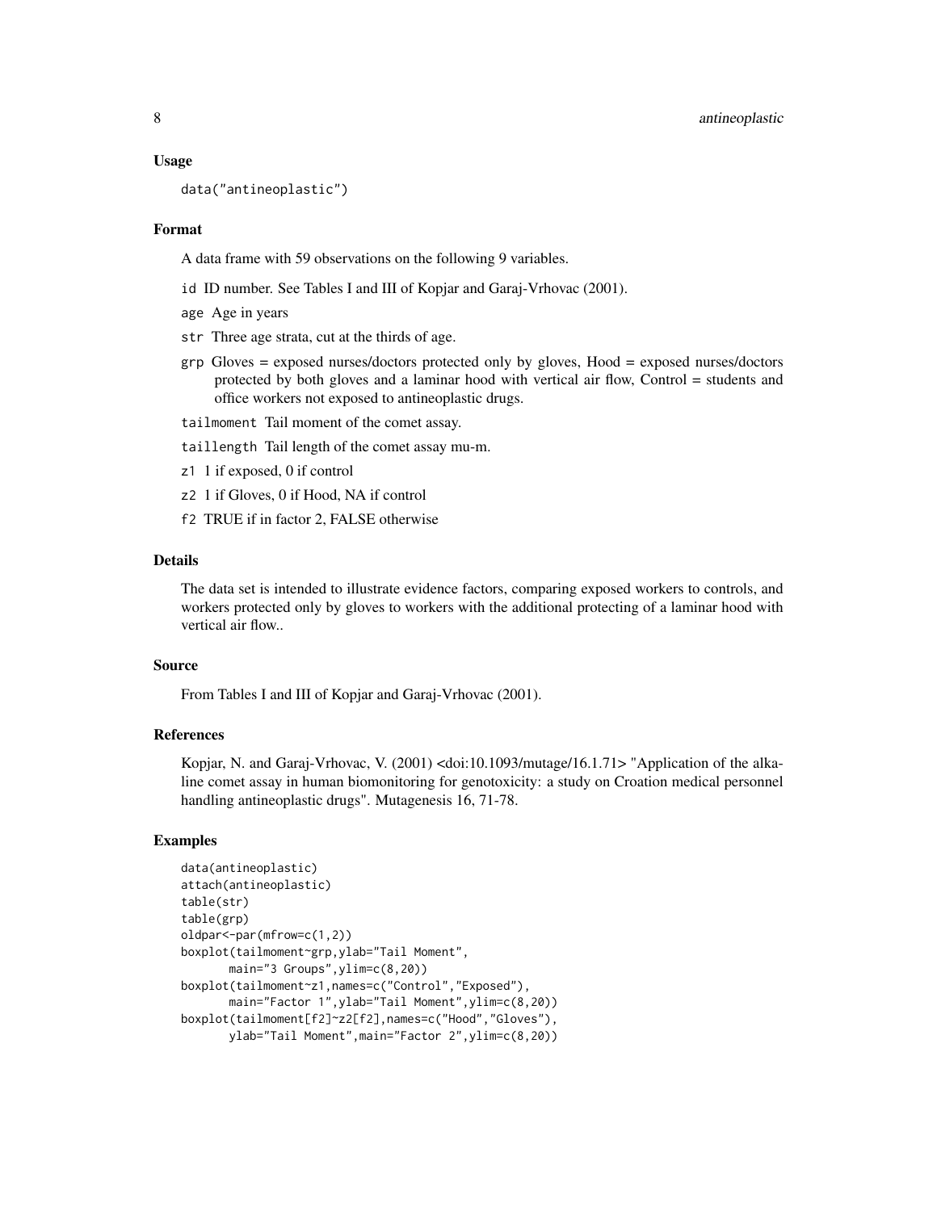## Usage

```
data("antineoplastic")
```

## Format

A data frame with 59 observations on the following 9 variables.

- `id` ID number. See Tables I and III of Kopjar and Garaj-Vrhovac (2001).
- `age` Age in years
- `str` Three age strata, cut at the thirds of age.
- `grp` Gloves = exposed nurses/doctors protected only by gloves, Hood = exposed nurses/doctors protected by both gloves and a laminar hood with vertical air flow, Control = students and office workers not exposed to antineoplastic drugs.
- `tailmoment` Tail moment of the comet assay.
- `taillength` Tail length of the comet assay mu-m.
- `z1` 1 if exposed, 0 if control
- `z2` 1 if Gloves, 0 if Hood, NA if control
- `f2` TRUE if in factor 2, FALSE otherwise

## Details

The data set is intended to illustrate evidence factors, comparing exposed workers to controls, and workers protected only by gloves to workers with the additional protecting of a laminar hood with vertical air flow..

## Source

From Tables I and III of Kopjar and Garaj-Vrhovac (2001).

## References

Kopjar, N. and Garaj-Vrhovac, V. (2001) <doi:10.1093/mutage/16.1.71> "Application of the alkaline comet assay in human biomonitoring for genotoxicity: a study on Croation medical personnel handling antineoplastic drugs". Mutagenesis 16, 71-78.

## Examples

```
data(antineoplastic)
attach(antineoplastic)
table(str)
table(grp)
oldpar<-par(mfrow=c(1,2))
boxplot(tailmoment~grp,ylab="Tail Moment",
       main="3 Groups",ylim=c(8,20))
boxplot(tailmoment~z1,names=c("Control","Exposed"),
       main="Factor 1",ylab="Tail Moment",ylim=c(8,20))
boxplot(tailmoment[f2]~z2[f2],names=c("Hood","Gloves"),
       ylab="Tail Moment",main="Factor 2",ylim=c(8,20))
```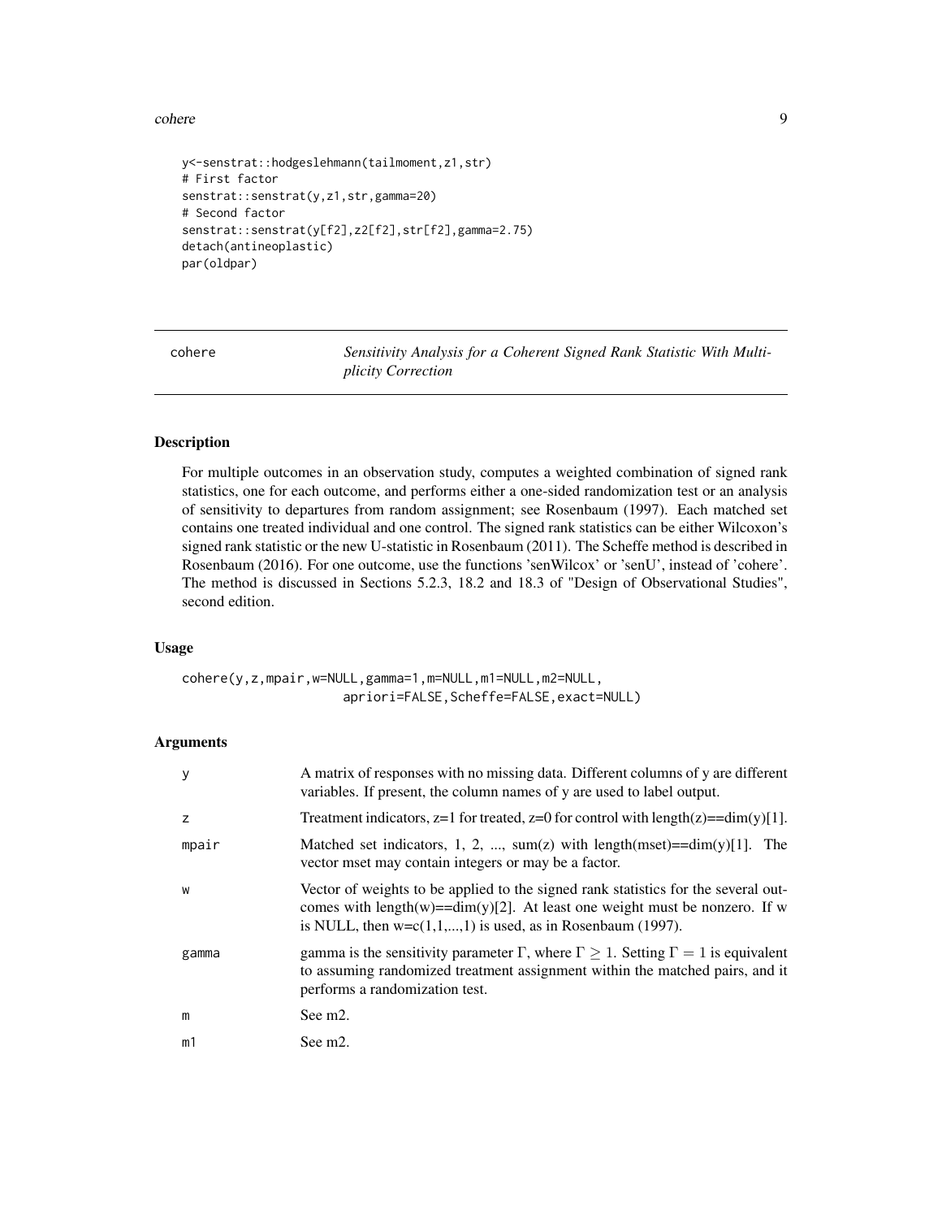```
y<-senstrat::hodgeslehmann(tailmoment,z1,str)
# First factor
senstrat::senstrat(y,z1,str,gamma=20)
# Second factor
senstrat::senstrat(y[f2],z2[f2],str[f2],gamma=2.75)
detach(antineoplastic)
par(oldpar)
```

---

## cohere — *Sensitivity Analysis for a Coherent Signed Rank Statistic With Multiplicity Correction*

---

### Description

For multiple outcomes in an observation study, computes a weighted combination of signed rank statistics, one for each outcome, and performs either a one-sided randomization test or an analysis of sensitivity to departures from random assignment; see Rosenbaum (1997). Each matched set contains one treated individual and one control. The signed rank statistics can be either Wilcoxon's signed rank statistic or the new U-statistic in Rosenbaum (2011). The Scheffe method is described in Rosenbaum (2016). For one outcome, use the functions 'senWilcox' or 'senU', instead of 'cohere'. The method is discussed in Sections 5.2.3, 18.2 and 18.3 of "Design of Observational Studies", second edition.

### Usage

```
cohere(y,z,mpair,w=NULL,gamma=1,m=NULL,m1=NULL,m2=NULL,
                    apriori=FALSE,Scheffe=FALSE,exact=NULL)
```

### Arguments

| | |
|---|---|
| y | A matrix of responses with no missing data. Different columns of y are different variables. If present, the column names of y are used to label output. |
| z | Treatment indicators, z=1 for treated, z=0 for control with length(z)==dim(y)[1]. |
| mpair | Matched set indicators, 1, 2, ..., sum(z) with length(mset)==dim(y)[1]. The vector mset may contain integers or may be a factor. |
| w | Vector of weights to be applied to the signed rank statistics for the several outcomes with length(w)==dim(y)[2]. At least one weight must be nonzero. If w is NULL, then w=c(1,1,...,1) is used, as in Rosenbaum (1997). |
| gamma | gamma is the sensitivity parameter $\Gamma$, where $\Gamma \geq 1$. Setting $\Gamma = 1$ is equivalent to assuming randomized treatment assignment within the matched pairs, and it performs a randomization test. |
| m | See m2. |
| m1 | See m2. |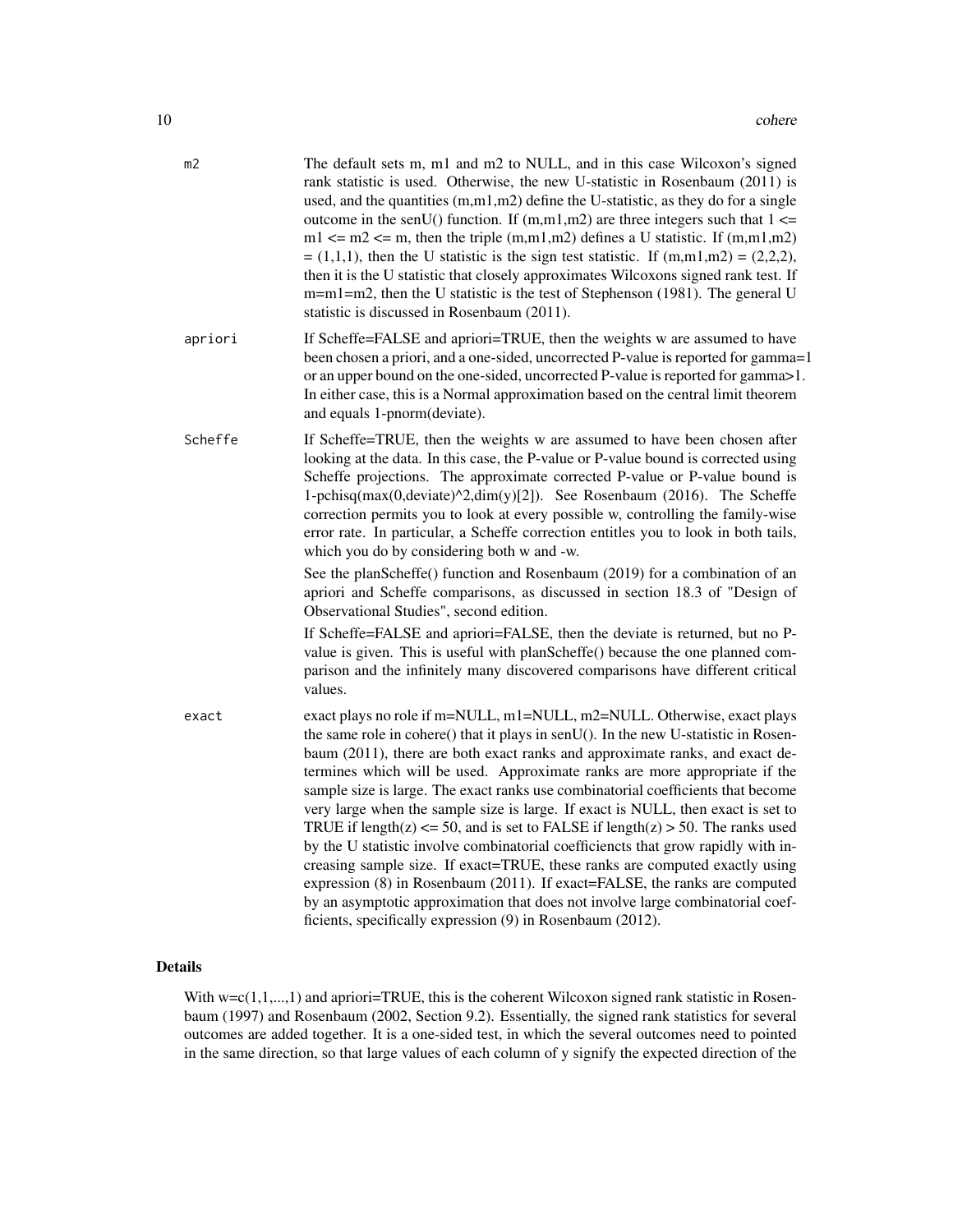m2 The default sets m, m1 and m2 to NULL, and in this case Wilcoxon's signed rank statistic is used. Otherwise, the new U-statistic in Rosenbaum (2011) is used, and the quantities (m,m1,m2) define the U-statistic, as they do for a single outcome in the senU() function. If (m,m1,m2) are three integers such that 1 <= m1 <= m2 <= m, then the triple (m,m1,m2) defines a U statistic. If (m,m1,m2) = (1,1,1), then the U statistic is the sign test statistic. If (m,m1,m2) = (2,2,2), then it is the U statistic that closely approximates Wilcoxons signed rank test. If m=m1=m2, then the U statistic is the test of Stephenson (1981). The general U statistic is discussed in Rosenbaum (2011).

apriori If Scheffe=FALSE and apriori=TRUE, then the weights w are assumed to have been chosen a priori, and a one-sided, uncorrected P-value is reported for gamma=1 or an upper bound on the one-sided, uncorrected P-value is reported for gamma>1. In either case, this is a Normal approximation based on the central limit theorem and equals 1-pnorm(deviate).

Scheffe If Scheffe=TRUE, then the weights w are assumed to have been chosen after looking at the data. In this case, the P-value or P-value bound is corrected using Scheffe projections. The approximate corrected P-value or P-value bound is 1-pchisq(max(0,deviate)^2,dim(y)[2]). See Rosenbaum (2016). The Scheffe correction permits you to look at every possible w, controlling the family-wise error rate. In particular, a Scheffe correction entitles you to look in both tails, which you do by considering both w and -w.

See the planScheffe() function and Rosenbaum (2019) for a combination of an apriori and Scheffe comparisons, as discussed in section 18.3 of "Design of Observational Studies", second edition.

If Scheffe=FALSE and apriori=FALSE, then the deviate is returned, but no P-value is given. This is useful with planScheffe() because the one planned comparison and the infinitely many discovered comparisons have different critical values.

exact exact plays no role if m=NULL, m1=NULL, m2=NULL. Otherwise, exact plays the same role in cohere() that it plays in senU(). In the new U-statistic in Rosenbaum (2011), there are both exact ranks and approximate ranks, and exact determines which will be used. Approximate ranks are more appropriate if the sample size is large. The exact ranks use combinatorial coefficients that become very large when the sample size is large. If exact is NULL, then exact is set to TRUE if length(z) <= 50, and is set to FALSE if length(z) > 50. The ranks used by the U statistic involve combinatorial coefficiencts that grow rapidly with increasing sample size. If exact=TRUE, these ranks are computed exactly using expression (8) in Rosenbaum (2011). If exact=FALSE, the ranks are computed by an asymptotic approximation that does not involve large combinatorial coefficients, specifically expression (9) in Rosenbaum (2012).

## Details

With w=c(1,1,...,1) and apriori=TRUE, this is the coherent Wilcoxon signed rank statistic in Rosenbaum (1997) and Rosenbaum (2002, Section 9.2). Essentially, the signed rank statistics for several outcomes are added together. It is a one-sided test, in which the several outcomes need to pointed in the same direction, so that large values of each column of y signify the expected direction of the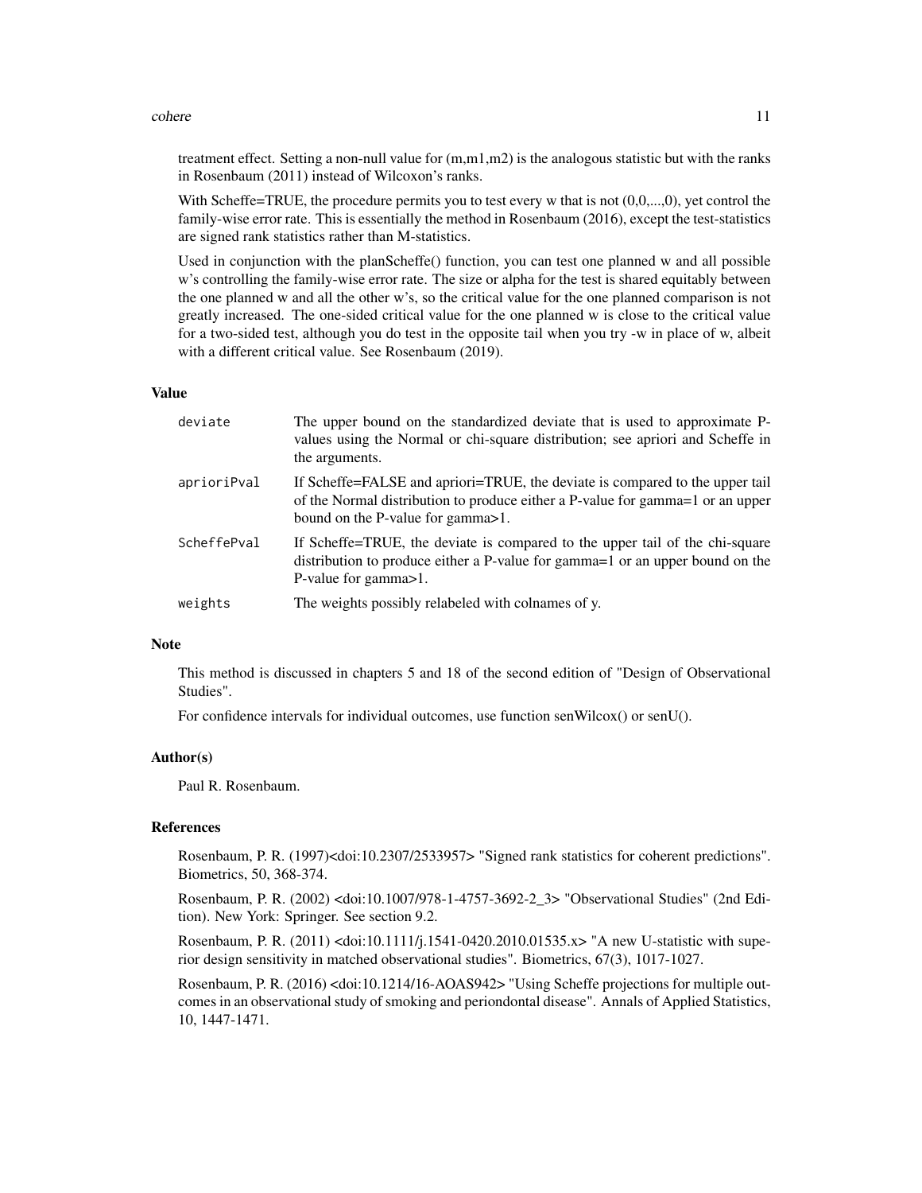treatment effect. Setting a non-null value for (m,m1,m2) is the analogous statistic but with the ranks in Rosenbaum (2011) instead of Wilcoxon's ranks.

With Scheffe=TRUE, the procedure permits you to test every w that is not (0,0,...,0), yet control the family-wise error rate. This is essentially the method in Rosenbaum (2016), except the test-statistics are signed rank statistics rather than M-statistics.

Used in conjunction with the planScheffe() function, you can test one planned w and all possible w's controlling the family-wise error rate. The size or alpha for the test is shared equitably between the one planned w and all the other w's, so the critical value for the one planned comparison is not greatly increased. The one-sided critical value for the one planned w is close to the critical value for a two-sided test, although you do test in the opposite tail when you try -w in place of w, albeit with a different critical value. See Rosenbaum (2019).

## Value

| | |
|---|---|
| deviate | The upper bound on the standardized deviate that is used to approximate P-values using the Normal or chi-square distribution; see apriori and Scheffe in the arguments. |
| aprioriPval | If Scheffe=FALSE and apriori=TRUE, the deviate is compared to the upper tail of the Normal distribution to produce either a P-value for gamma=1 or an upper bound on the P-value for gamma>1. |
| ScheffePval | If Scheffe=TRUE, the deviate is compared to the upper tail of the chi-square distribution to produce either a P-value for gamma=1 or an upper bound on the P-value for gamma>1. |
| weights | The weights possibly relabeled with colnames of y. |

## Note

This method is discussed in chapters 5 and 18 of the second edition of "Design of Observational Studies".

For confidence intervals for individual outcomes, use function senWilcox() or senU().

## Author(s)

Paul R. Rosenbaum.

## References

Rosenbaum, P. R. (1997)<doi:10.2307/2533957> "Signed rank statistics for coherent predictions". Biometrics, 50, 368-374.

Rosenbaum, P. R. (2002) <doi:10.1007/978-1-4757-3692-2_3> "Observational Studies" (2nd Edition). New York: Springer. See section 9.2.

Rosenbaum, P. R. (2011) <doi:10.1111/j.1541-0420.2010.01535.x> "A new U-statistic with superior design sensitivity in matched observational studies". Biometrics, 67(3), 1017-1027.

Rosenbaum, P. R. (2016) <doi:10.1214/16-AOAS942> "Using Scheffe projections for multiple outcomes in an observational study of smoking and periondontal disease". Annals of Applied Statistics, 10, 1447-1471.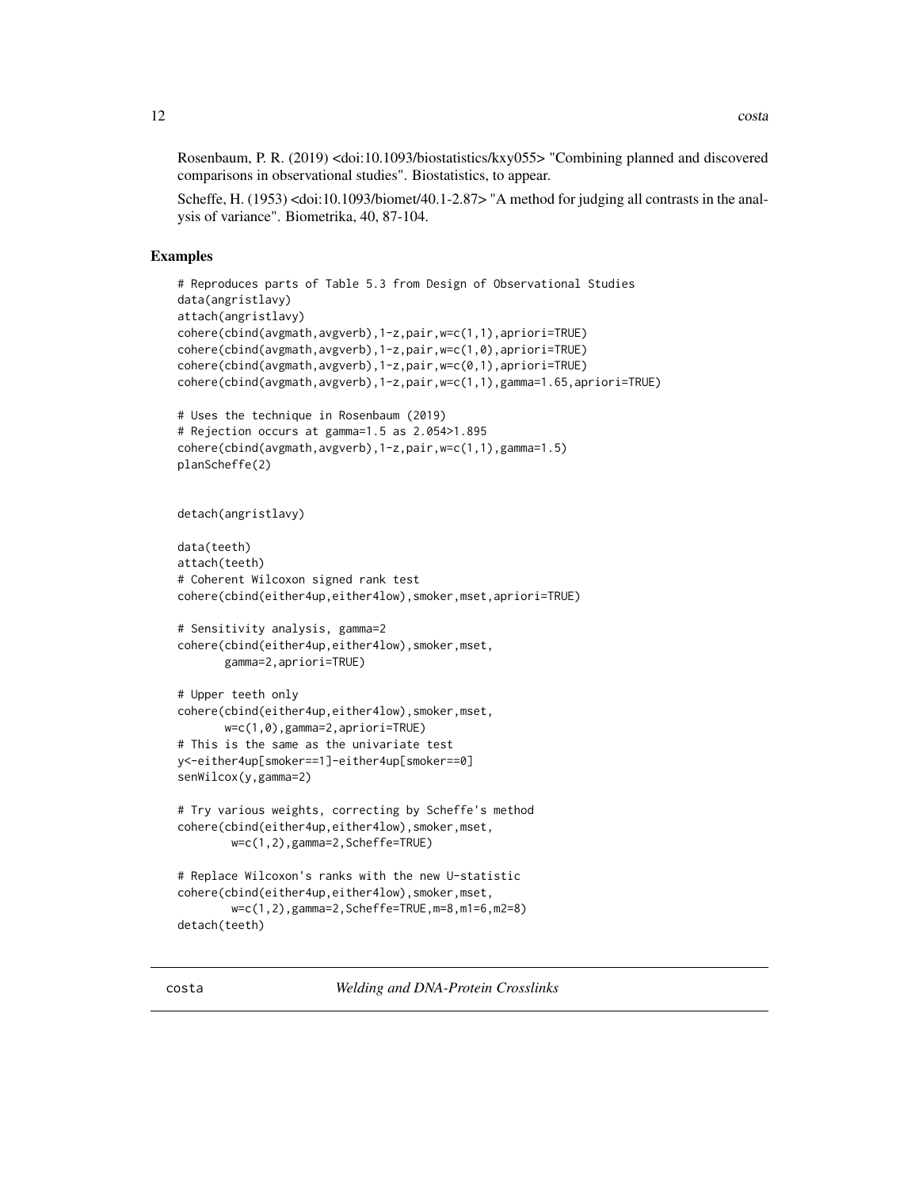Rosenbaum, P. R. (2019) <doi:10.1093/biostatistics/kxy055> "Combining planned and discovered comparisons in observational studies". Biostatistics, to appear.

Scheffe, H. (1953) <doi:10.1093/biomet/40.1-2.87> "A method for judging all contrasts in the analysis of variance". Biometrika, 40, 87-104.

## Examples

```
# Reproduces parts of Table 5.3 from Design of Observational Studies
data(angristlavy)
attach(angristlavy)
cohere(cbind(avgmath,avgverb),1-z,pair,w=c(1,1),apriori=TRUE)
cohere(cbind(avgmath,avgverb),1-z,pair,w=c(1,0),apriori=TRUE)
cohere(cbind(avgmath,avgverb),1-z,pair,w=c(0,1),apriori=TRUE)
cohere(cbind(avgmath,avgverb),1-z,pair,w=c(1,1),gamma=1.65,apriori=TRUE)

# Uses the technique in Rosenbaum (2019)
# Rejection occurs at gamma=1.5 as 2.054>1.895
cohere(cbind(avgmath,avgverb),1-z,pair,w=c(1,1),gamma=1.5)
planScheffe(2)


detach(angristlavy)

data(teeth)
attach(teeth)
# Coherent Wilcoxon signed rank test
cohere(cbind(either4up,either4low),smoker,mset,apriori=TRUE)

# Sensitivity analysis, gamma=2
cohere(cbind(either4up,either4low),smoker,mset,
       gamma=2,apriori=TRUE)

# Upper teeth only
cohere(cbind(either4up,either4low),smoker,mset,
       w=c(1,0),gamma=2,apriori=TRUE)
# This is the same as the univariate test
y<-either4up[smoker==1]-either4up[smoker==0]
senWilcox(y,gamma=2)

# Try various weights, correcting by Scheffe's method
cohere(cbind(either4up,either4low),smoker,mset,
        w=c(1,2),gamma=2,Scheffe=TRUE)

# Replace Wilcoxon's ranks with the new U-statistic
cohere(cbind(either4up,either4low),smoker,mset,
        w=c(1,2),gamma=2,Scheffe=TRUE,m=8,m1=6,m2=8)
detach(teeth)
```

---

costa *Welding and DNA-Protein Crosslinks*

---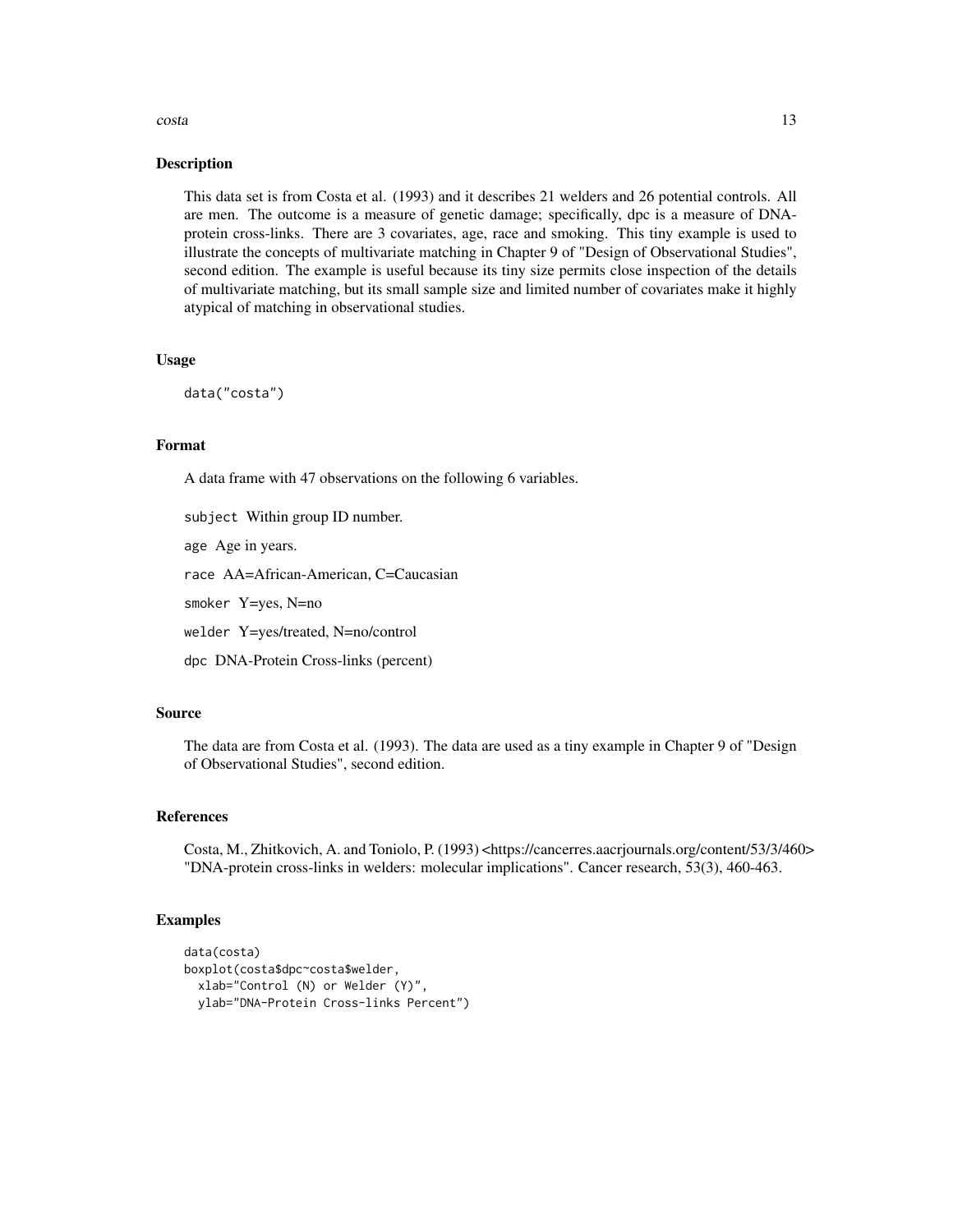### Description

This data set is from Costa et al. (1993) and it describes 21 welders and 26 potential controls. All are men. The outcome is a measure of genetic damage; specifically, dpc is a measure of DNA-protein cross-links. There are 3 covariates, age, race and smoking. This tiny example is used to illustrate the concepts of multivariate matching in Chapter 9 of "Design of Observational Studies", second edition. The example is useful because its tiny size permits close inspection of the details of multivariate matching, but its small sample size and limited number of covariates make it highly atypical of matching in observational studies.

### Usage

```
data("costa")
```

### Format

A data frame with 47 observations on the following 6 variables.

`subject` Within group ID number.

`age` Age in years.

`race` AA=African-American, C=Caucasian

`smoker` Y=yes, N=no

`welder` Y=yes/treated, N=no/control

`dpc` DNA-Protein Cross-links (percent)

### Source

The data are from Costa et al. (1993). The data are used as a tiny example in Chapter 9 of "Design of Observational Studies", second edition.

### References

Costa, M., Zhitkovich, A. and Toniolo, P. (1993) <https://cancerres.aacrjournals.org/content/53/3/460> "DNA-protein cross-links in welders: molecular implications". Cancer research, 53(3), 460-463.

### Examples

```
data(costa)
boxplot(costa$dpc~costa$welder,
  xlab="Control (N) or Welder (Y)",
  ylab="DNA-Protein Cross-links Percent")
```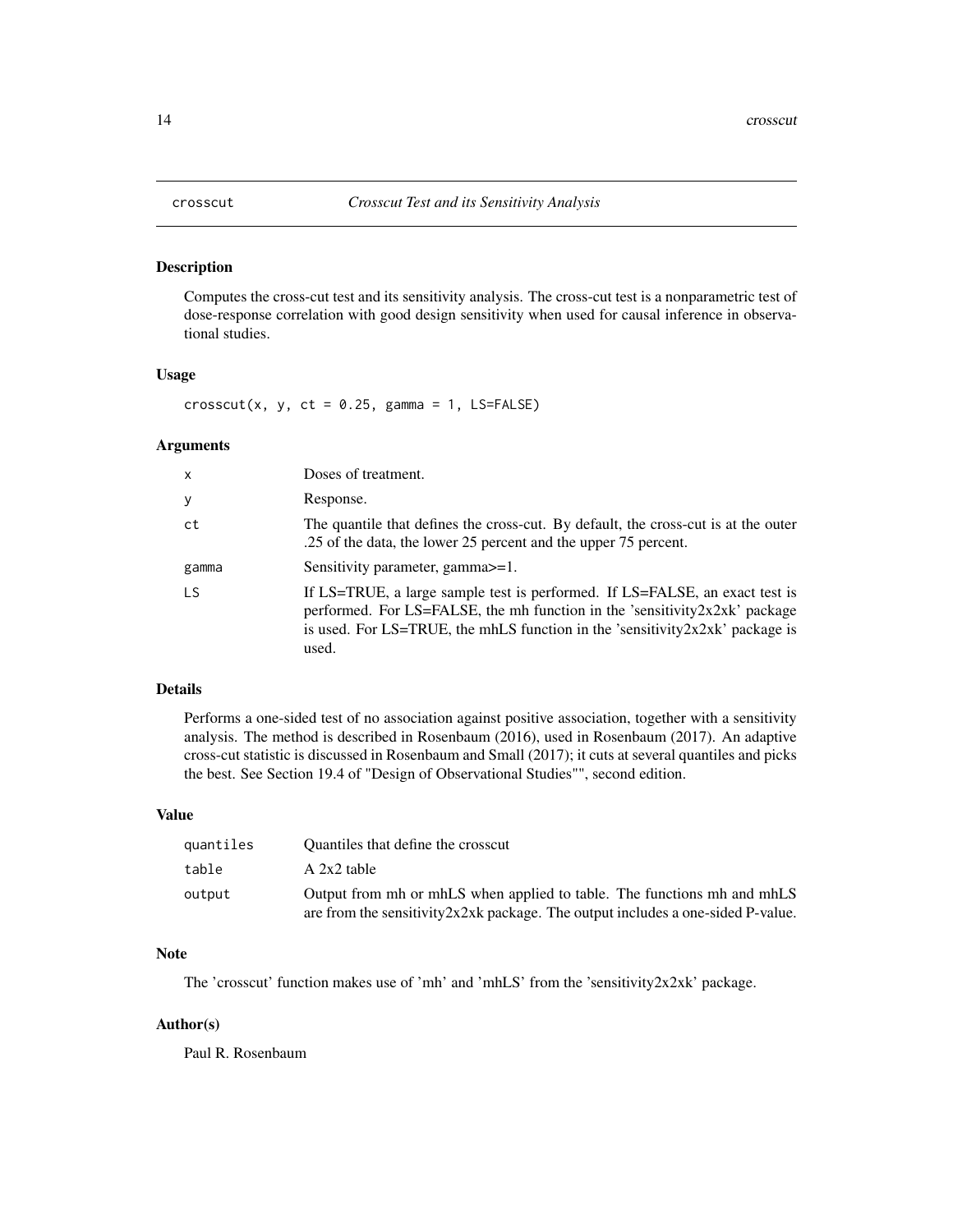## crosscut &nbsp;&nbsp;&nbsp; *Crosscut Test and its Sensitivity Analysis*

### Description

Computes the cross-cut test and its sensitivity analysis. The cross-cut test is a nonparametric test of dose-response correlation with good design sensitivity when used for causal inference in observational studies.

### Usage

```
crosscut(x, y, ct = 0.25, gamma = 1, LS=FALSE)
```

### Arguments

| | |
|---|---|
| x | Doses of treatment. |
| y | Response. |
| ct | The quantile that defines the cross-cut. By default, the cross-cut is at the outer .25 of the data, the lower 25 percent and the upper 75 percent. |
| gamma | Sensitivity parameter, gamma>=1. |
| LS | If LS=TRUE, a large sample test is performed. If LS=FALSE, an exact test is performed. For LS=FALSE, the mh function in the 'sensitivity2x2xk' package is used. For LS=TRUE, the mhLS function in the 'sensitivity2x2xk' package is used. |

### Details

Performs a one-sided test of no association against positive association, together with a sensitivity analysis. The method is described in Rosenbaum (2016), used in Rosenbaum (2017). An adaptive cross-cut statistic is discussed in Rosenbaum and Small (2017); it cuts at several quantiles and picks the best. See Section 19.4 of "Design of Observational Studies"", second edition.

### Value

| | |
|---|---|
| quantiles | Quantiles that define the crosscut |
| table | A 2x2 table |
| output | Output from mh or mhLS when applied to table. The functions mh and mhLS are from the sensitivity2x2xk package. The output includes a one-sided P-value. |

### Note

The 'crosscut' function makes use of 'mh' and 'mhLS' from the 'sensitivity2x2xk' package.

### Author(s)

Paul R. Rosenbaum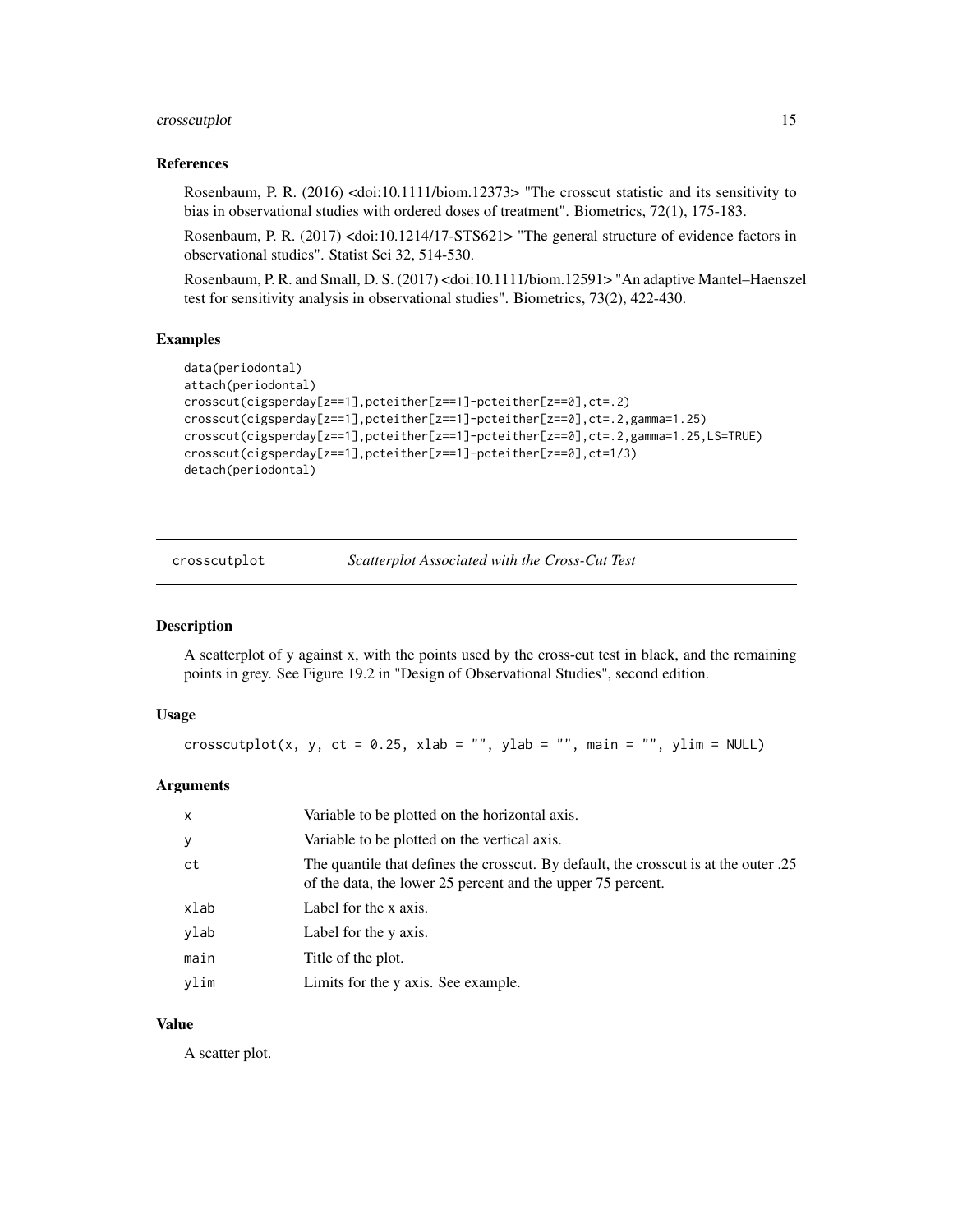### References

Rosenbaum, P. R. (2016) <doi:10.1111/biom.12373> "The crosscut statistic and its sensitivity to bias in observational studies with ordered doses of treatment". Biometrics, 72(1), 175-183.

Rosenbaum, P. R. (2017) <doi:10.1214/17-STS621> "The general structure of evidence factors in observational studies". Statist Sci 32, 514-530.

Rosenbaum, P. R. and Small, D. S. (2017) <doi:10.1111/biom.12591> "An adaptive Mantel–Haenszel test for sensitivity analysis in observational studies". Biometrics, 73(2), 422-430.

### Examples

```
data(periodontal)
attach(periodontal)
crosscut(cigsperday[z==1],pcteither[z==1]-pcteither[z==0],ct=.2)
crosscut(cigsperday[z==1],pcteither[z==1]-pcteither[z==0],ct=.2,gamma=1.25)
crosscut(cigsperday[z==1],pcteither[z==1]-pcteither[z==0],ct=.2,gamma=1.25,LS=TRUE)
crosscut(cigsperday[z==1],pcteither[z==1]-pcteither[z==0],ct=1/3)
detach(periodontal)
```

---

## crosscutplot — *Scatterplot Associated with the Cross-Cut Test*

---

### Description

A scatterplot of y against x, with the points used by the cross-cut test in black, and the remaining points in grey. See Figure 19.2 in "Design of Observational Studies", second edition.

### Usage

```
crosscutplot(x, y, ct = 0.25, xlab = "", ylab = "", main = "", ylim = NULL)
```

### Arguments

| | |
|---|---|
| x | Variable to be plotted on the horizontal axis. |
| y | Variable to be plotted on the vertical axis. |
| ct | The quantile that defines the crosscut. By default, the crosscut is at the outer .25 of the data, the lower 25 percent and the upper 75 percent. |
| xlab | Label for the x axis. |
| ylab | Label for the y axis. |
| main | Title of the plot. |
| ylim | Limits for the y axis. See example. |

### Value

A scatter plot.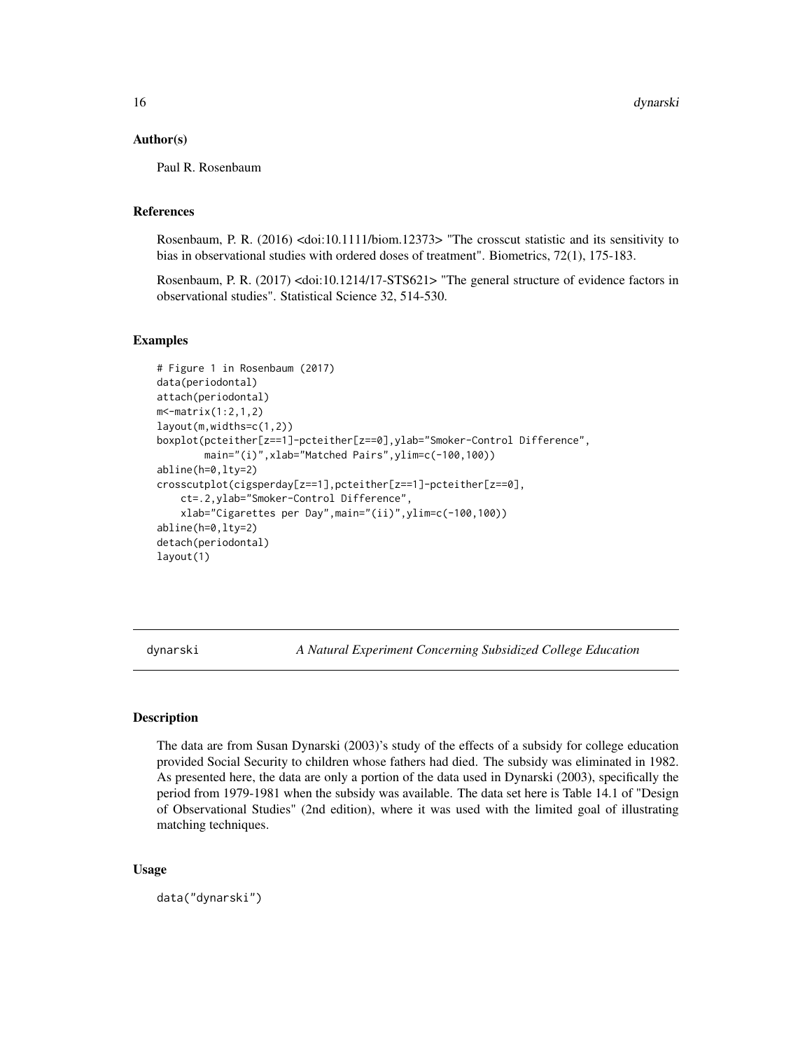## Author(s)

Paul R. Rosenbaum

## References

Rosenbaum, P. R. (2016) <doi:10.1111/biom.12373> "The crosscut statistic and its sensitivity to bias in observational studies with ordered doses of treatment". Biometrics, 72(1), 175-183.

Rosenbaum, P. R. (2017) <doi:10.1214/17-STS621> "The general structure of evidence factors in observational studies". Statistical Science 32, 514-530.

## Examples

```
# Figure 1 in Rosenbaum (2017)
data(periodontal)
attach(periodontal)
m<-matrix(1:2,1,2)
layout(m,widths=c(1,2))
boxplot(pcteither[z==1]-pcteither[z==0],ylab="Smoker-Control Difference",
        main="(i)",xlab="Matched Pairs",ylim=c(-100,100))
abline(h=0,lty=2)
crosscutplot(cigsperday[z==1],pcteither[z==1]-pcteither[z==0],
    ct=.2,ylab="Smoker-Control Difference",
    xlab="Cigarettes per Day",main="(ii)",ylim=c(-100,100))
abline(h=0,lty=2)
detach(periodontal)
layout(1)
```

---

# dynarski — *A Natural Experiment Concerning Subsidized College Education*

## Description

The data are from Susan Dynarski (2003)'s study of the effects of a subsidy for college education provided Social Security to children whose fathers had died. The subsidy was eliminated in 1982. As presented here, the data are only a portion of the data used in Dynarski (2003), specifically the period from 1979-1981 when the subsidy was available. The data set here is Table 14.1 of "Design of Observational Studies" (2nd edition), where it was used with the limited goal of illustrating matching techniques.

## Usage

```
data("dynarski")
```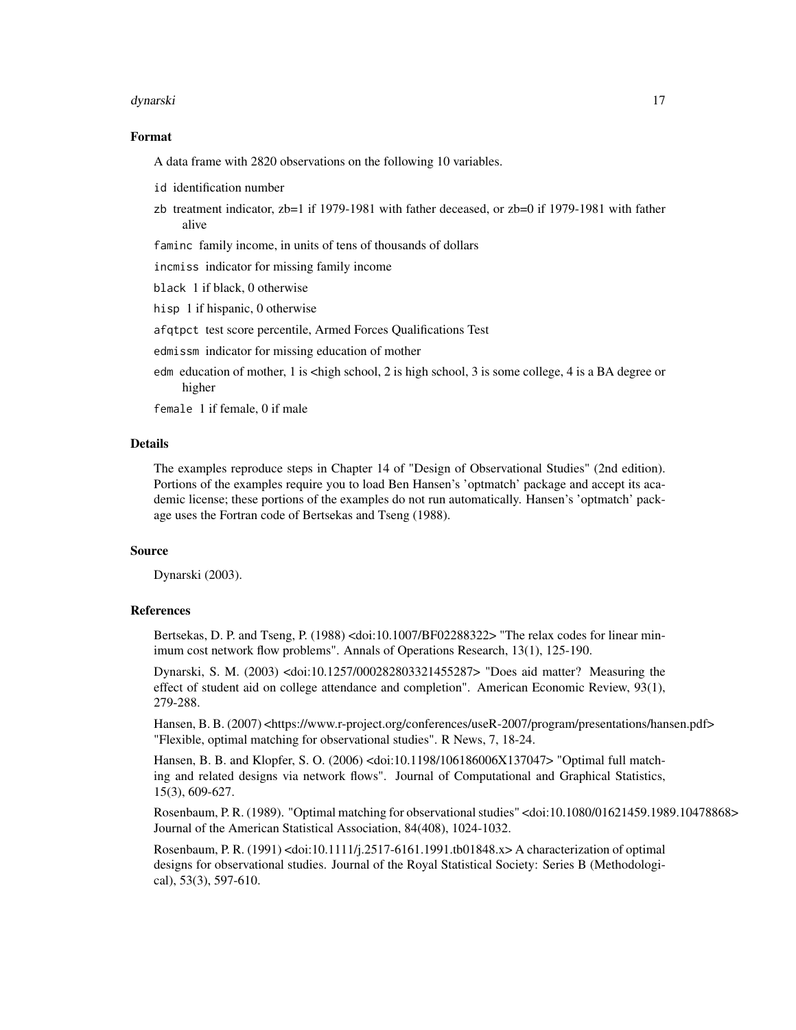## Format

A data frame with 2820 observations on the following 10 variables.

- `id` identification number
- `zb` treatment indicator, zb=1 if 1979-1981 with father deceased, or zb=0 if 1979-1981 with father alive
- `faminc` family income, in units of tens of thousands of dollars
- `incmiss` indicator for missing family income
- `black` 1 if black, 0 otherwise
- `hisp` 1 if hispanic, 0 otherwise
- `afqtpct` test score percentile, Armed Forces Qualifications Test
- `edmissm` indicator for missing education of mother
- `edm` education of mother, 1 is <high school, 2 is high school, 3 is some college, 4 is a BA degree or higher
- `female` 1 if female, 0 if male

## Details

The examples reproduce steps in Chapter 14 of "Design of Observational Studies" (2nd edition). Portions of the examples require you to load Ben Hansen's 'optmatch' package and accept its academic license; these portions of the examples do not run automatically. Hansen's 'optmatch' package uses the Fortran code of Bertsekas and Tseng (1988).

## Source

Dynarski (2003).

## References

Bertsekas, D. P. and Tseng, P. (1988) <doi:10.1007/BF02288322> "The relax codes for linear minimum cost network flow problems". Annals of Operations Research, 13(1), 125-190.

Dynarski, S. M. (2003) <doi:10.1257/000282803321455287> "Does aid matter? Measuring the effect of student aid on college attendance and completion". American Economic Review, 93(1), 279-288.

Hansen, B. B. (2007) <https://www.r-project.org/conferences/useR-2007/program/presentations/hansen.pdf> "Flexible, optimal matching for observational studies". R News, 7, 18-24.

Hansen, B. B. and Klopfer, S. O. (2006) <doi:10.1198/106186006X137047> "Optimal full matching and related designs via network flows". Journal of Computational and Graphical Statistics, 15(3), 609-627.

Rosenbaum, P. R. (1989). "Optimal matching for observational studies" <doi:10.1080/01621459.1989.10478868> Journal of the American Statistical Association, 84(408), 1024-1032.

Rosenbaum, P. R. (1991) <doi:10.1111/j.2517-6161.1991.tb01848.x> A characterization of optimal designs for observational studies. Journal of the Royal Statistical Society: Series B (Methodological), 53(3), 597-610.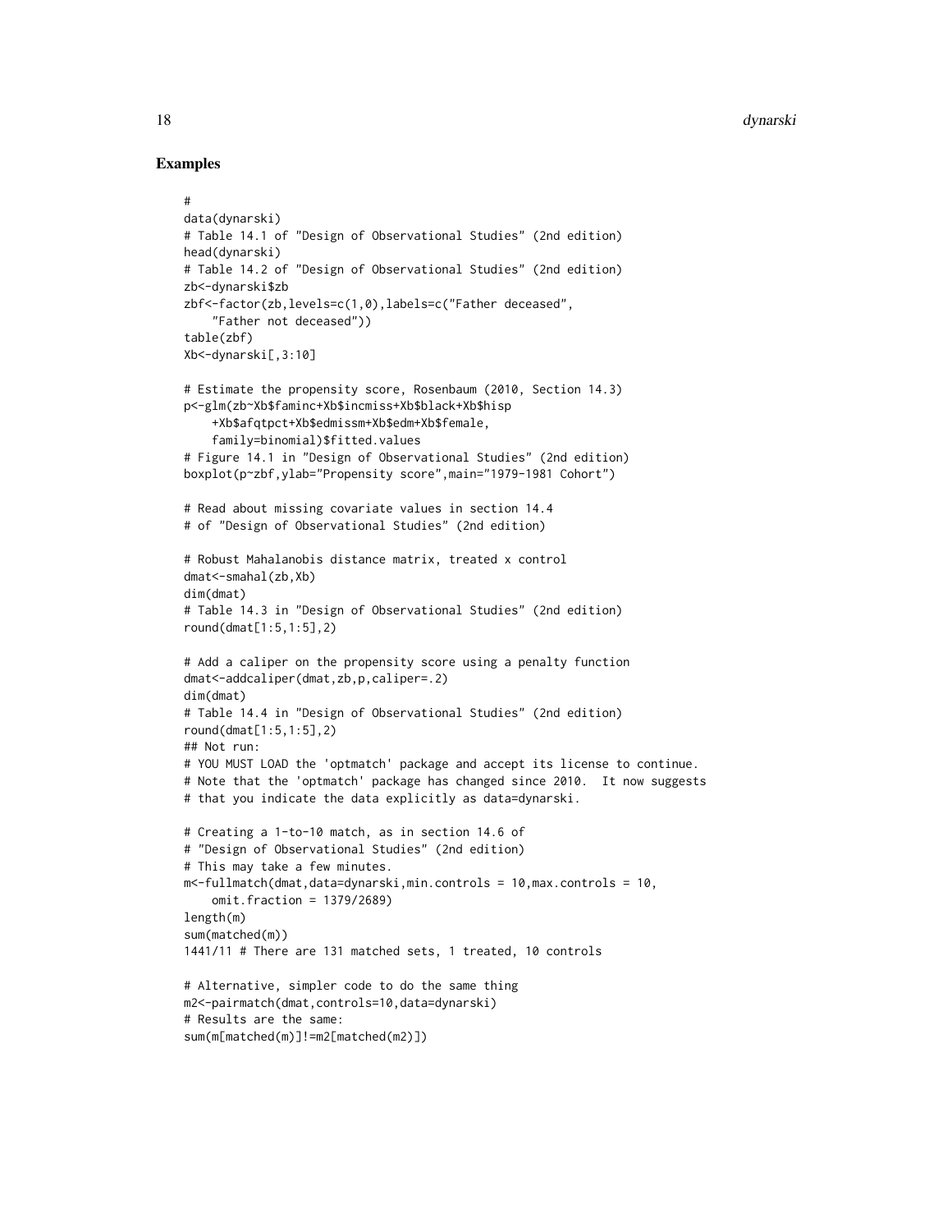## Examples

```
#
data(dynarski)
# Table 14.1 of "Design of Observational Studies" (2nd edition)
head(dynarski)
# Table 14.2 of "Design of Observational Studies" (2nd edition)
zb<-dynarski$zb
zbf<-factor(zb,levels=c(1,0),labels=c("Father deceased",
    "Father not deceased"))
table(zbf)
Xb<-dynarski[,3:10]

# Estimate the propensity score, Rosenbaum (2010, Section 14.3)
p<-glm(zb~Xb$faminc+Xb$incmiss+Xb$black+Xb$hisp
    +Xb$afqtpct+Xb$edmissm+Xb$edm+Xb$female,
    family=binomial)$fitted.values
# Figure 14.1 in "Design of Observational Studies" (2nd edition)
boxplot(p~zbf,ylab="Propensity score",main="1979-1981 Cohort")

# Read about missing covariate values in section 14.4
# of "Design of Observational Studies" (2nd edition)

# Robust Mahalanobis distance matrix, treated x control
dmat<-smahal(zb,Xb)
dim(dmat)
# Table 14.3 in "Design of Observational Studies" (2nd edition)
round(dmat[1:5,1:5],2)

# Add a caliper on the propensity score using a penalty function
dmat<-addcaliper(dmat,zb,p,caliper=.2)
dim(dmat)
# Table 14.4 in "Design of Observational Studies" (2nd edition)
round(dmat[1:5,1:5],2)
## Not run:
# YOU MUST LOAD the 'optmatch' package and accept its license to continue.
# Note that the 'optmatch' package has changed since 2010.  It now suggests
# that you indicate the data explicitly as data=dynarski.

# Creating a 1-to-10 match, as in section 14.6 of
# "Design of Observational Studies" (2nd edition)
# This may take a few minutes.
m<-fullmatch(dmat,data=dynarski,min.controls = 10,max.controls = 10,
    omit.fraction = 1379/2689)
length(m)
sum(matched(m))
1441/11 # There are 131 matched sets, 1 treated, 10 controls

# Alternative, simpler code to do the same thing
m2<-pairmatch(dmat,controls=10,data=dynarski)
# Results are the same:
sum(m[matched(m)]!=m2[matched(m2)])
```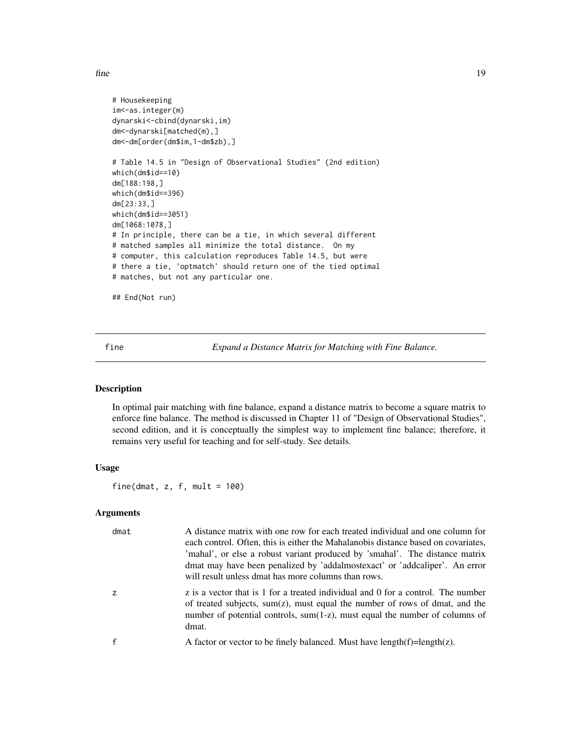```
# Housekeeping
im<-as.integer(m)
dynarski<-cbind(dynarski,im)
dm<-dynarski[matched(m),]
dm<-dm[order(dm$im,1-dm$zb),]

# Table 14.5 in "Design of Observational Studies" (2nd edition)
which(dm$id==10)
dm[188:198,]
which(dm$id==396)
dm[23:33,]
which(dm$id==3051)
dm[1068:1078,]
# In principle, there can be a tie, in which several different
# matched samples all minimize the total distance.  On my
# computer, this calculation reproduces Table 14.5, but were
# there a tie, 'optmatch' should return one of the tied optimal
# matches, but not any particular one.

## End(Not run)
```

---

fine — *Expand a Distance Matrix for Matching with Fine Balance.*

---

## Description

In optimal pair matching with fine balance, expand a distance matrix to become a square matrix to enforce fine balance. The method is discussed in Chapter 11 of "Design of Observational Studies", second edition, and it is conceptually the simplest way to implement fine balance; therefore, it remains very useful for teaching and for self-study. See details.

## Usage

```
fine(dmat, z, f, mult = 100)
```

## Arguments

| | |
|---|---|
| dmat | A distance matrix with one row for each treated individual and one column for each control. Often, this is either the Mahalanobis distance based on covariates, 'mahal', or else a robust variant produced by 'smahal'. The distance matrix dmat may have been penalized by 'addalmostexact' or 'addcaliper'. An error will result unless dmat has more columns than rows. |
| z | z is a vector that is 1 for a treated individual and 0 for a control. The number of treated subjects, sum(z), must equal the number of rows of dmat, and the number of potential controls, sum(1-z), must equal the number of columns of dmat. |
| f | A factor or vector to be finely balanced. Must have length(f)=length(z). |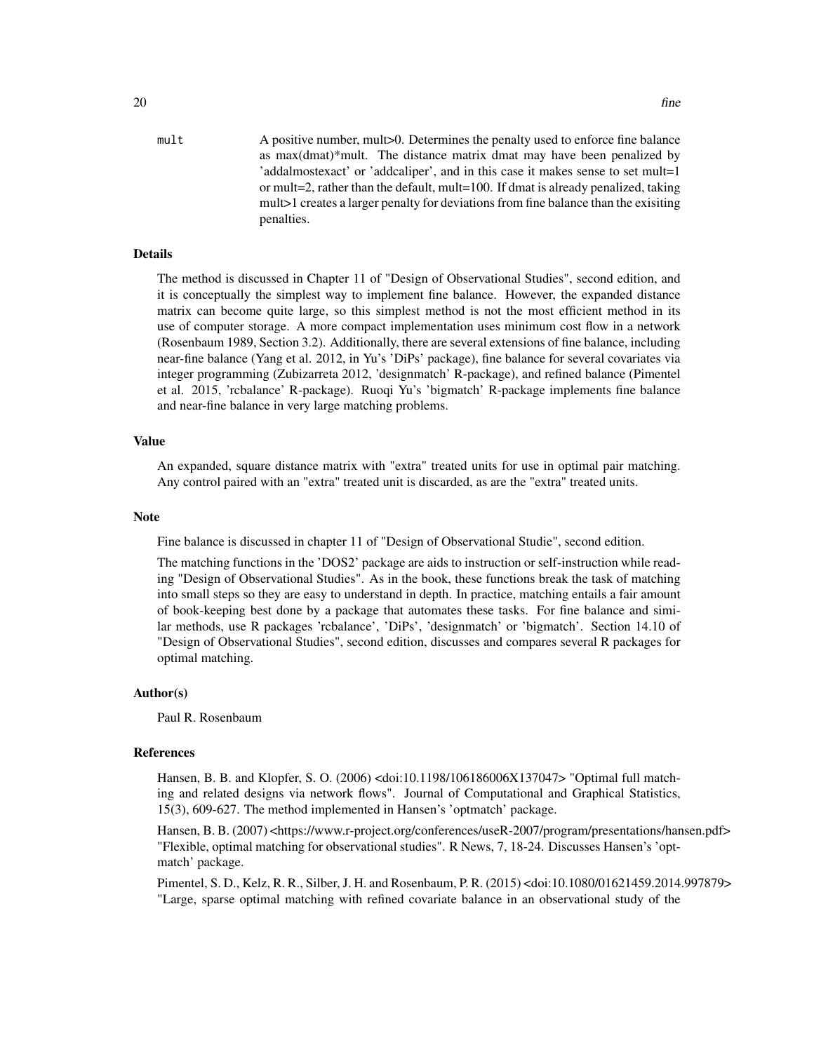mult A positive number, mult>0. Determines the penalty used to enforce fine balance as max(dmat)*mult. The distance matrix dmat may have been penalized by 'addalmostexact' or 'addcaliper', and in this case it makes sense to set mult=1 or mult=2, rather than the default, mult=100. If dmat is already penalized, taking mult>1 creates a larger penalty for deviations from fine balance than the exisiting penalties.

### Details

The method is discussed in Chapter 11 of "Design of Observational Studies", second edition, and it is conceptually the simplest way to implement fine balance. However, the expanded distance matrix can become quite large, so this simplest method is not the most efficient method in its use of computer storage. A more compact implementation uses minimum cost flow in a network (Rosenbaum 1989, Section 3.2). Additionally, there are several extensions of fine balance, including near-fine balance (Yang et al. 2012, in Yu's 'DiPs' package), fine balance for several covariates via integer programming (Zubizarreta 2012, 'designmatch' R-package), and refined balance (Pimentel et al. 2015, 'rcbalance' R-package). Ruoqi Yu's 'bigmatch' R-package implements fine balance and near-fine balance in very large matching problems.

### Value

An expanded, square distance matrix with "extra" treated units for use in optimal pair matching. Any control paired with an "extra" treated unit is discarded, as are the "extra" treated units.

### Note

Fine balance is discussed in chapter 11 of "Design of Observational Studie", second edition.

The matching functions in the 'DOS2' package are aids to instruction or self-instruction while reading "Design of Observational Studies". As in the book, these functions break the task of matching into small steps so they are easy to understand in depth. In practice, matching entails a fair amount of book-keeping best done by a package that automates these tasks. For fine balance and similar methods, use R packages 'rcbalance', 'DiPs', 'designmatch' or 'bigmatch'. Section 14.10 of "Design of Observational Studies", second edition, discusses and compares several R packages for optimal matching.

### Author(s)

Paul R. Rosenbaum

### References

Hansen, B. B. and Klopfer, S. O. (2006) <doi:10.1198/106186006X137047> "Optimal full matching and related designs via network flows". Journal of Computational and Graphical Statistics, 15(3), 609-627. The method implemented in Hansen's 'optmatch' package.

Hansen, B. B. (2007) <https://www.r-project.org/conferences/useR-2007/program/presentations/hansen.pdf> "Flexible, optimal matching for observational studies". R News, 7, 18-24. Discusses Hansen's 'optmatch' package.

Pimentel, S. D., Kelz, R. R., Silber, J. H. and Rosenbaum, P. R. (2015) <doi:10.1080/01621459.2014.997879> "Large, sparse optimal matching with refined covariate balance in an observational study of the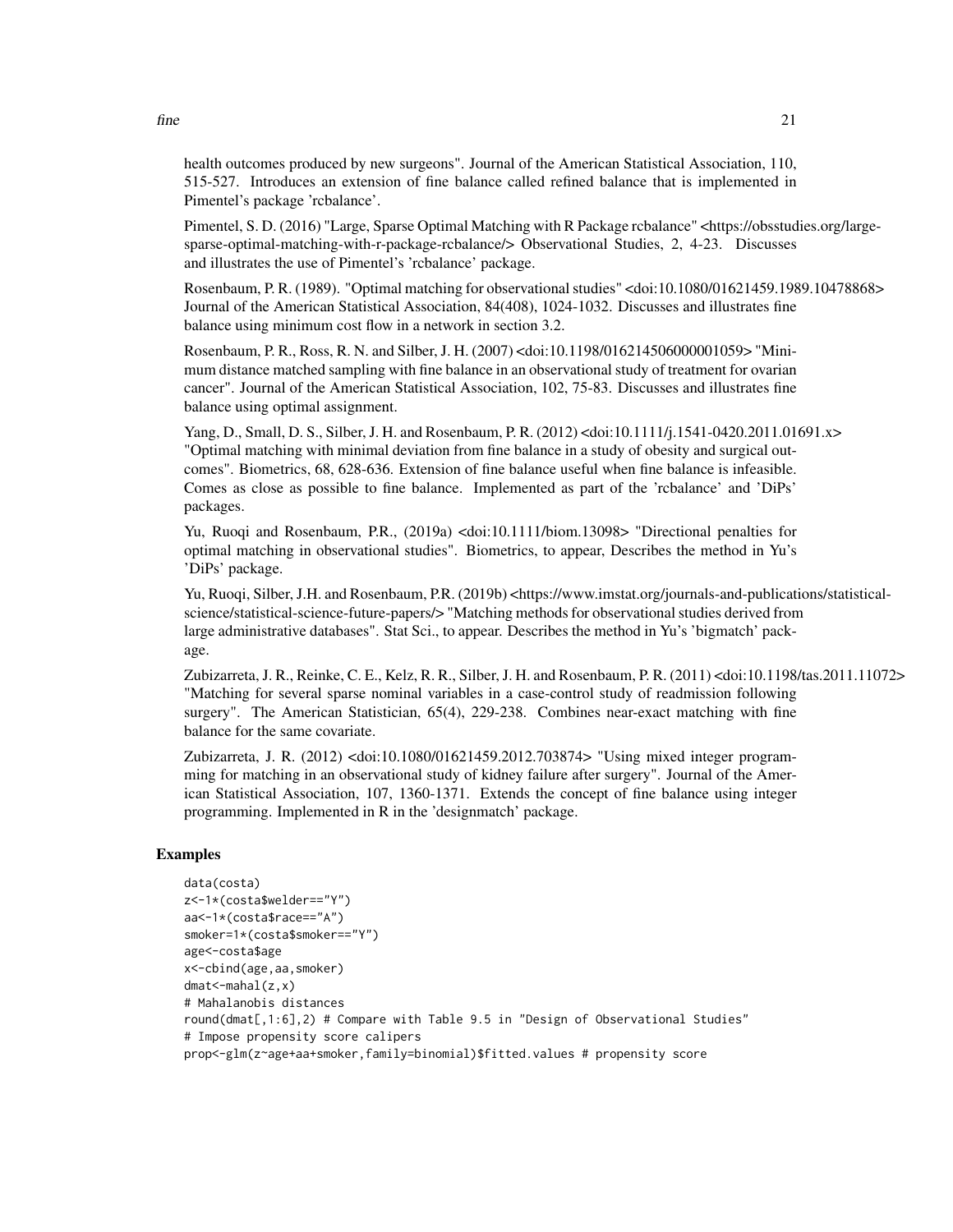health outcomes produced by new surgeons". Journal of the American Statistical Association, 110, 515-527. Introduces an extension of fine balance called refined balance that is implemented in Pimentel's package 'rcbalance'.

Pimentel, S. D. (2016) "Large, Sparse Optimal Matching with R Package rcbalance" <https://obsstudies.org/large-sparse-optimal-matching-with-r-package-rcbalance/> Observational Studies, 2, 4-23. Discusses and illustrates the use of Pimentel's 'rcbalance' package.

Rosenbaum, P. R. (1989). "Optimal matching for observational studies" <doi:10.1080/01621459.1989.10478868> Journal of the American Statistical Association, 84(408), 1024-1032. Discusses and illustrates fine balance using minimum cost flow in a network in section 3.2.

Rosenbaum, P. R., Ross, R. N. and Silber, J. H. (2007) <doi:10.1198/016214506000001059> "Minimum distance matched sampling with fine balance in an observational study of treatment for ovarian cancer". Journal of the American Statistical Association, 102, 75-83. Discusses and illustrates fine balance using optimal assignment.

Yang, D., Small, D. S., Silber, J. H. and Rosenbaum, P. R. (2012) <doi:10.1111/j.1541-0420.2011.01691.x> "Optimal matching with minimal deviation from fine balance in a study of obesity and surgical outcomes". Biometrics, 68, 628-636. Extension of fine balance useful when fine balance is infeasible. Comes as close as possible to fine balance. Implemented as part of the 'rcbalance' and 'DiPs' packages.

Yu, Ruoqi and Rosenbaum, P.R., (2019a) <doi:10.1111/biom.13098> "Directional penalties for optimal matching in observational studies". Biometrics, to appear, Describes the method in Yu's 'DiPs' package.

Yu, Ruoqi, Silber, J.H. and Rosenbaum, P.R. (2019b) <https://www.imstat.org/journals-and-publications/statistical-science/statistical-science-future-papers/> "Matching methods for observational studies derived from large administrative databases". Stat Sci., to appear. Describes the method in Yu's 'bigmatch' package.

Zubizarreta, J. R., Reinke, C. E., Kelz, R. R., Silber, J. H. and Rosenbaum, P. R. (2011) <doi:10.1198/tas.2011.11072> "Matching for several sparse nominal variables in a case-control study of readmission following surgery". The American Statistician, 65(4), 229-238. Combines near-exact matching with fine balance for the same covariate.

Zubizarreta, J. R. (2012) <doi:10.1080/01621459.2012.703874> "Using mixed integer programming for matching in an observational study of kidney failure after surgery". Journal of the American Statistical Association, 107, 1360-1371. Extends the concept of fine balance using integer programming. Implemented in R in the 'designmatch' package.

## Examples

```
data(costa)
z<-1*(costa$welder=="Y")
aa<-1*(costa$race=="A")
smoker=1*(costa$smoker=="Y")
age<-costa$age
x<-cbind(age,aa,smoker)
dmat<-mahal(z,x)
# Mahalanobis distances
round(dmat[,1:6],2) # Compare with Table 9.5 in "Design of Observational Studies"
# Impose propensity score calipers
prop<-glm(z~age+aa+smoker,family=binomial)$fitted.values # propensity score
```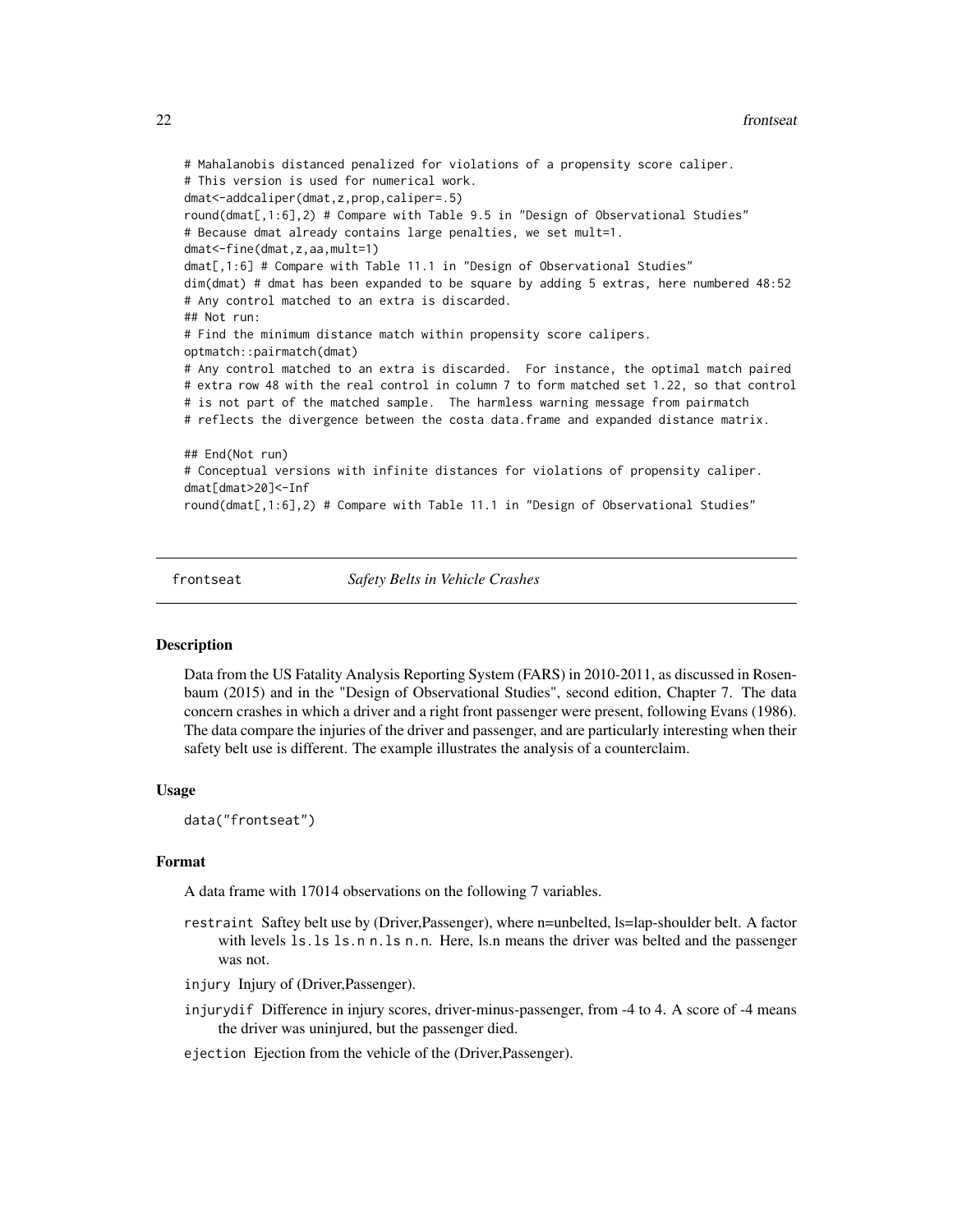```
# Mahalanobis distanced penalized for violations of a propensity score caliper.
# This version is used for numerical work.
dmat<-addcaliper(dmat,z,prop,caliper=.5)
round(dmat[,1:6],2) # Compare with Table 9.5 in "Design of Observational Studies"
# Because dmat already contains large penalties, we set mult=1.
dmat<-fine(dmat,z,aa,mult=1)
dmat[,1:6] # Compare with Table 11.1 in "Design of Observational Studies"
dim(dmat) # dmat has been expanded to be square by adding 5 extras, here numbered 48:52
# Any control matched to an extra is discarded.
## Not run:
# Find the minimum distance match within propensity score calipers.
optmatch::pairmatch(dmat)
# Any control matched to an extra is discarded.  For instance, the optimal match paired
# extra row 48 with the real control in column 7 to form matched set 1.22, so that control
# is not part of the matched sample.  The harmless warning message from pairmatch
# reflects the divergence between the costa data.frame and expanded distance matrix.

## End(Not run)
# Conceptual versions with infinite distances for violations of propensity caliper.
dmat[dmat>20]<-Inf
round(dmat[,1:6],2) # Compare with Table 11.1 in "Design of Observational Studies"
```

---

frontseat *Safety Belts in Vehicle Crashes*

---

### Description

Data from the US Fatality Analysis Reporting System (FARS) in 2010-2011, as discussed in Rosenbaum (2015) and in the "Design of Observational Studies", second edition, Chapter 7. The data concern crashes in which a driver and a right front passenger were present, following Evans (1986). The data compare the injuries of the driver and passenger, and are particularly interesting when their safety belt use is different. The example illustrates the analysis of a counterclaim.

### Usage

```
data("frontseat")
```

### Format

A data frame with 17014 observations on the following 7 variables.

restraint Saftey belt use by (Driver,Passenger), where n=unbelted, ls=lap-shoulder belt. A factor with levels `ls.ls` `ls.n` `n.ls` `n.n`. Here, ls.n means the driver was belted and the passenger was not.

injury Injury of (Driver,Passenger).

injurydif Difference in injury scores, driver-minus-passenger, from -4 to 4. A score of -4 means the driver was uninjured, but the passenger died.

ejection Ejection from the vehicle of the (Driver,Passenger).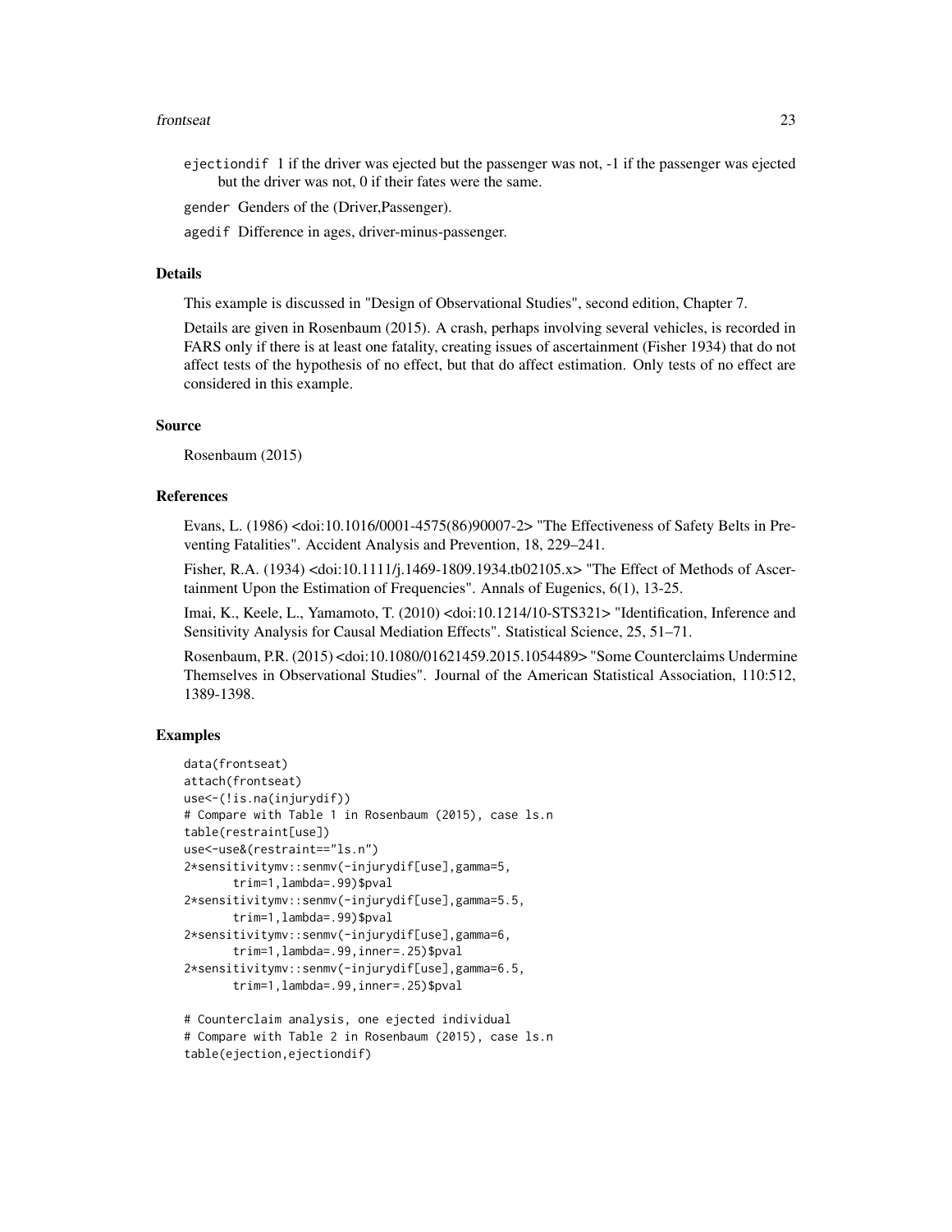ejectiondif 1 if the driver was ejected but the passenger was not, -1 if the passenger was ejected but the driver was not, 0 if their fates were the same.

gender Genders of the (Driver,Passenger).

agedif Difference in ages, driver-minus-passenger.

### Details

This example is discussed in "Design of Observational Studies", second edition, Chapter 7.

Details are given in Rosenbaum (2015). A crash, perhaps involving several vehicles, is recorded in FARS only if there is at least one fatality, creating issues of ascertainment (Fisher 1934) that do not affect tests of the hypothesis of no effect, but that do affect estimation. Only tests of no effect are considered in this example.

### Source

Rosenbaum (2015)

### References

Evans, L. (1986) <doi:10.1016/0001-4575(86)90007-2> "The Effectiveness of Safety Belts in Preventing Fatalities". Accident Analysis and Prevention, 18, 229–241.

Fisher, R.A. (1934) <doi:10.1111/j.1469-1809.1934.tb02105.x> "The Effect of Methods of Ascertainment Upon the Estimation of Frequencies". Annals of Eugenics, 6(1), 13-25.

Imai, K., Keele, L., Yamamoto, T. (2010) <doi:10.1214/10-STS321> "Identification, Inference and Sensitivity Analysis for Causal Mediation Effects". Statistical Science, 25, 51–71.

Rosenbaum, P.R. (2015) <doi:10.1080/01621459.2015.1054489> "Some Counterclaims Undermine Themselves in Observational Studies". Journal of the American Statistical Association, 110:512, 1389-1398.

### Examples

```
data(frontseat)
attach(frontseat)
use<-(!is.na(injurydif))
# Compare with Table 1 in Rosenbaum (2015), case ls.n
table(restraint[use])
use<-use&(restraint=="ls.n")
2*sensitivitymv::senmv(-injurydif[use],gamma=5,
       trim=1,lambda=.99)$pval
2*sensitivitymv::senmv(-injurydif[use],gamma=5.5,
       trim=1,lambda=.99)$pval
2*sensitivitymv::senmv(-injurydif[use],gamma=6,
       trim=1,lambda=.99,inner=.25)$pval
2*sensitivitymv::senmv(-injurydif[use],gamma=6.5,
       trim=1,lambda=.99,inner=.25)$pval

# Counterclaim analysis, one ejected individual
# Compare with Table 2 in Rosenbaum (2015), case ls.n
table(ejection,ejectiondif)
```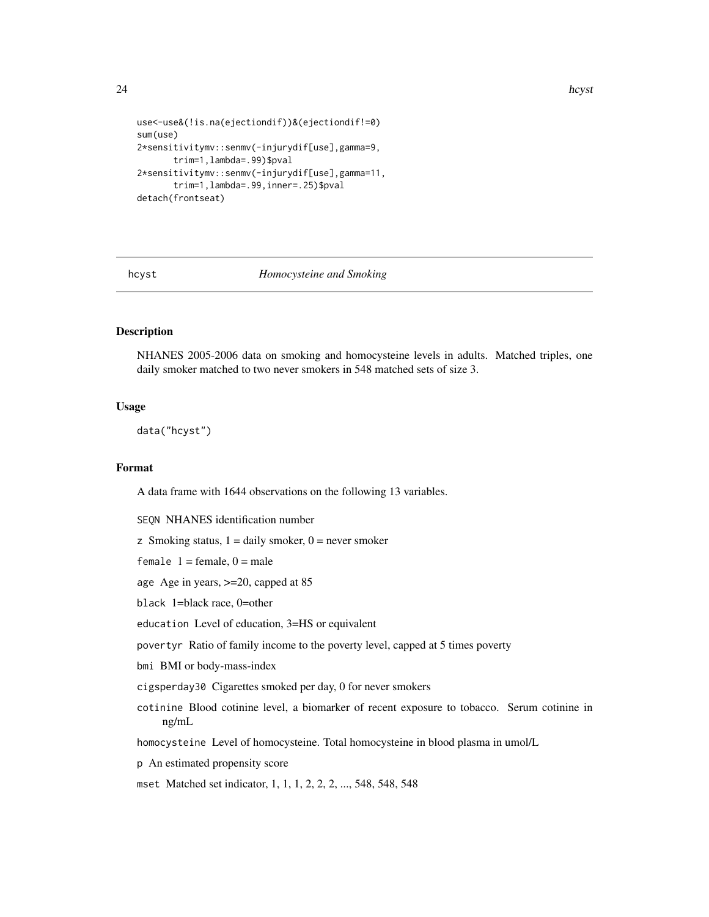```
use<-use&(!is.na(ejectiondif))&(ejectiondif!=0)
sum(use)
2*sensitivitymv::senmv(-injurydif[use],gamma=9,
       trim=1,lambda=.99)$pval
2*sensitivitymv::senmv(-injurydif[use],gamma=11,
       trim=1,lambda=.99,inner=.25)$pval
detach(frontseat)
```

---

## hcyst *Homocysteine and Smoking*

---

### Description

NHANES 2005-2006 data on smoking and homocysteine levels in adults. Matched triples, one daily smoker matched to two never smokers in 548 matched sets of size 3.

### Usage

```
data("hcyst")
```

### Format

A data frame with 1644 observations on the following 13 variables.

`SEQN` NHANES identification number

`z` Smoking status, 1 = daily smoker, 0 = never smoker

`female` 1 = female, 0 = male

`age` Age in years, >=20, capped at 85

`black` 1=black race, 0=other

`education` Level of education, 3=HS or equivalent

`povertyr` Ratio of family income to the poverty level, capped at 5 times poverty

`bmi` BMI or body-mass-index

`cigsperday30` Cigarettes smoked per day, 0 for never smokers

`cotinine` Blood cotinine level, a biomarker of recent exposure to tobacco. Serum cotinine in ng/mL

`homocysteine` Level of homocysteine. Total homocysteine in blood plasma in umol/L

`p` An estimated propensity score

`mset` Matched set indicator, 1, 1, 1, 2, 2, 2, ..., 548, 548, 548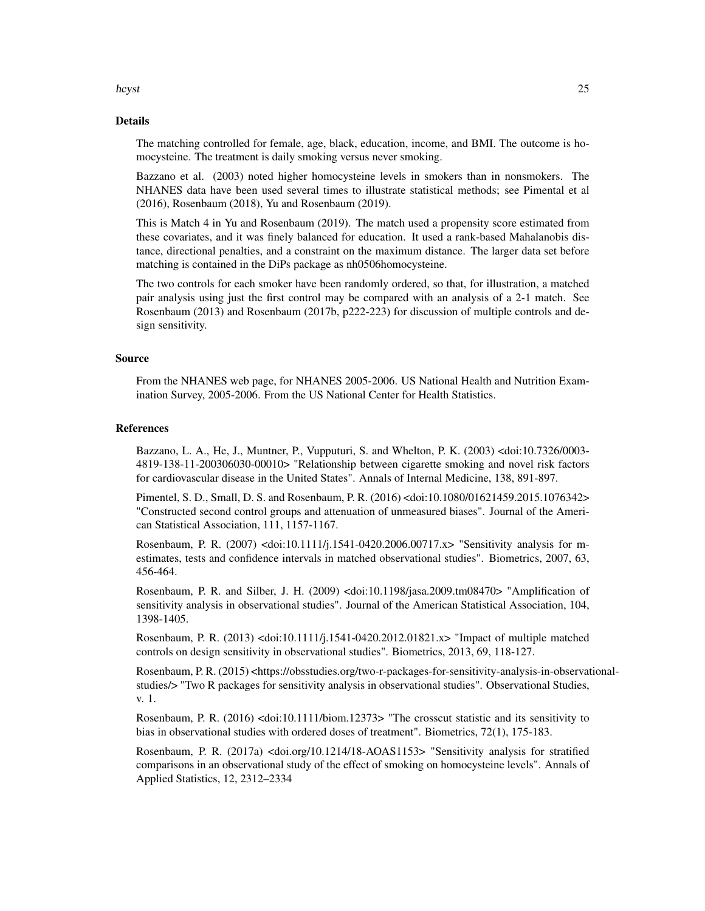## Details

The matching controlled for female, age, black, education, income, and BMI. The outcome is homocysteine. The treatment is daily smoking versus never smoking.

Bazzano et al. (2003) noted higher homocysteine levels in smokers than in nonsmokers. The NHANES data have been used several times to illustrate statistical methods; see Pimental et al (2016), Rosenbaum (2018), Yu and Rosenbaum (2019).

This is Match 4 in Yu and Rosenbaum (2019). The match used a propensity score estimated from these covariates, and it was finely balanced for education. It used a rank-based Mahalanobis distance, directional penalties, and a constraint on the maximum distance. The larger data set before matching is contained in the DiPs package as nh0506homocysteine.

The two controls for each smoker have been randomly ordered, so that, for illustration, a matched pair analysis using just the first control may be compared with an analysis of a 2-1 match. See Rosenbaum (2013) and Rosenbaum (2017b, p222-223) for discussion of multiple controls and design sensitivity.

## Source

From the NHANES web page, for NHANES 2005-2006. US National Health and Nutrition Examination Survey, 2005-2006. From the US National Center for Health Statistics.

## References

Bazzano, L. A., He, J., Muntner, P., Vupputuri, S. and Whelton, P. K. (2003) <doi:10.7326/0003-4819-138-11-200306030-00010> "Relationship between cigarette smoking and novel risk factors for cardiovascular disease in the United States". Annals of Internal Medicine, 138, 891-897.

Pimentel, S. D., Small, D. S. and Rosenbaum, P. R. (2016) <doi:10.1080/01621459.2015.1076342> "Constructed second control groups and attenuation of unmeasured biases". Journal of the American Statistical Association, 111, 1157-1167.

Rosenbaum, P. R. (2007) <doi:10.1111/j.1541-0420.2006.00717.x> "Sensitivity analysis for m-estimates, tests and confidence intervals in matched observational studies". Biometrics, 2007, 63, 456-464.

Rosenbaum, P. R. and Silber, J. H. (2009) <doi:10.1198/jasa.2009.tm08470> "Amplification of sensitivity analysis in observational studies". Journal of the American Statistical Association, 104, 1398-1405.

Rosenbaum, P. R. (2013) <doi:10.1111/j.1541-0420.2012.01821.x> "Impact of multiple matched controls on design sensitivity in observational studies". Biometrics, 2013, 69, 118-127.

Rosenbaum, P. R. (2015) <https://obsstudies.org/two-r-packages-for-sensitivity-analysis-in-observational-studies/> "Two R packages for sensitivity analysis in observational studies". Observational Studies, v. 1.

Rosenbaum, P. R. (2016) <doi:10.1111/biom.12373> "The crosscut statistic and its sensitivity to bias in observational studies with ordered doses of treatment". Biometrics, 72(1), 175-183.

Rosenbaum, P. R. (2017a) <doi.org/10.1214/18-AOAS1153> "Sensitivity analysis for stratified comparisons in an observational study of the effect of smoking on homocysteine levels". Annals of Applied Statistics, 12, 2312–2334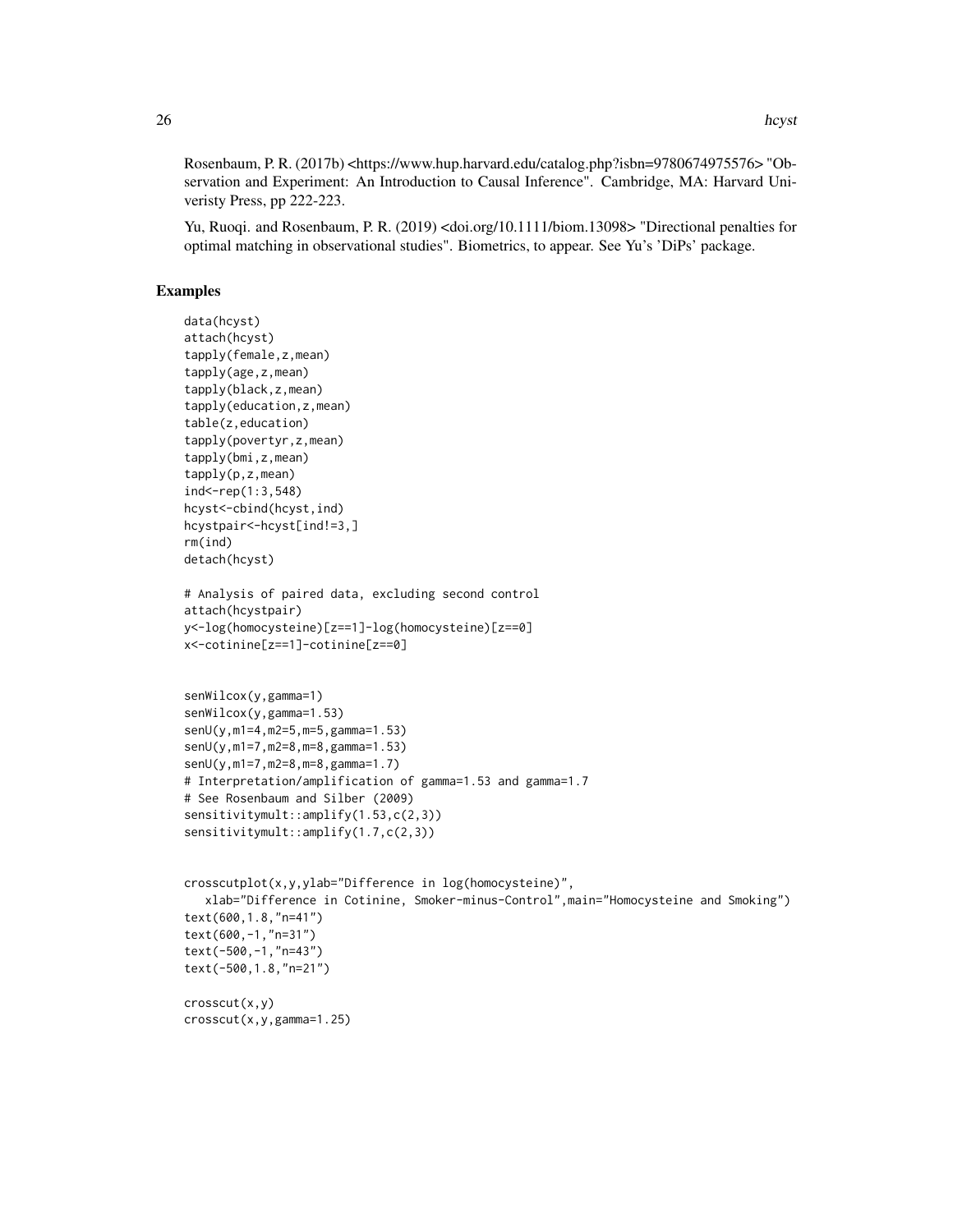Rosenbaum, P. R. (2017b) <https://www.hup.harvard.edu/catalog.php?isbn=9780674975576> "Observation and Experiment: An Introduction to Causal Inference". Cambridge, MA: Harvard Univeristy Press, pp 222-223.

Yu, Ruoqi. and Rosenbaum, P. R. (2019) <doi.org/10.1111/biom.13098> "Directional penalties for optimal matching in observational studies". Biometrics, to appear. See Yu's 'DiPs' package.

## Examples

```
data(hcyst)
attach(hcyst)
tapply(female,z,mean)
tapply(age,z,mean)
tapply(black,z,mean)
tapply(education,z,mean)
table(z,education)
tapply(povertyr,z,mean)
tapply(bmi,z,mean)
tapply(p,z,mean)
ind<-rep(1:3,548)
hcyst<-cbind(hcyst,ind)
hcystpair<-hcyst[ind!=3,]
rm(ind)
detach(hcyst)

# Analysis of paired data, excluding second control
attach(hcystpair)
y<-log(homocysteine)[z==1]-log(homocysteine)[z==0]
x<-cotinine[z==1]-cotinine[z==0]


senWilcox(y,gamma=1)
senWilcox(y,gamma=1.53)
senU(y,m1=4,m2=5,m=5,gamma=1.53)
senU(y,m1=7,m2=8,m=8,gamma=1.53)
senU(y,m1=7,m2=8,m=8,gamma=1.7)
# Interpretation/amplification of gamma=1.53 and gamma=1.7
# See Rosenbaum and Silber (2009)
sensitivitymult::amplify(1.53,c(2,3))
sensitivitymult::amplify(1.7,c(2,3))


crosscutplot(x,y,ylab="Difference in log(homocysteine)",
   xlab="Difference in Cotinine, Smoker-minus-Control",main="Homocysteine and Smoking")
text(600,1.8,"n=41")
text(600,-1,"n=31")
text(-500,-1,"n=43")
text(-500,1.8,"n=21")

crosscut(x,y)
crosscut(x,y,gamma=1.25)
```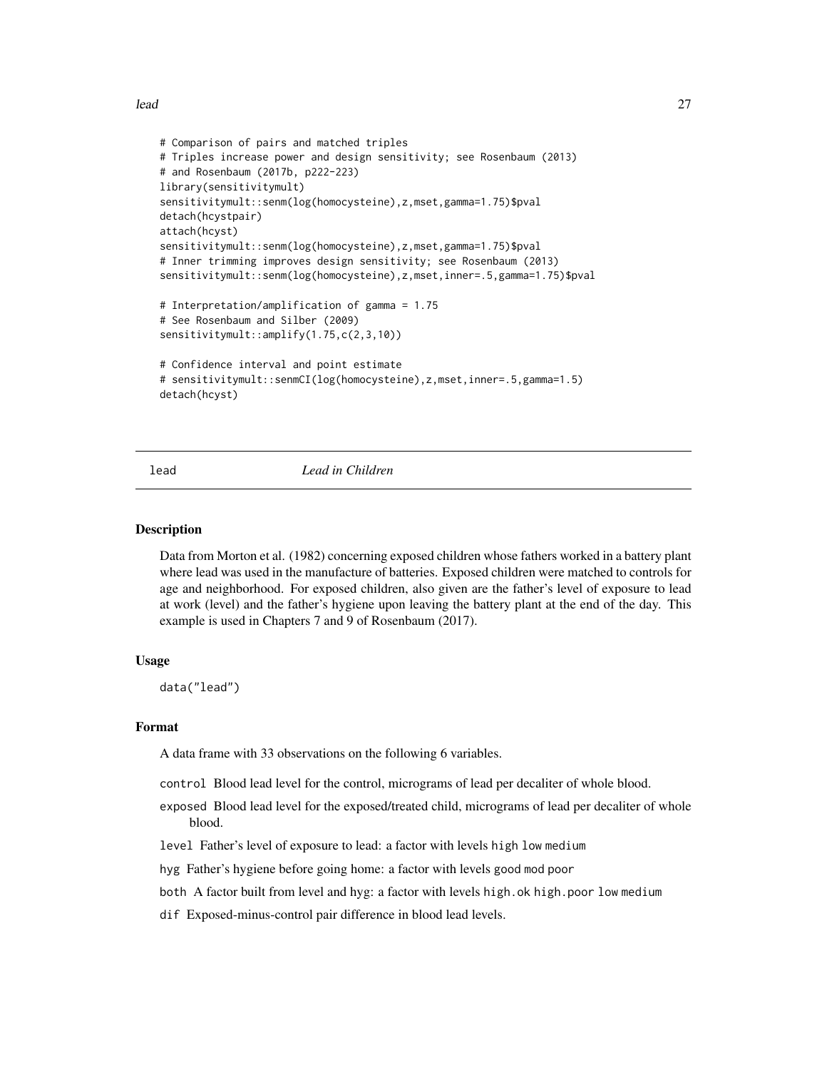```
# Comparison of pairs and matched triples
# Triples increase power and design sensitivity; see Rosenbaum (2013)
# and Rosenbaum (2017b, p222-223)
library(sensitivitymult)
sensitivitymult::senm(log(homocysteine),z,mset,gamma=1.75)$pval
detach(hcystpair)
attach(hcyst)
sensitivitymult::senm(log(homocysteine),z,mset,gamma=1.75)$pval
# Inner trimming improves design sensitivity; see Rosenbaum (2013)
sensitivitymult::senm(log(homocysteine),z,mset,inner=.5,gamma=1.75)$pval

# Interpretation/amplification of gamma = 1.75
# See Rosenbaum and Silber (2009)
sensitivitymult::amplify(1.75,c(2,3,10))

# Confidence interval and point estimate
# sensitivitymult::senmCI(log(homocysteine),z,mset,inner=.5,gamma=1.5)
detach(hcyst)
```

---

## lead *Lead in Children*

### Description

Data from Morton et al. (1982) concerning exposed children whose fathers worked in a battery plant where lead was used in the manufacture of batteries. Exposed children were matched to controls for age and neighborhood. For exposed children, also given are the father's level of exposure to lead at work (level) and the father's hygiene upon leaving the battery plant at the end of the day. This example is used in Chapters 7 and 9 of Rosenbaum (2017).

### Usage

```
data("lead")
```

### Format

A data frame with 33 observations on the following 6 variables.

- `control` Blood lead level for the control, micrograms of lead per decaliter of whole blood.
- `exposed` Blood lead level for the exposed/treated child, micrograms of lead per decaliter of whole blood.
- `level` Father's level of exposure to lead: a factor with levels `high` `low` `medium`
- `hyg` Father's hygiene before going home: a factor with levels `good` `mod` `poor`
- `both` A factor built from level and hyg: a factor with levels `high.ok` `high.poor` `low` `medium`
- `dif` Exposed-minus-control pair difference in blood lead levels.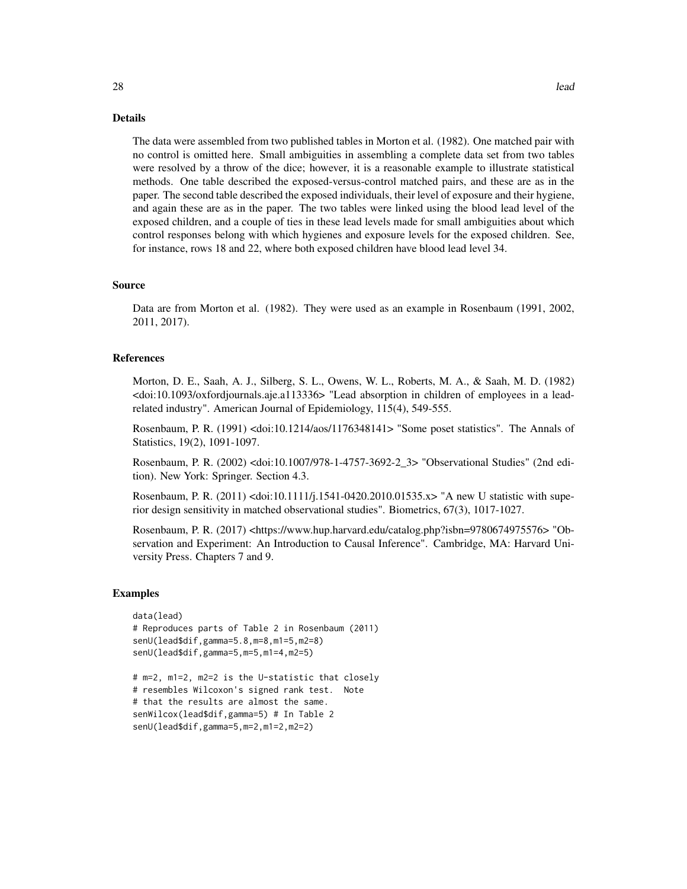## Details

The data were assembled from two published tables in Morton et al. (1982). One matched pair with no control is omitted here. Small ambiguities in assembling a complete data set from two tables were resolved by a throw of the dice; however, it is a reasonable example to illustrate statistical methods. One table described the exposed-versus-control matched pairs, and these are as in the paper. The second table described the exposed individuals, their level of exposure and their hygiene, and again these are as in the paper. The two tables were linked using the blood lead level of the exposed children, and a couple of ties in these lead levels made for small ambiguities about which control responses belong with which hygienes and exposure levels for the exposed children. See, for instance, rows 18 and 22, where both exposed children have blood lead level 34.

## Source

Data are from Morton et al. (1982). They were used as an example in Rosenbaum (1991, 2002, 2011, 2017).

## References

Morton, D. E., Saah, A. J., Silberg, S. L., Owens, W. L., Roberts, M. A., & Saah, M. D. (1982) <doi:10.1093/oxfordjournals.aje.a113336> "Lead absorption in children of employees in a lead-related industry". American Journal of Epidemiology, 115(4), 549-555.

Rosenbaum, P. R. (1991) <doi:10.1214/aos/1176348141> "Some poset statistics". The Annals of Statistics, 19(2), 1091-1097.

Rosenbaum, P. R. (2002) <doi:10.1007/978-1-4757-3692-2_3> "Observational Studies" (2nd edition). New York: Springer. Section 4.3.

Rosenbaum, P. R. (2011) <doi:10.1111/j.1541-0420.2010.01535.x> "A new U statistic with superior design sensitivity in matched observational studies". Biometrics, 67(3), 1017-1027.

Rosenbaum, P. R. (2017) <https://www.hup.harvard.edu/catalog.php?isbn=9780674975576> "Observation and Experiment: An Introduction to Causal Inference". Cambridge, MA: Harvard University Press. Chapters 7 and 9.

## Examples

```
data(lead)
# Reproduces parts of Table 2 in Rosenbaum (2011)
senU(lead$dif,gamma=5.8,m=8,m1=5,m2=8)
senU(lead$dif,gamma=5,m=5,m1=4,m2=5)

# m=2, m1=2, m2=2 is the U-statistic that closely
# resembles Wilcoxon's signed rank test.  Note
# that the results are almost the same.
senWilcox(lead$dif,gamma=5) # In Table 2
senU(lead$dif,gamma=5,m=2,m1=2,m2=2)
```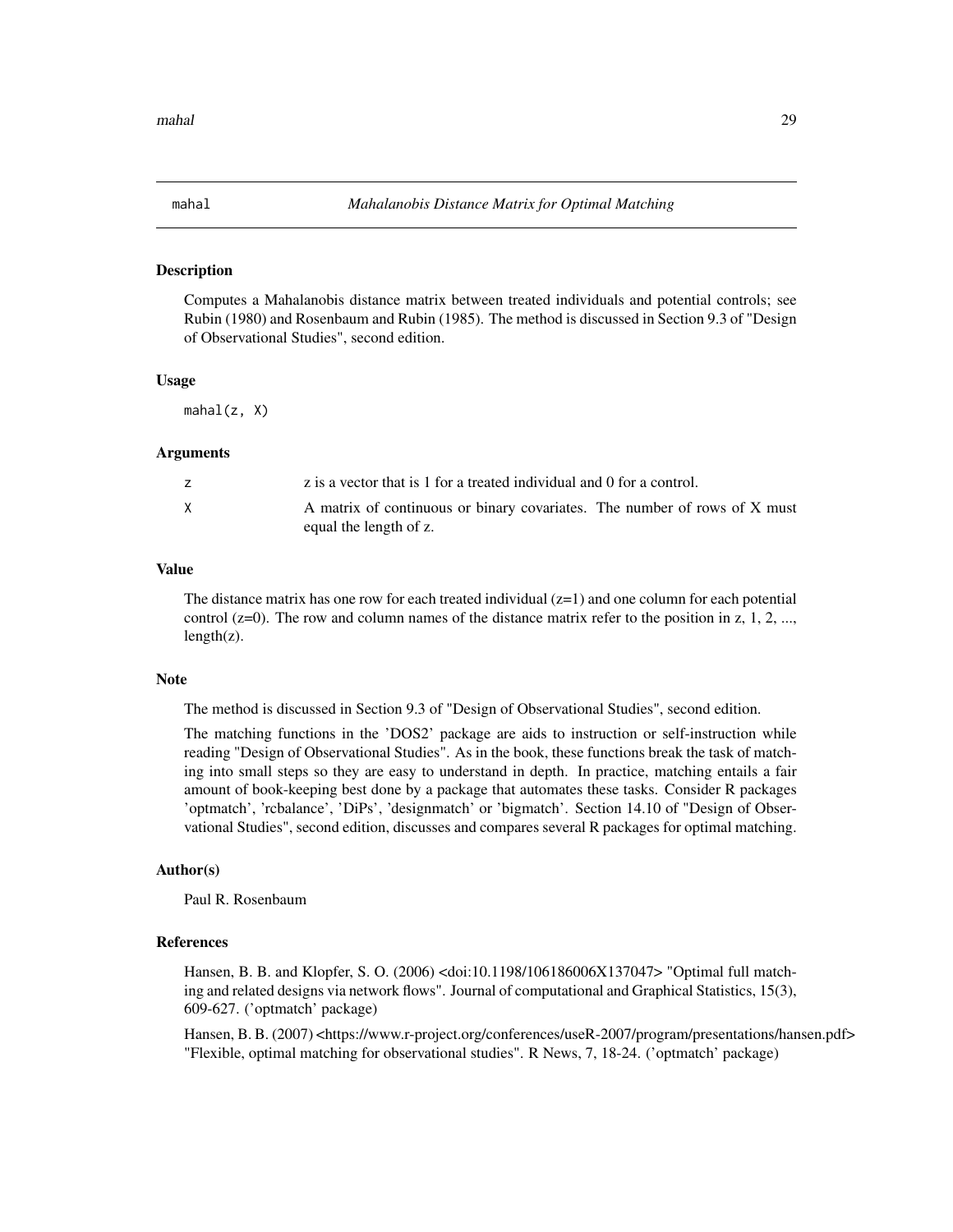## mahal — *Mahalanobis Distance Matrix for Optimal Matching*

### Description

Computes a Mahalanobis distance matrix between treated individuals and potential controls; see Rubin (1980) and Rosenbaum and Rubin (1985). The method is discussed in Section 9.3 of "Design of Observational Studies", second edition.

### Usage

```
mahal(z, X)
```

### Arguments

| | |
|---|---|
| z | z is a vector that is 1 for a treated individual and 0 for a control. |
| X | A matrix of continuous or binary covariates. The number of rows of X must equal the length of z. |

### Value

The distance matrix has one row for each treated individual (z=1) and one column for each potential control (z=0). The row and column names of the distance matrix refer to the position in z, 1, 2, ..., length(z).

### Note

The method is discussed in Section 9.3 of "Design of Observational Studies", second edition.

The matching functions in the 'DOS2' package are aids to instruction or self-instruction while reading "Design of Observational Studies". As in the book, these functions break the task of matching into small steps so they are easy to understand in depth. In practice, matching entails a fair amount of book-keeping best done by a package that automates these tasks. Consider R packages 'optmatch', 'rcbalance', 'DiPs', 'designmatch' or 'bigmatch'. Section 14.10 of "Design of Observational Studies", second edition, discusses and compares several R packages for optimal matching.

### Author(s)

Paul R. Rosenbaum

### References

Hansen, B. B. and Klopfer, S. O. (2006) <doi:10.1198/106186006X137047> "Optimal full matching and related designs via network flows". Journal of computational and Graphical Statistics, 15(3), 609-627. ('optmatch' package)

Hansen, B. B. (2007) <https://www.r-project.org/conferences/useR-2007/program/presentations/hansen.pdf> "Flexible, optimal matching for observational studies". R News, 7, 18-24. ('optmatch' package)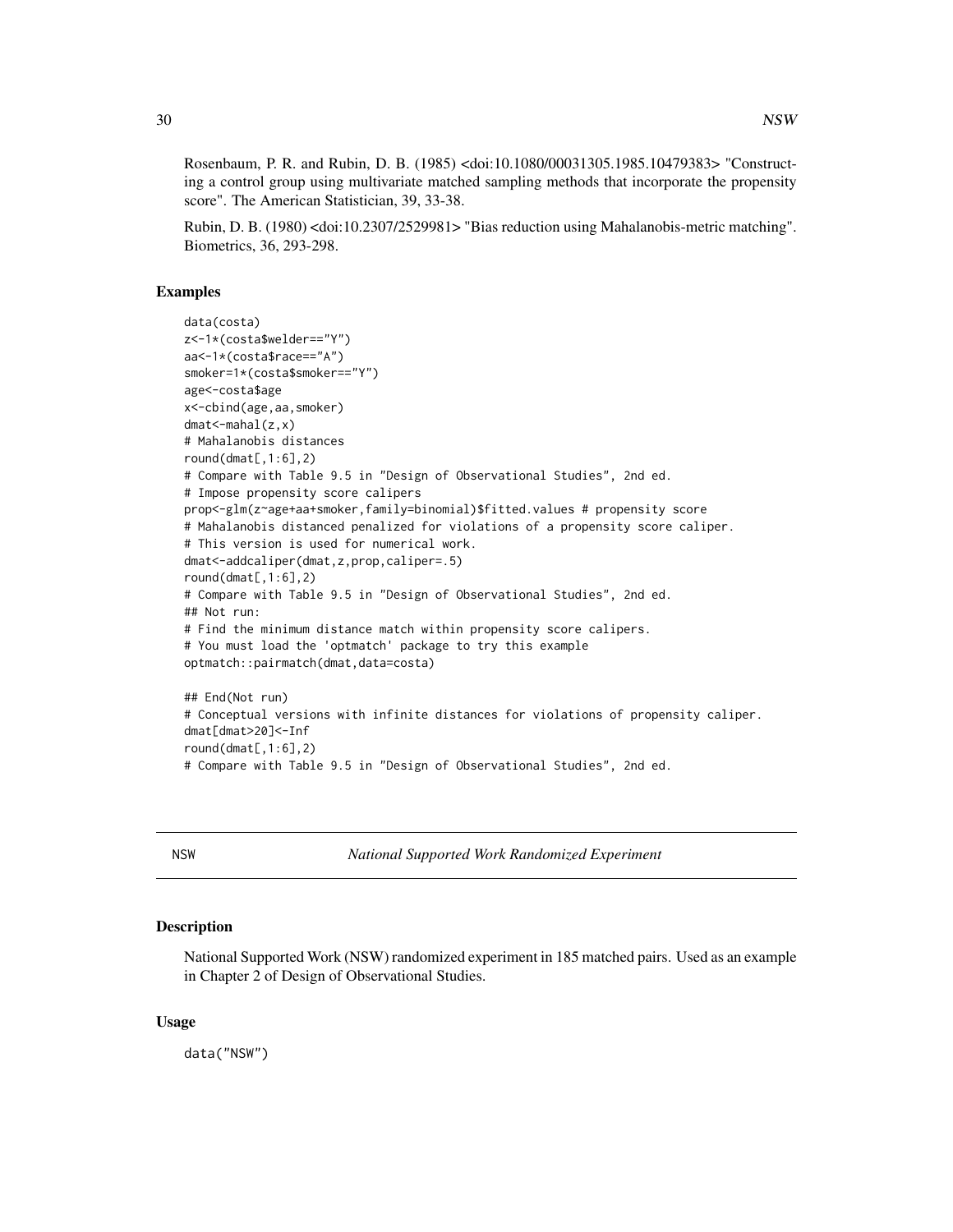Rosenbaum, P. R. and Rubin, D. B. (1985) <doi:10.1080/00031305.1985.10479383> "Constructing a control group using multivariate matched sampling methods that incorporate the propensity score". The American Statistician, 39, 33-38.

Rubin, D. B. (1980) <doi:10.2307/2529981> "Bias reduction using Mahalanobis-metric matching". Biometrics, 36, 293-298.

### Examples

```
data(costa)
z<-1*(costa$welder=="Y")
aa<-1*(costa$race=="A")
smoker=1*(costa$smoker=="Y")
age<-costa$age
x<-cbind(age,aa,smoker)
dmat<-mahal(z,x)
# Mahalanobis distances
round(dmat[,1:6],2)
# Compare with Table 9.5 in "Design of Observational Studies", 2nd ed.
# Impose propensity score calipers
prop<-glm(z~age+aa+smoker,family=binomial)$fitted.values # propensity score
# Mahalanobis distanced penalized for violations of a propensity score caliper.
# This version is used for numerical work.
dmat<-addcaliper(dmat,z,prop,caliper=.5)
round(dmat[,1:6],2)
# Compare with Table 9.5 in "Design of Observational Studies", 2nd ed.
## Not run:
# Find the minimum distance match within propensity score calipers.
# You must load the 'optmatch' package to try this example
optmatch::pairmatch(dmat,data=costa)

## End(Not run)
# Conceptual versions with infinite distances for violations of propensity caliper.
dmat[dmat>20]<-Inf
round(dmat[,1:6],2)
# Compare with Table 9.5 in "Design of Observational Studies", 2nd ed.
```

---

## NSW &nbsp;&nbsp;&nbsp;&nbsp; *National Supported Work Randomized Experiment*

---

### Description

National Supported Work (NSW) randomized experiment in 185 matched pairs. Used as an example in Chapter 2 of Design of Observational Studies.

### Usage

```
data("NSW")
```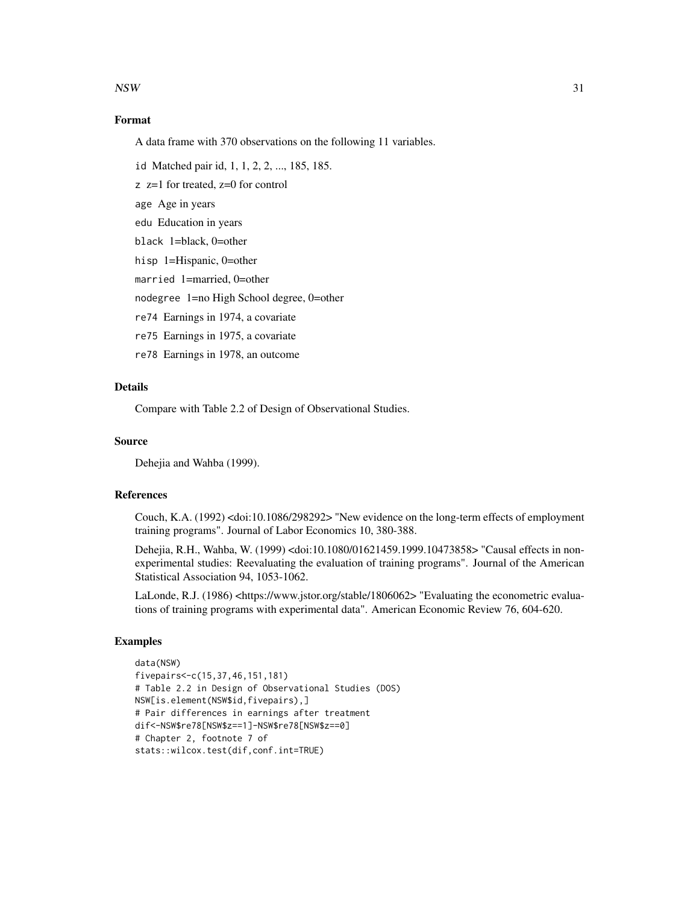### Format

A data frame with 370 observations on the following 11 variables.

`id` Matched pair id, 1, 1, 2, 2, ..., 185, 185.

`z` z=1 for treated, z=0 for control

`age` Age in years

`edu` Education in years

`black` 1=black, 0=other

`hisp` 1=Hispanic, 0=other

`married` 1=married, 0=other

`nodegree` 1=no High School degree, 0=other

`re74` Earnings in 1974, a covariate

`re75` Earnings in 1975, a covariate

`re78` Earnings in 1978, an outcome

### Details

Compare with Table 2.2 of Design of Observational Studies.

### Source

Dehejia and Wahba (1999).

### References

Couch, K.A. (1992) <doi:10.1086/298292> "New evidence on the long-term effects of employment training programs". Journal of Labor Economics 10, 380-388.

Dehejia, R.H., Wahba, W. (1999) <doi:10.1080/01621459.1999.10473858> "Causal effects in non-experimental studies: Reevaluating the evaluation of training programs". Journal of the American Statistical Association 94, 1053-1062.

LaLonde, R.J. (1986) <https://www.jstor.org/stable/1806062> "Evaluating the econometric evaluations of training programs with experimental data". American Economic Review 76, 604-620.

### Examples

```
data(NSW)
fivepairs<-c(15,37,46,151,181)
# Table 2.2 in Design of Observational Studies (DOS)
NSW[is.element(NSW$id,fivepairs),]
# Pair differences in earnings after treatment
dif<-NSW$re78[NSW$z==1]-NSW$re78[NSW$z==0]
# Chapter 2, footnote 7 of
stats::wilcox.test(dif,conf.int=TRUE)
```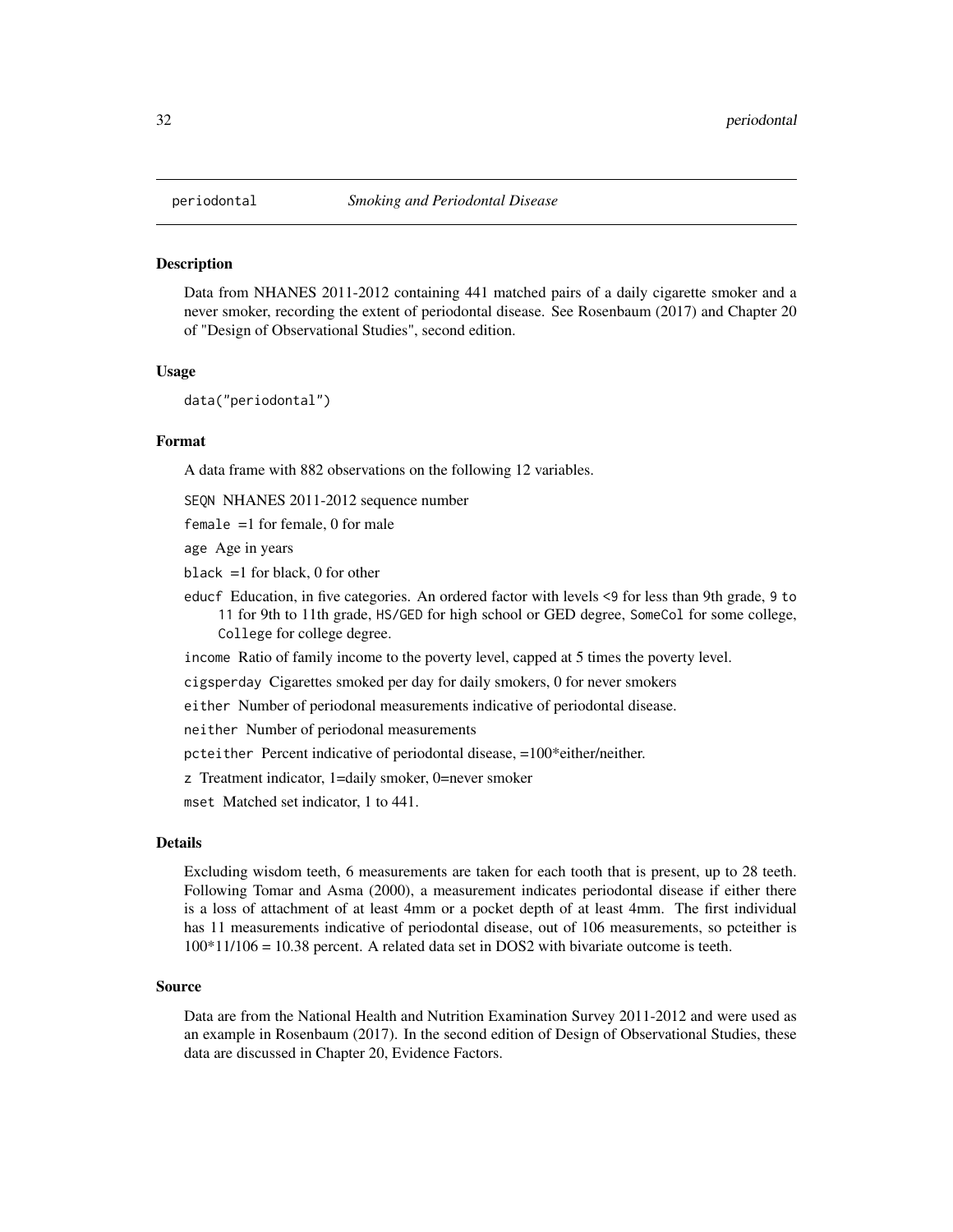periodontal *Smoking and Periodontal Disease*

## Description

Data from NHANES 2011-2012 containing 441 matched pairs of a daily cigarette smoker and a never smoker, recording the extent of periodontal disease. See Rosenbaum (2017) and Chapter 20 of "Design of Observational Studies", second edition.

## Usage

```
data("periodontal")
```

## Format

A data frame with 882 observations on the following 12 variables.

- `SEQN` NHANES 2011-2012 sequence number
- `female` =1 for female, 0 for male
- `age` Age in years
- `black` =1 for black, 0 for other
- `educf` Education, in five categories. An ordered factor with levels `<9` for less than 9th grade, `9 to 11` for 9th to 11th grade, `HS/GED` for high school or GED degree, `SomeCol` for some college, `College` for college degree.
- `income` Ratio of family income to the poverty level, capped at 5 times the poverty level.
- `cigsperday` Cigarettes smoked per day for daily smokers, 0 for never smokers
- `either` Number of periodonal measurements indicative of periodontal disease.
- `neither` Number of periodonal measurements
- `pcteither` Percent indicative of periodontal disease, =100*either/neither.
- `z` Treatment indicator, 1=daily smoker, 0=never smoker
- `mset` Matched set indicator, 1 to 441.

## Details

Excluding wisdom teeth, 6 measurements are taken for each tooth that is present, up to 28 teeth. Following Tomar and Asma (2000), a measurement indicates periodontal disease if either there is a loss of attachment of at least 4mm or a pocket depth of at least 4mm. The first individual has 11 measurements indicative of periodontal disease, out of 106 measurements, so pcteither is 100*11/106 = 10.38 percent. A related data set in DOS2 with bivariate outcome is teeth.

## Source

Data are from the National Health and Nutrition Examination Survey 2011-2012 and were used as an example in Rosenbaum (2017). In the second edition of Design of Observational Studies, these data are discussed in Chapter 20, Evidence Factors.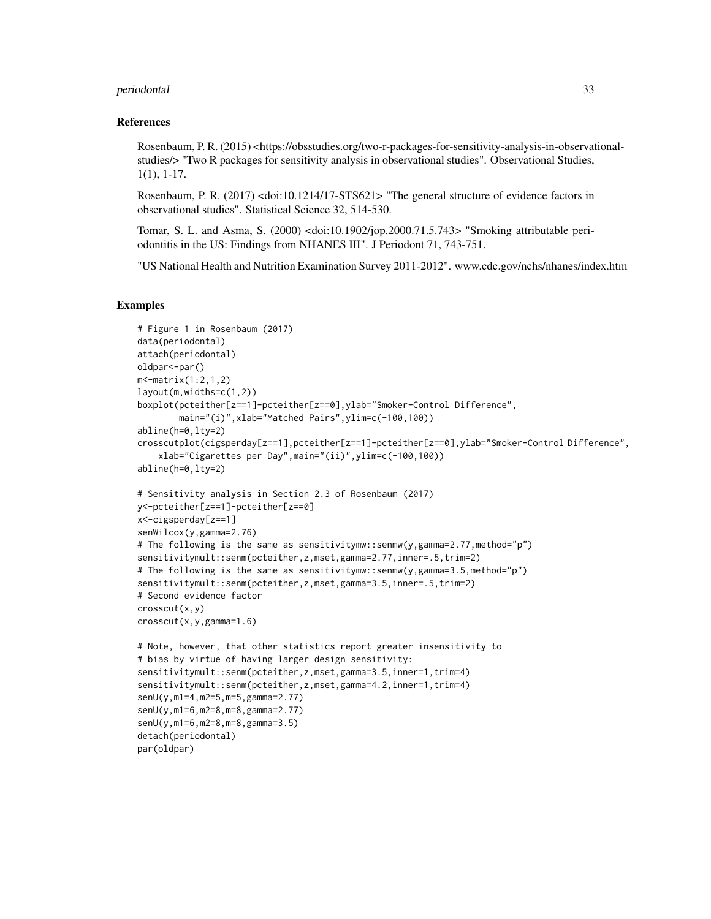## References

Rosenbaum, P. R. (2015) <https://obsstudies.org/two-r-packages-for-sensitivity-analysis-in-observational-studies/> "Two R packages for sensitivity analysis in observational studies". Observational Studies, 1(1), 1-17.

Rosenbaum, P. R. (2017) <doi:10.1214/17-STS621> "The general structure of evidence factors in observational studies". Statistical Science 32, 514-530.

Tomar, S. L. and Asma, S. (2000) <doi:10.1902/jop.2000.71.5.743> "Smoking attributable periodontitis in the US: Findings from NHANES III". J Periodont 71, 743-751.

"US National Health and Nutrition Examination Survey 2011-2012". www.cdc.gov/nchs/nhanes/index.htm

## Examples

```
# Figure 1 in Rosenbaum (2017)
data(periodontal)
attach(periodontal)
oldpar<-par()
m<-matrix(1:2,1,2)
layout(m,widths=c(1,2))
boxplot(pcteither[z==1]-pcteither[z==0],ylab="Smoker-Control Difference",
        main="(i)",xlab="Matched Pairs",ylim=c(-100,100))
abline(h=0,lty=2)
crosscutplot(cigsperday[z==1],pcteither[z==1]-pcteither[z==0],ylab="Smoker-Control Difference",
    xlab="Cigarettes per Day",main="(ii)",ylim=c(-100,100))
abline(h=0,lty=2)

# Sensitivity analysis in Section 2.3 of Rosenbaum (2017)
y<-pcteither[z==1]-pcteither[z==0]
x<-cigsperday[z==1]
senWilcox(y,gamma=2.76)
# The following is the same as sensitivitymw::senmw(y,gamma=2.77,method="p")
sensitivitymult::senm(pcteither,z,mset,gamma=2.77,inner=.5,trim=2)
# The following is the same as sensitivitymw::senmw(y,gamma=3.5,method="p")
sensitivitymult::senm(pcteither,z,mset,gamma=3.5,inner=.5,trim=2)
# Second evidence factor
crosscut(x,y)
crosscut(x,y,gamma=1.6)

# Note, however, that other statistics report greater insensitivity to
# bias by virtue of having larger design sensitivity:
sensitivitymult::senm(pcteither,z,mset,gamma=3.5,inner=1,trim=4)
sensitivitymult::senm(pcteither,z,mset,gamma=4.2,inner=1,trim=4)
senU(y,m1=4,m2=5,m=5,gamma=2.77)
senU(y,m1=6,m2=8,m=8,gamma=2.77)
senU(y,m1=6,m2=8,m=8,gamma=3.5)
detach(periodontal)
par(oldpar)
```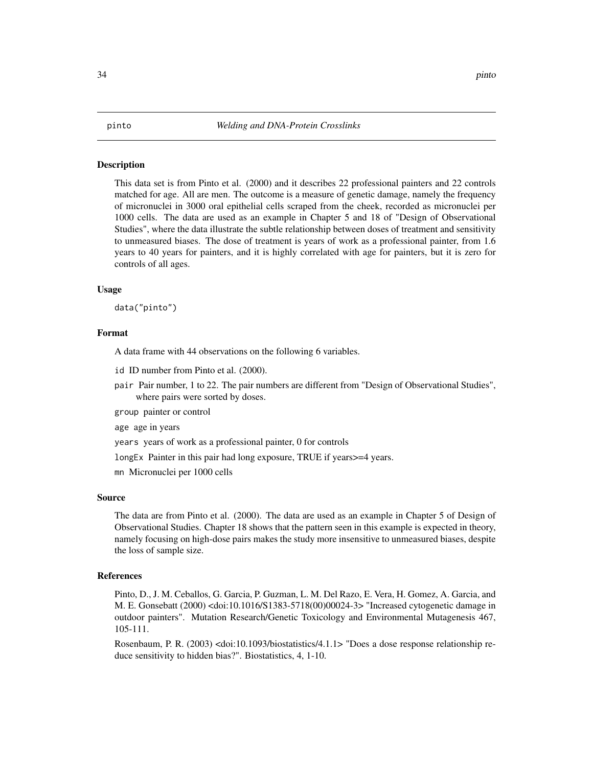pinto *Welding and DNA-Protein Crosslinks*

## Description

This data set is from Pinto et al. (2000) and it describes 22 professional painters and 22 controls matched for age. All are men. The outcome is a measure of genetic damage, namely the frequency of micronuclei in 3000 oral epithelial cells scraped from the cheek, recorded as micronuclei per 1000 cells. The data are used as an example in Chapter 5 and 18 of "Design of Observational Studies", where the data illustrate the subtle relationship between doses of treatment and sensitivity to unmeasured biases. The dose of treatment is years of work as a professional painter, from 1.6 years to 40 years for painters, and it is highly correlated with age for painters, but it is zero for controls of all ages.

## Usage

```
data("pinto")
```

## Format

A data frame with 44 observations on the following 6 variables.

- `id` ID number from Pinto et al. (2000).
- `pair` Pair number, 1 to 22. The pair numbers are different from "Design of Observational Studies", where pairs were sorted by doses.
- `group` painter or control
- `age` age in years
- `years` years of work as a professional painter, 0 for controls
- `longEx` Painter in this pair had long exposure, TRUE if years>=4 years.
- `mn` Micronuclei per 1000 cells

## Source

The data are from Pinto et al. (2000). The data are used as an example in Chapter 5 of Design of Observational Studies. Chapter 18 shows that the pattern seen in this example is expected in theory, namely focusing on high-dose pairs makes the study more insensitive to unmeasured biases, despite the loss of sample size.

## References

Pinto, D., J. M. Ceballos, G. Garcia, P. Guzman, L. M. Del Razo, E. Vera, H. Gomez, A. Garcia, and M. E. Gonsebatt (2000) <doi:10.1016/S1383-5718(00)00024-3> "Increased cytogenetic damage in outdoor painters". Mutation Research/Genetic Toxicology and Environmental Mutagenesis 467, 105-111.

Rosenbaum, P. R. (2003) <doi:10.1093/biostatistics/4.1.1> "Does a dose response relationship reduce sensitivity to hidden bias?". Biostatistics, 4, 1-10.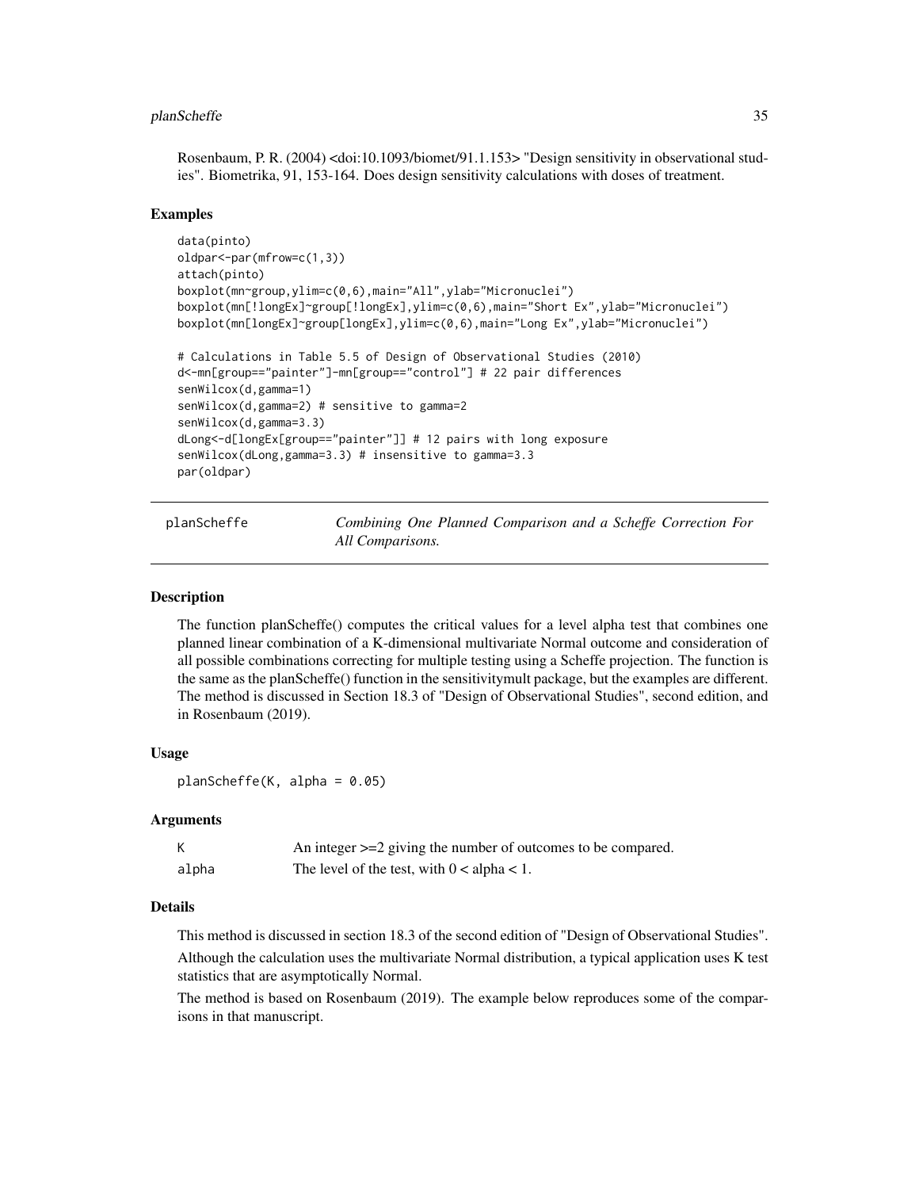Rosenbaum, P. R. (2004) <doi:10.1093/biomet/91.1.153> "Design sensitivity in observational studies". Biometrika, 91, 153-164. Does design sensitivity calculations with doses of treatment.

### Examples

```
data(pinto)
oldpar<-par(mfrow=c(1,3))
attach(pinto)
boxplot(mn~group,ylim=c(0,6),main="All",ylab="Micronuclei")
boxplot(mn[!longEx]~group[!longEx],ylim=c(0,6),main="Short Ex",ylab="Micronuclei")
boxplot(mn[longEx]~group[longEx],ylim=c(0,6),main="Long Ex",ylab="Micronuclei")

# Calculations in Table 5.5 of Design of Observational Studies (2010)
d<-mn[group=="painter"]-mn[group=="control"] # 22 pair differences
senWilcox(d,gamma=1)
senWilcox(d,gamma=2) # sensitive to gamma=2
senWilcox(d,gamma=3.3)
dLong<-d[longEx[group=="painter"]] # 12 pairs with long exposure
senWilcox(dLong,gamma=3.3) # insensitive to gamma=3.3
par(oldpar)
```

---

## planScheffe — *Combining One Planned Comparison and a Scheffe Correction For All Comparisons.*

### Description

The function planScheffe() computes the critical values for a level alpha test that combines one planned linear combination of a K-dimensional multivariate Normal outcome and consideration of all possible combinations correcting for multiple testing using a Scheffe projection. The function is the same as the planScheffe() function in the sensitivitymult package, but the examples are different. The method is discussed in Section 18.3 of "Design of Observational Studies", second edition, and in Rosenbaum (2019).

### Usage

```
planScheffe(K, alpha = 0.05)
```

### Arguments

| | |
|---|---|
| K | An integer >=2 giving the number of outcomes to be compared. |
| alpha | The level of the test, with 0 < alpha < 1. |

### Details

This method is discussed in section 18.3 of the second edition of "Design of Observational Studies".

Although the calculation uses the multivariate Normal distribution, a typical application uses K test statistics that are asymptotically Normal.

The method is based on Rosenbaum (2019). The example below reproduces some of the comparisons in that manuscript.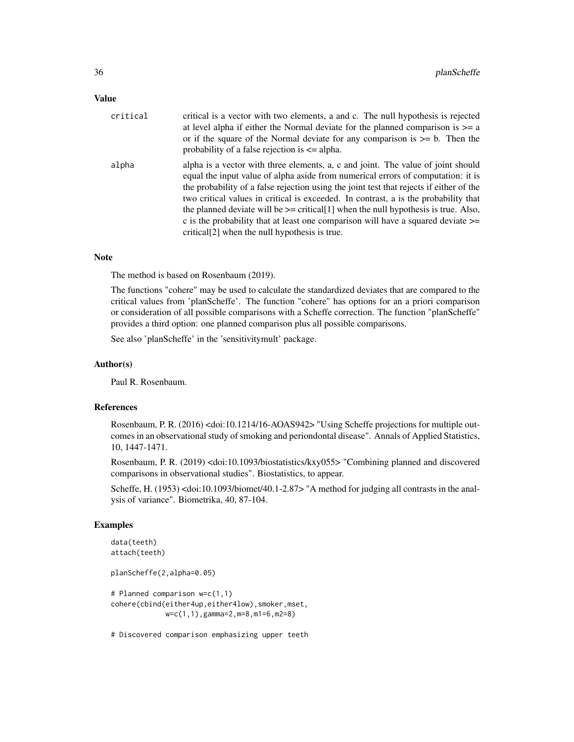## Value

critical
: critical is a vector with two elements, a and c. The null hypothesis is rejected at level alpha if either the Normal deviate for the planned comparison is >= a or if the square of the Normal deviate for any comparison is >= b. Then the probability of a false rejection is <= alpha.

alpha
: alpha is a vector with three elements, a, c and joint. The value of joint should equal the input value of alpha aside from numerical errors of computation: it is the probability of a false rejection using the joint test that rejects if either of the two critical values in critical is exceeded. In contrast, a is the probability that the planned deviate will be >= critical[1] when the null hypothesis is true. Also, c is the probability that at least one comparison will have a squared deviate >= critical[2] when the null hypothesis is true.

## Note

The method is based on Rosenbaum (2019).

The functions "cohere" may be used to calculate the standardized deviates that are compared to the critical values from 'planScheffe'. The function "cohere" has options for an a priori comparison or consideration of all possible comparisons with a Scheffe correction. The function "planScheffe" provides a third option: one planned comparison plus all possible comparisons.

See also 'planScheffe' in the 'sensitivitymult' package.

## Author(s)

Paul R. Rosenbaum.

## References

Rosenbaum, P. R. (2016) <doi:10.1214/16-AOAS942> "Using Scheffe projections for multiple outcomes in an observational study of smoking and periondontal disease". Annals of Applied Statistics, 10, 1447-1471.

Rosenbaum, P. R. (2019) <doi:10.1093/biostatistics/kxy055> "Combining planned and discovered comparisons in observational studies". Biostatistics, to appear.

Scheffe, H. (1953) <doi:10.1093/biomet/40.1-2.87> "A method for judging all contrasts in the analysis of variance". Biometrika, 40, 87-104.

## Examples

```
data(teeth)
attach(teeth)

planScheffe(2,alpha=0.05)

# Planned comparison w=c(1,1)
cohere(cbind(either4up,either4low),smoker,mset,
             w=c(1,1),gamma=2,m=8,m1=6,m2=8)

# Discovered comparison emphasizing upper teeth
```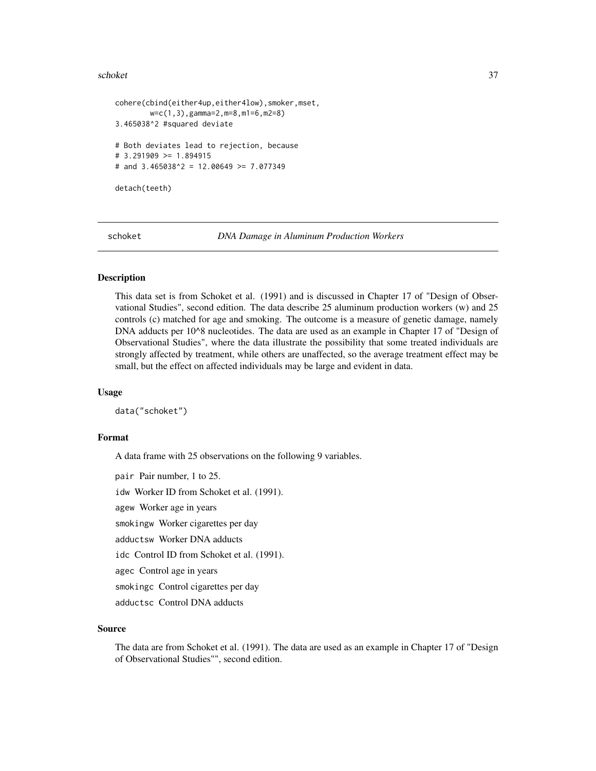```
cohere(cbind(either4up,either4low),smoker,mset,
        w=c(1,3),gamma=2,m=8,m1=6,m2=8)
3.465038^2 #squared deviate

# Both deviates lead to rejection, because
# 3.291909 >= 1.894915
# and 3.465038^2 = 12.00649 >= 7.077349

detach(teeth)
```

---

## schoket — *DNA Damage in Aluminum Production Workers*

---

### Description

This data set is from Schoket et al. (1991) and is discussed in Chapter 17 of "Design of Observational Studies", second edition. The data describe 25 aluminum production workers (w) and 25 controls (c) matched for age and smoking. The outcome is a measure of genetic damage, namely DNA adducts per 10^8 nucleotides. The data are used as an example in Chapter 17 of "Design of Observational Studies", where the data illustrate the possibility that some treated individuals are strongly affected by treatment, while others are unaffected, so the average treatment effect may be small, but the effect on affected individuals may be large and evident in data.

### Usage

```
data("schoket")
```

### Format

A data frame with 25 observations on the following 9 variables.

- `pair` Pair number, 1 to 25.
- `idw` Worker ID from Schoket et al. (1991).
- `agew` Worker age in years
- `smokingw` Worker cigarettes per day
- `adductsw` Worker DNA adducts
- `idc` Control ID from Schoket et al. (1991).
- `agec` Control age in years
- `smokingc` Control cigarettes per day
- `adductsc` Control DNA adducts

### Source

The data are from Schoket et al. (1991). The data are used as an example in Chapter 17 of "Design of Observational Studies"", second edition.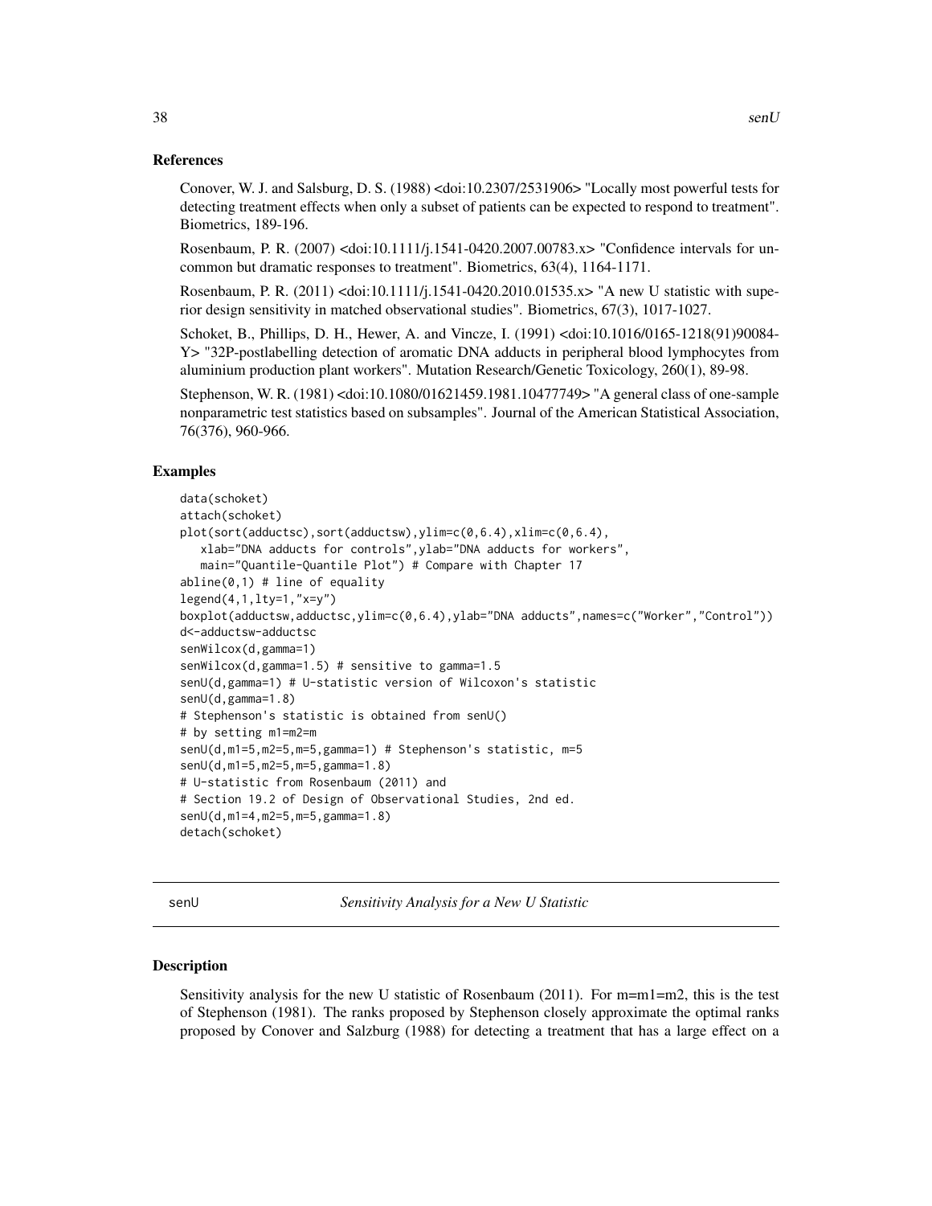### References

Conover, W. J. and Salsburg, D. S. (1988) <doi:10.2307/2531906> "Locally most powerful tests for detecting treatment effects when only a subset of patients can be expected to respond to treatment". Biometrics, 189-196.

Rosenbaum, P. R. (2007) <doi:10.1111/j.1541-0420.2007.00783.x> "Confidence intervals for uncommon but dramatic responses to treatment". Biometrics, 63(4), 1164-1171.

Rosenbaum, P. R. (2011) <doi:10.1111/j.1541-0420.2010.01535.x> "A new U statistic with superior design sensitivity in matched observational studies". Biometrics, 67(3), 1017-1027.

Schoket, B., Phillips, D. H., Hewer, A. and Vincze, I. (1991) <doi:10.1016/0165-1218(91)90084-Y> "32P-postlabelling detection of aromatic DNA adducts in peripheral blood lymphocytes from aluminium production plant workers". Mutation Research/Genetic Toxicology, 260(1), 89-98.

Stephenson, W. R. (1981) <doi:10.1080/01621459.1981.10477749> "A general class of one-sample nonparametric test statistics based on subsamples". Journal of the American Statistical Association, 76(376), 960-966.

### Examples

```
data(schoket)
attach(schoket)
plot(sort(adductsc),sort(adductsw),ylim=c(0,6.4),xlim=c(0,6.4),
   xlab="DNA adducts for controls",ylab="DNA adducts for workers",
   main="Quantile-Quantile Plot") # Compare with Chapter 17
abline(0,1) # line of equality
legend(4,1,lty=1,"x=y")
boxplot(adductsw,adductsc,ylim=c(0,6.4),ylab="DNA adducts",names=c("Worker","Control"))
d<-adductsw-adductsc
senWilcox(d,gamma=1)
senWilcox(d,gamma=1.5) # sensitive to gamma=1.5
senU(d,gamma=1) # U-statistic version of Wilcoxon's statistic
senU(d,gamma=1.8)
# Stephenson's statistic is obtained from senU()
# by setting m1=m2=m
senU(d,m1=5,m2=5,m=5,gamma=1) # Stephenson's statistic, m=5
senU(d,m1=5,m2=5,m=5,gamma=1.8)
# U-statistic from Rosenbaum (2011) and
# Section 19.2 of Design of Observational Studies, 2nd ed.
senU(d,m1=4,m2=5,m=5,gamma=1.8)
detach(schoket)
```

---

## senU — *Sensitivity Analysis for a New U Statistic*

### Description

Sensitivity analysis for the new U statistic of Rosenbaum (2011). For m=m1=m2, this is the test of Stephenson (1981). The ranks proposed by Stephenson closely approximate the optimal ranks proposed by Conover and Salzburg (1988) for detecting a treatment that has a large effect on a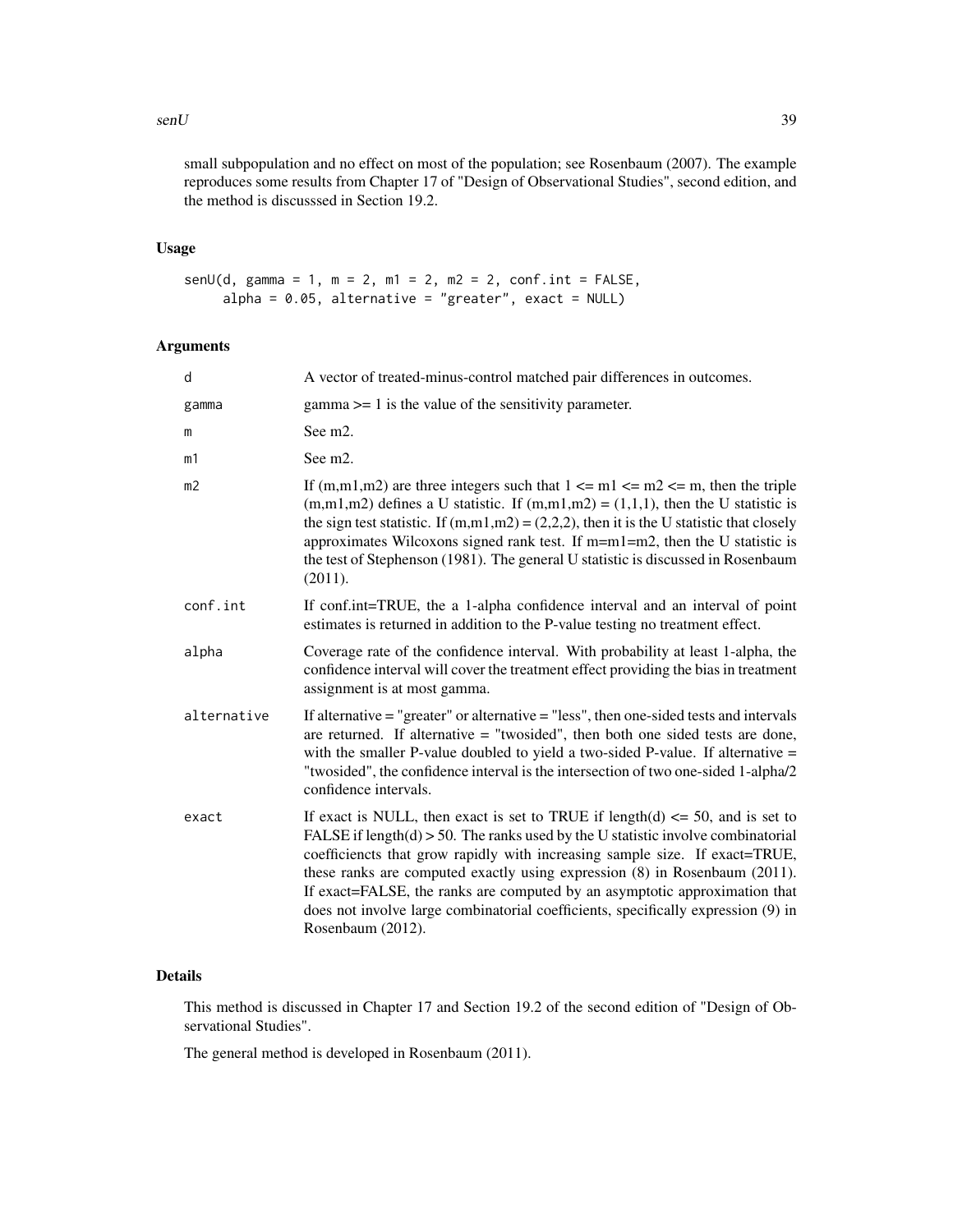small subpopulation and no effect on most of the population; see Rosenbaum (2007). The example reproduces some results from Chapter 17 of "Design of Observational Studies", second edition, and the method is discusssed in Section 19.2.

### Usage

```
senU(d, gamma = 1, m = 2, m1 = 2, m2 = 2, conf.int = FALSE,
     alpha = 0.05, alternative = "greater", exact = NULL)
```

### Arguments

| | |
|---|---|
| d | A vector of treated-minus-control matched pair differences in outcomes. |
| gamma | gamma >= 1 is the value of the sensitivity parameter. |
| m | See m2. |
| m1 | See m2. |
| m2 | If (m,m1,m2) are three integers such that 1 <= m1 <= m2 <= m, then the triple (m,m1,m2) defines a U statistic. If (m,m1,m2) = (1,1,1), then the U statistic is the sign test statistic. If (m,m1,m2) = (2,2,2), then it is the U statistic that closely approximates Wilcoxons signed rank test. If m=m1=m2, then the U statistic is the test of Stephenson (1981). The general U statistic is discussed in Rosenbaum (2011). |
| conf.int | If conf.int=TRUE, the a 1-alpha confidence interval and an interval of point estimates is returned in addition to the P-value testing no treatment effect. |
| alpha | Coverage rate of the confidence interval. With probability at least 1-alpha, the confidence interval will cover the treatment effect providing the bias in treatment assignment is at most gamma. |
| alternative | If alternative = "greater" or alternative = "less", then one-sided tests and intervals are returned. If alternative = "twosided", then both one sided tests are done, with the smaller P-value doubled to yield a two-sided P-value. If alternative = "twosided", the confidence interval is the intersection of two one-sided 1-alpha/2 confidence intervals. |
| exact | If exact is NULL, then exact is set to TRUE if length(d) <= 50, and is set to FALSE if length(d) > 50. The ranks used by the U statistic involve combinatorial coefficiencts that grow rapidly with increasing sample size. If exact=TRUE, these ranks are computed exactly using expression (8) in Rosenbaum (2011). If exact=FALSE, the ranks are computed by an asymptotic approximation that does not involve large combinatorial coefficients, specifically expression (9) in Rosenbaum (2012). |

### Details

This method is discussed in Chapter 17 and Section 19.2 of the second edition of "Design of Observational Studies".

The general method is developed in Rosenbaum (2011).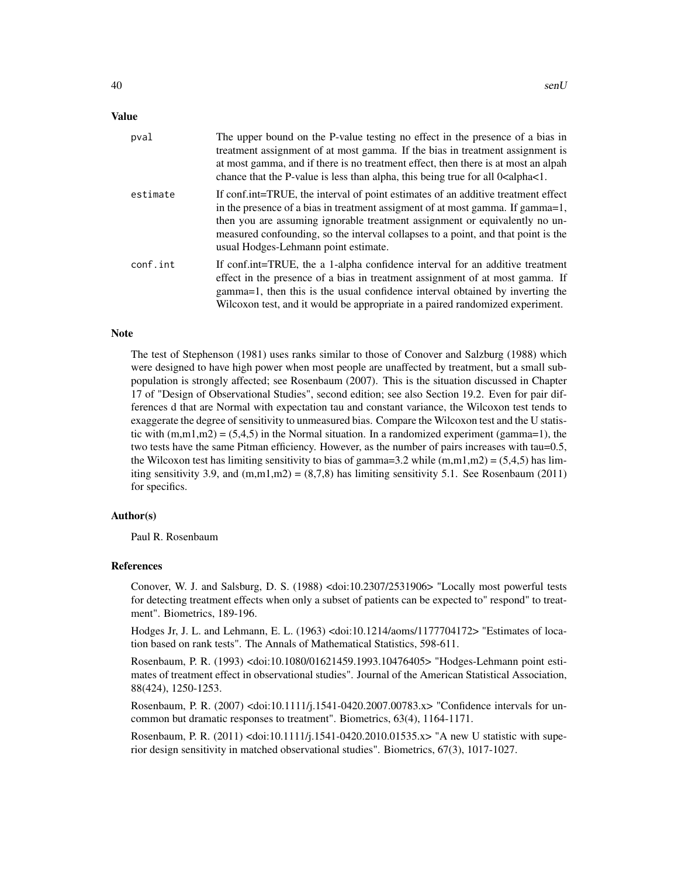## Value

pval
: The upper bound on the P-value testing no effect in the presence of a bias in treatment assignment of at most gamma. If the bias in treatment assignment is at most gamma, and if there is no treatment effect, then there is at most an alpah chance that the P-value is less than alpha, this being true for all 0<alpha<1.

estimate
: If conf.int=TRUE, the interval of point estimates of an additive treatment effect in the presence of a bias in treatment assigment of at most gamma. If gamma=1, then you are assuming ignorable treatment assignment or equivalently no unmeasured confounding, so the interval collapses to a point, and that point is the usual Hodges-Lehmann point estimate.

conf.int
: If conf.int=TRUE, the a 1-alpha confidence interval for an additive treatment effect in the presence of a bias in treatment assignment of at most gamma. If gamma=1, then this is the usual confidence interval obtained by inverting the Wilcoxon test, and it would be appropriate in a paired randomized experiment.

## Note

The test of Stephenson (1981) uses ranks similar to those of Conover and Salzburg (1988) which were designed to have high power when most people are unaffected by treatment, but a small subpopulation is strongly affected; see Rosenbaum (2007). This is the situation discussed in Chapter 17 of "Design of Observational Studies", second edition; see also Section 19.2. Even for pair differences d that are Normal with expectation tau and constant variance, the Wilcoxon test tends to exaggerate the degree of sensitivity to unmeasured bias. Compare the Wilcoxon test and the U statistic with (m,m1,m2) = (5,4,5) in the Normal situation. In a randomized experiment (gamma=1), the two tests have the same Pitman efficiency. However, as the number of pairs increases with tau=0.5, the Wilcoxon test has limiting sensitivity to bias of gamma=3.2 while (m,m1,m2) = (5,4,5) has limiting sensitivity 3.9, and (m,m1,m2) = (8,7,8) has limiting sensitivity 5.1. See Rosenbaum (2011) for specifics.

## Author(s)

Paul R. Rosenbaum

## References

Conover, W. J. and Salsburg, D. S. (1988) <doi:10.2307/2531906> "Locally most powerful tests for detecting treatment effects when only a subset of patients can be expected to" respond" to treatment". Biometrics, 189-196.

Hodges Jr, J. L. and Lehmann, E. L. (1963) <doi:10.1214/aoms/1177704172> "Estimates of location based on rank tests". The Annals of Mathematical Statistics, 598-611.

Rosenbaum, P. R. (1993) <doi:10.1080/01621459.1993.10476405> "Hodges-Lehmann point estimates of treatment effect in observational studies". Journal of the American Statistical Association, 88(424), 1250-1253.

Rosenbaum, P. R. (2007) <doi:10.1111/j.1541-0420.2007.00783.x> "Confidence intervals for uncommon but dramatic responses to treatment". Biometrics, 63(4), 1164-1171.

Rosenbaum, P. R. (2011) <doi:10.1111/j.1541-0420.2010.01535.x> "A new U statistic with superior design sensitivity in matched observational studies". Biometrics, 67(3), 1017-1027.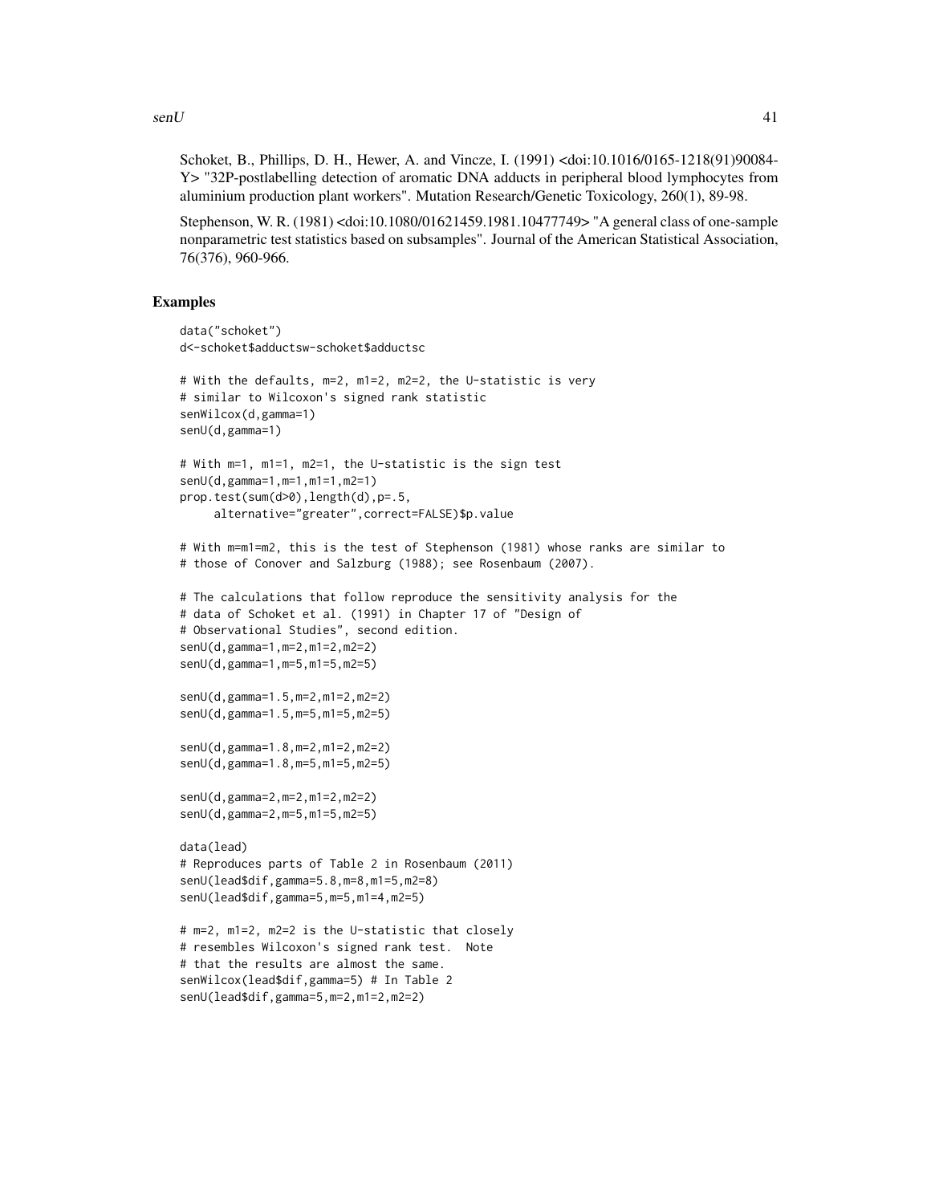Schoket, B., Phillips, D. H., Hewer, A. and Vincze, I. (1991) <doi:10.1016/0165-1218(91)90084-Y> "32P-postlabelling detection of aromatic DNA adducts in peripheral blood lymphocytes from aluminium production plant workers". Mutation Research/Genetic Toxicology, 260(1), 89-98.

Stephenson, W. R. (1981) <doi:10.1080/01621459.1981.10477749> "A general class of one-sample nonparametric test statistics based on subsamples". Journal of the American Statistical Association, 76(376), 960-966.

## Examples

```
data("schoket")
d<-schoket$adductsw-schoket$adductsc

# With the defaults, m=2, m1=2, m2=2, the U-statistic is very
# similar to Wilcoxon's signed rank statistic
senWilcox(d,gamma=1)
senU(d,gamma=1)

# With m=1, m1=1, m2=1, the U-statistic is the sign test
senU(d,gamma=1,m=1,m1=1,m2=1)
prop.test(sum(d>0),length(d),p=.5,
     alternative="greater",correct=FALSE)$p.value

# With m=m1=m2, this is the test of Stephenson (1981) whose ranks are similar to
# those of Conover and Salzburg (1988); see Rosenbaum (2007).

# The calculations that follow reproduce the sensitivity analysis for the
# data of Schoket et al. (1991) in Chapter 17 of "Design of
# Observational Studies", second edition.
senU(d,gamma=1,m=2,m1=2,m2=2)
senU(d,gamma=1,m=5,m1=5,m2=5)

senU(d,gamma=1.5,m=2,m1=2,m2=2)
senU(d,gamma=1.5,m=5,m1=5,m2=5)

senU(d,gamma=1.8,m=2,m1=2,m2=2)
senU(d,gamma=1.8,m=5,m1=5,m2=5)

senU(d,gamma=2,m=2,m1=2,m2=2)
senU(d,gamma=2,m=5,m1=5,m2=5)

data(lead)
# Reproduces parts of Table 2 in Rosenbaum (2011)
senU(lead$dif,gamma=5.8,m=8,m1=5,m2=8)
senU(lead$dif,gamma=5,m=5,m1=4,m2=5)

# m=2, m1=2, m2=2 is the U-statistic that closely
# resembles Wilcoxon's signed rank test.  Note
# that the results are almost the same.
senWilcox(lead$dif,gamma=5) # In Table 2
senU(lead$dif,gamma=5,m=2,m1=2,m2=2)
```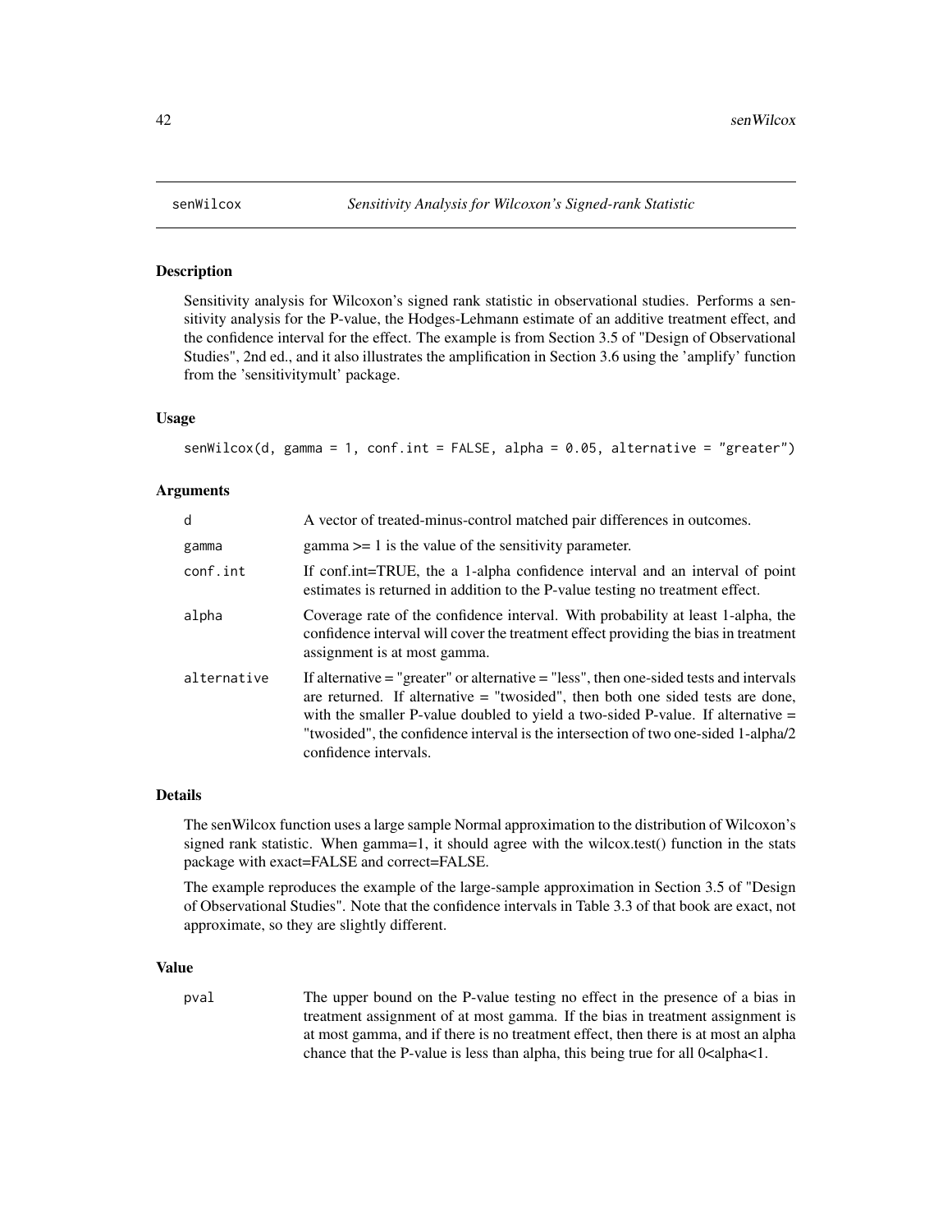senWilcox *Sensitivity Analysis for Wilcoxon's Signed-rank Statistic*

## Description

Sensitivity analysis for Wilcoxon's signed rank statistic in observational studies. Performs a sensitivity analysis for the P-value, the Hodges-Lehmann estimate of an additive treatment effect, and the confidence interval for the effect. The example is from Section 3.5 of "Design of Observational Studies", 2nd ed., and it also illustrates the amplification in Section 3.6 using the 'amplify' function from the 'sensitivitymult' package.

## Usage

```
senWilcox(d, gamma = 1, conf.int = FALSE, alpha = 0.05, alternative = "greater")
```

## Arguments

| | |
|---|---|
| d | A vector of treated-minus-control matched pair differences in outcomes. |
| gamma | gamma >= 1 is the value of the sensitivity parameter. |
| conf.int | If conf.int=TRUE, the a 1-alpha confidence interval and an interval of point estimates is returned in addition to the P-value testing no treatment effect. |
| alpha | Coverage rate of the confidence interval. With probability at least 1-alpha, the confidence interval will cover the treatment effect providing the bias in treatment assignment is at most gamma. |
| alternative | If alternative = "greater" or alternative = "less", then one-sided tests and intervals are returned. If alternative = "twosided", then both one sided tests are done, with the smaller P-value doubled to yield a two-sided P-value. If alternative = "twosided", the confidence interval is the intersection of two one-sided 1-alpha/2 confidence intervals. |

## Details

The senWilcox function uses a large sample Normal approximation to the distribution of Wilcoxon's signed rank statistic. When gamma=1, it should agree with the wilcox.test() function in the stats package with exact=FALSE and correct=FALSE.

The example reproduces the example of the large-sample approximation in Section 3.5 of "Design of Observational Studies". Note that the confidence intervals in Table 3.3 of that book are exact, not approximate, so they are slightly different.

## Value

| | |
|---|---|
| pval | The upper bound on the P-value testing no effect in the presence of a bias in treatment assignment of at most gamma. If the bias in treatment assignment is at most gamma, and if there is no treatment effect, then there is at most an alpha chance that the P-value is less than alpha, this being true for all 0<alpha<1. |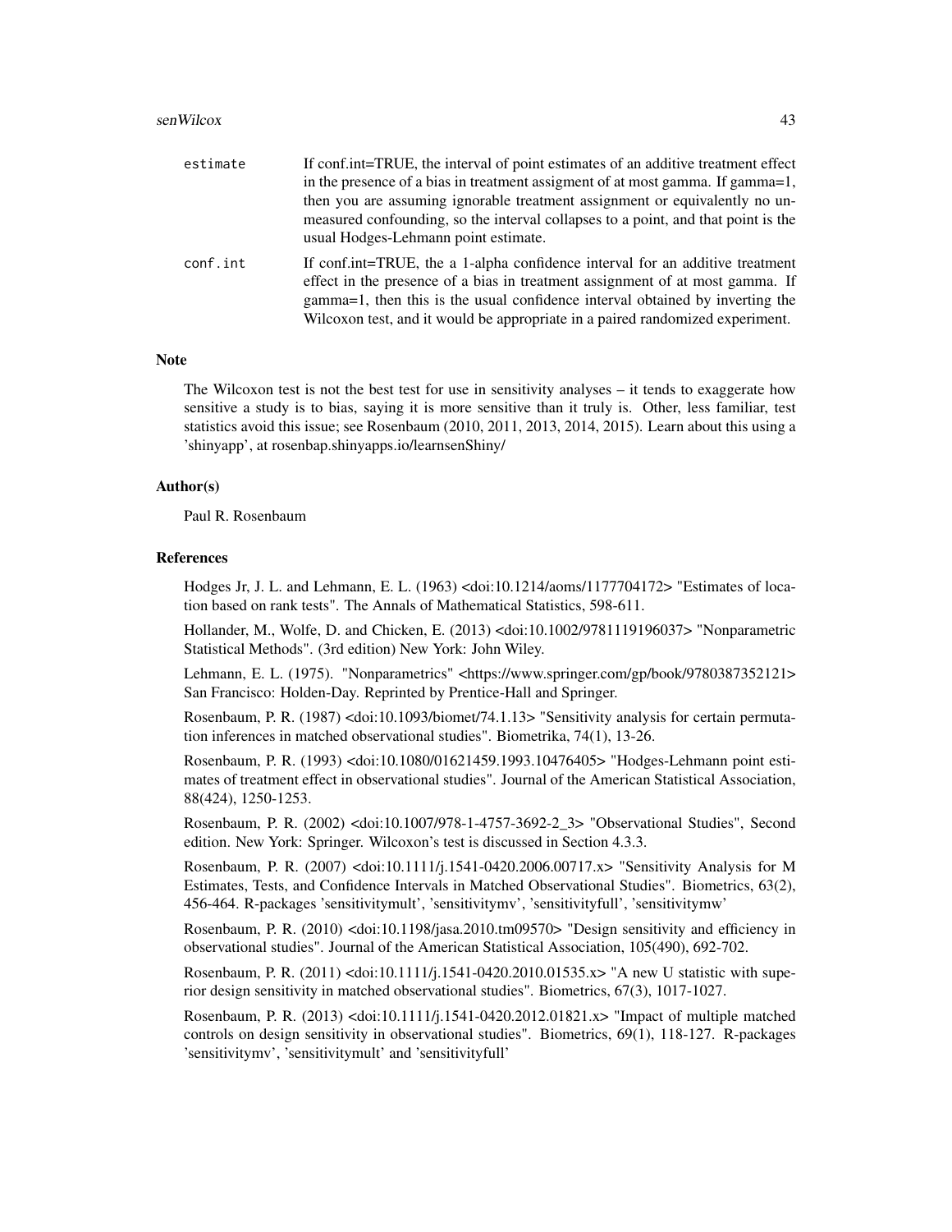estimate
: If conf.int=TRUE, the interval of point estimates of an additive treatment effect in the presence of a bias in treatment assigment of at most gamma. If gamma=1, then you are assuming ignorable treatment assignment or equivalently no unmeasured confounding, so the interval collapses to a point, and that point is the usual Hodges-Lehmann point estimate.

conf.int
: If conf.int=TRUE, the a 1-alpha confidence interval for an additive treatment effect in the presence of a bias in treatment assignment of at most gamma. If gamma=1, then this is the usual confidence interval obtained by inverting the Wilcoxon test, and it would be appropriate in a paired randomized experiment.

### Note

The Wilcoxon test is not the best test for use in sensitivity analyses – it tends to exaggerate how sensitive a study is to bias, saying it is more sensitive than it truly is. Other, less familiar, test statistics avoid this issue; see Rosenbaum (2010, 2011, 2013, 2014, 2015). Learn about this using a 'shinyapp', at rosenbap.shinyapps.io/learnsenShiny/

### Author(s)

Paul R. Rosenbaum

### References

Hodges Jr, J. L. and Lehmann, E. L. (1963) <doi:10.1214/aoms/1177704172> "Estimates of location based on rank tests". The Annals of Mathematical Statistics, 598-611.

Hollander, M., Wolfe, D. and Chicken, E. (2013) <doi:10.1002/9781119196037> "Nonparametric Statistical Methods". (3rd edition) New York: John Wiley.

Lehmann, E. L. (1975). "Nonparametrics" <https://www.springer.com/gp/book/9780387352121> San Francisco: Holden-Day. Reprinted by Prentice-Hall and Springer.

Rosenbaum, P. R. (1987) <doi:10.1093/biomet/74.1.13> "Sensitivity analysis for certain permutation inferences in matched observational studies". Biometrika, 74(1), 13-26.

Rosenbaum, P. R. (1993) <doi:10.1080/01621459.1993.10476405> "Hodges-Lehmann point estimates of treatment effect in observational studies". Journal of the American Statistical Association, 88(424), 1250-1253.

Rosenbaum, P. R. (2002) <doi:10.1007/978-1-4757-3692-2_3> "Observational Studies", Second edition. New York: Springer. Wilcoxon's test is discussed in Section 4.3.3.

Rosenbaum, P. R. (2007) <doi:10.1111/j.1541-0420.2006.00717.x> "Sensitivity Analysis for M Estimates, Tests, and Confidence Intervals in Matched Observational Studies". Biometrics, 63(2), 456-464. R-packages 'sensitivitymult', 'sensitivitymv', 'sensitivityfull', 'sensitivitymw'

Rosenbaum, P. R. (2010) <doi:10.1198/jasa.2010.tm09570> "Design sensitivity and efficiency in observational studies". Journal of the American Statistical Association, 105(490), 692-702.

Rosenbaum, P. R. (2011) <doi:10.1111/j.1541-0420.2010.01535.x> "A new U statistic with superior design sensitivity in matched observational studies". Biometrics, 67(3), 1017-1027.

Rosenbaum, P. R. (2013) <doi:10.1111/j.1541-0420.2012.01821.x> "Impact of multiple matched controls on design sensitivity in observational studies". Biometrics, 69(1), 118-127. R-packages 'sensitivitymv', 'sensitivitymult' and 'sensitivityfull'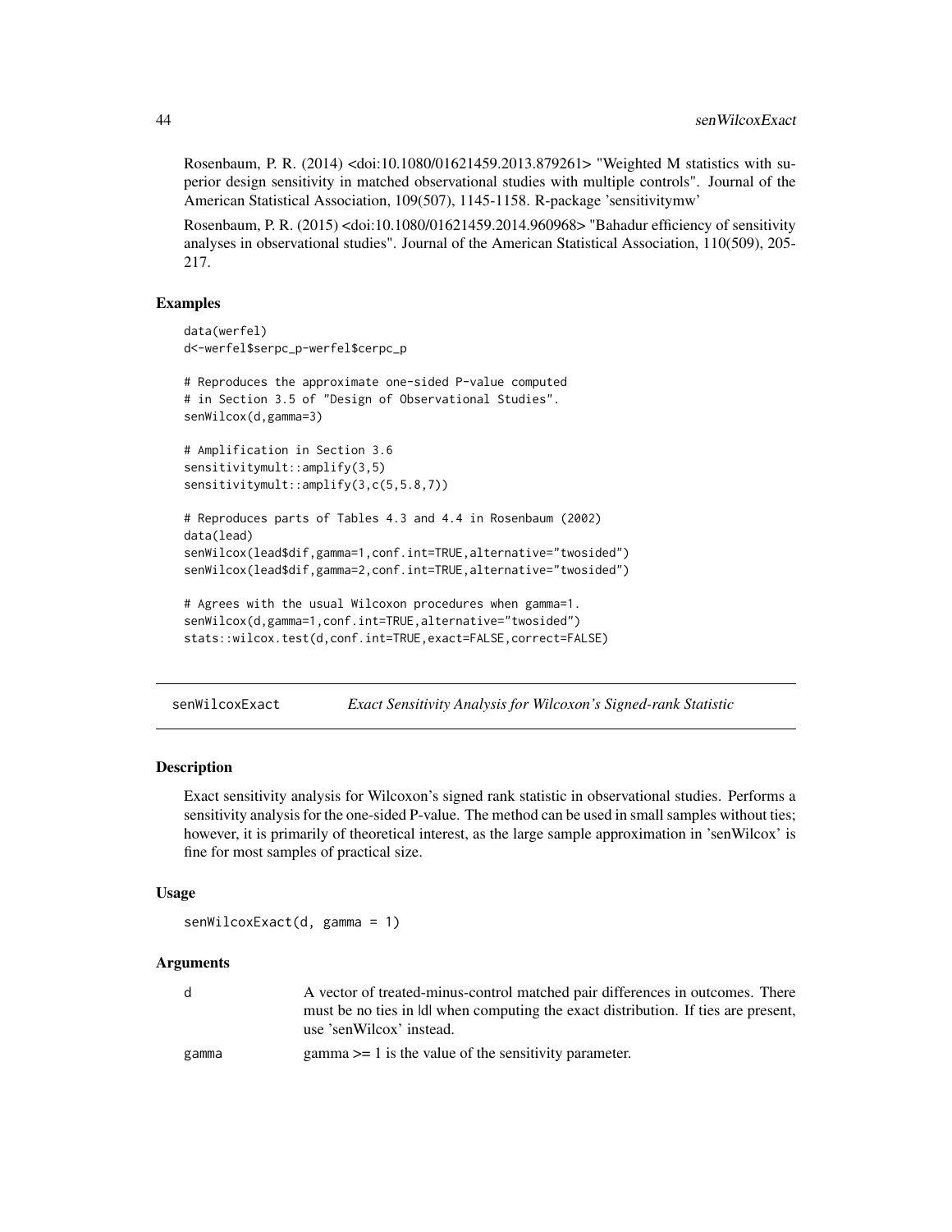Rosenbaum, P. R. (2014) <doi:10.1080/01621459.2013.879261> "Weighted M statistics with superior design sensitivity in matched observational studies with multiple controls". Journal of the American Statistical Association, 109(507), 1145-1158. R-package 'sensitivitymw'

Rosenbaum, P. R. (2015) <doi:10.1080/01621459.2014.960968> "Bahadur efficiency of sensitivity analyses in observational studies". Journal of the American Statistical Association, 110(509), 205-217.

### Examples

```
data(werfel)
d<-werfel$serpc_p-werfel$cerpc_p

# Reproduces the approximate one-sided P-value computed
# in Section 3.5 of "Design of Observational Studies".
senWilcox(d,gamma=3)

# Amplification in Section 3.6
sensitivitymult::amplify(3,5)
sensitivitymult::amplify(3,c(5,5.8,7))

# Reproduces parts of Tables 4.3 and 4.4 in Rosenbaum (2002)
data(lead)
senWilcox(lead$dif,gamma=1,conf.int=TRUE,alternative="twosided")
senWilcox(lead$dif,gamma=2,conf.int=TRUE,alternative="twosided")

# Agrees with the usual Wilcoxon procedures when gamma=1.
senWilcox(d,gamma=1,conf.int=TRUE,alternative="twosided")
stats::wilcox.test(d,conf.int=TRUE,exact=FALSE,correct=FALSE)
```

---

## senWilcoxExact — *Exact Sensitivity Analysis for Wilcoxon's Signed-rank Statistic*

### Description

Exact sensitivity analysis for Wilcoxon's signed rank statistic in observational studies. Performs a sensitivity analysis for the one-sided P-value. The method can be used in small samples without ties; however, it is primarily of theoretical interest, as the large sample approximation in 'senWilcox' is fine for most samples of practical size.

### Usage

```
senWilcoxExact(d, gamma = 1)
```

### Arguments

| | |
|---|---|
| d | A vector of treated-minus-control matched pair differences in outcomes. There must be no ties in \|d\| when computing the exact distribution. If ties are present, use 'senWilcox' instead. |
| gamma | gamma >= 1 is the value of the sensitivity parameter. |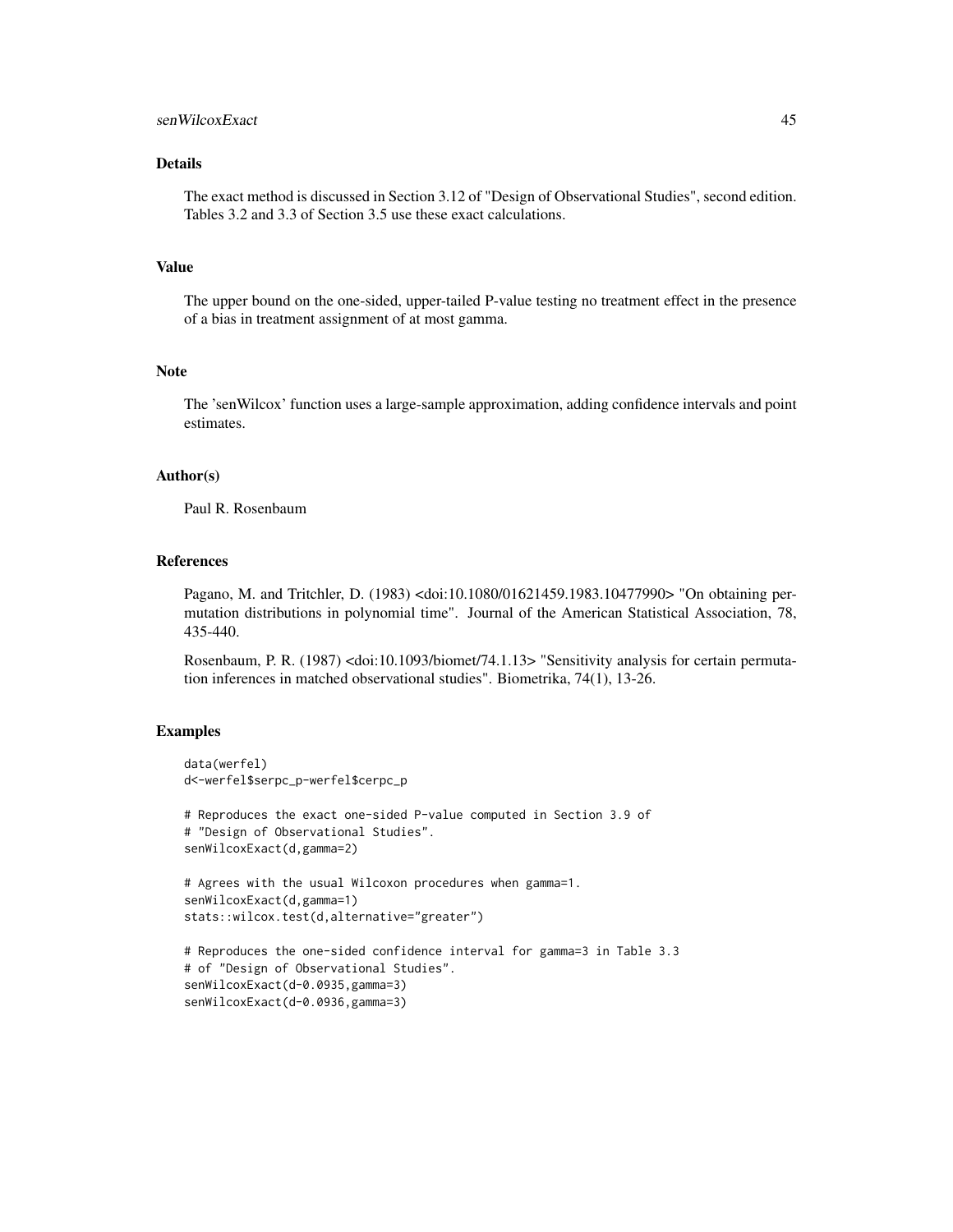## Details

The exact method is discussed in Section 3.12 of "Design of Observational Studies", second edition. Tables 3.2 and 3.3 of Section 3.5 use these exact calculations.

## Value

The upper bound on the one-sided, upper-tailed P-value testing no treatment effect in the presence of a bias in treatment assignment of at most gamma.

## Note

The 'senWilcox' function uses a large-sample approximation, adding confidence intervals and point estimates.

## Author(s)

Paul R. Rosenbaum

## References

Pagano, M. and Tritchler, D. (1983) <doi:10.1080/01621459.1983.10477990> "On obtaining permutation distributions in polynomial time". Journal of the American Statistical Association, 78, 435-440.

Rosenbaum, P. R. (1987) <doi:10.1093/biomet/74.1.13> "Sensitivity analysis for certain permutation inferences in matched observational studies". Biometrika, 74(1), 13-26.

## Examples

```
data(werfel)
d<-werfel$serpc_p-werfel$cerpc_p

# Reproduces the exact one-sided P-value computed in Section 3.9 of
# "Design of Observational Studies".
senWilcoxExact(d,gamma=2)

# Agrees with the usual Wilcoxon procedures when gamma=1.
senWilcoxExact(d,gamma=1)
stats::wilcox.test(d,alternative="greater")

# Reproduces the one-sided confidence interval for gamma=3 in Table 3.3
# of "Design of Observational Studies".
senWilcoxExact(d-0.0935,gamma=3)
senWilcoxExact(d-0.0936,gamma=3)
```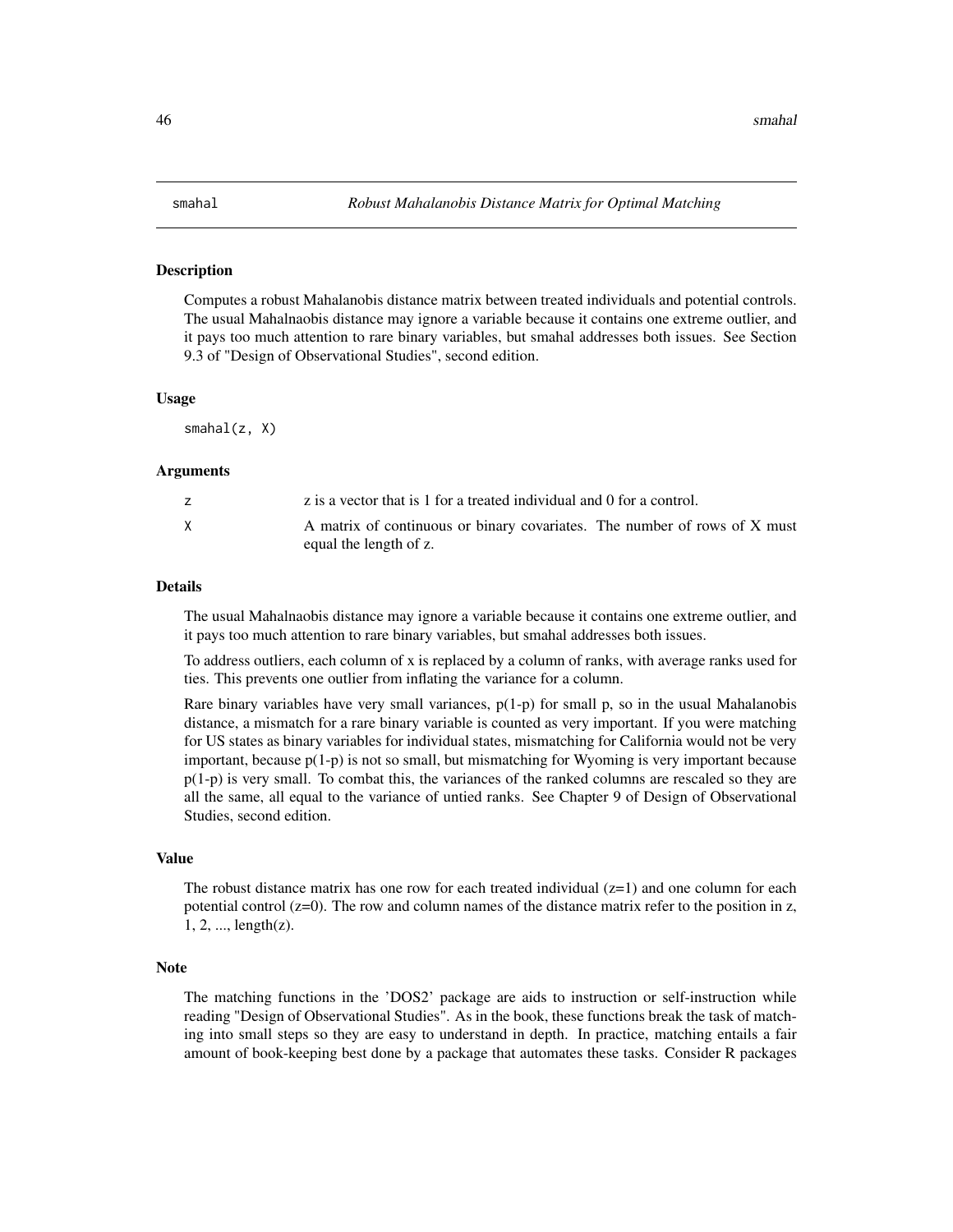smahal *Robust Mahalanobis Distance Matrix for Optimal Matching*

## Description

Computes a robust Mahalanobis distance matrix between treated individuals and potential controls. The usual Mahalnaobis distance may ignore a variable because it contains one extreme outlier, and it pays too much attention to rare binary variables, but smahal addresses both issues. See Section 9.3 of "Design of Observational Studies", second edition.

## Usage

```
smahal(z, X)
```

## Arguments

| | |
|---|---|
| z | z is a vector that is 1 for a treated individual and 0 for a control. |
| X | A matrix of continuous or binary covariates. The number of rows of X must equal the length of z. |

## Details

The usual Mahalnaobis distance may ignore a variable because it contains one extreme outlier, and it pays too much attention to rare binary variables, but smahal addresses both issues.

To address outliers, each column of x is replaced by a column of ranks, with average ranks used for ties. This prevents one outlier from inflating the variance for a column.

Rare binary variables have very small variances, p(1-p) for small p, so in the usual Mahalanobis distance, a mismatch for a rare binary variable is counted as very important. If you were matching for US states as binary variables for individual states, mismatching for California would not be very important, because p(1-p) is not so small, but mismatching for Wyoming is very important because p(1-p) is very small. To combat this, the variances of the ranked columns are rescaled so they are all the same, all equal to the variance of untied ranks. See Chapter 9 of Design of Observational Studies, second edition.

## Value

The robust distance matrix has one row for each treated individual (z=1) and one column for each potential control (z=0). The row and column names of the distance matrix refer to the position in z, 1, 2, ..., length(z).

## Note

The matching functions in the 'DOS2' package are aids to instruction or self-instruction while reading "Design of Observational Studies". As in the book, these functions break the task of matching into small steps so they are easy to understand in depth. In practice, matching entails a fair amount of book-keeping best done by a package that automates these tasks. Consider R packages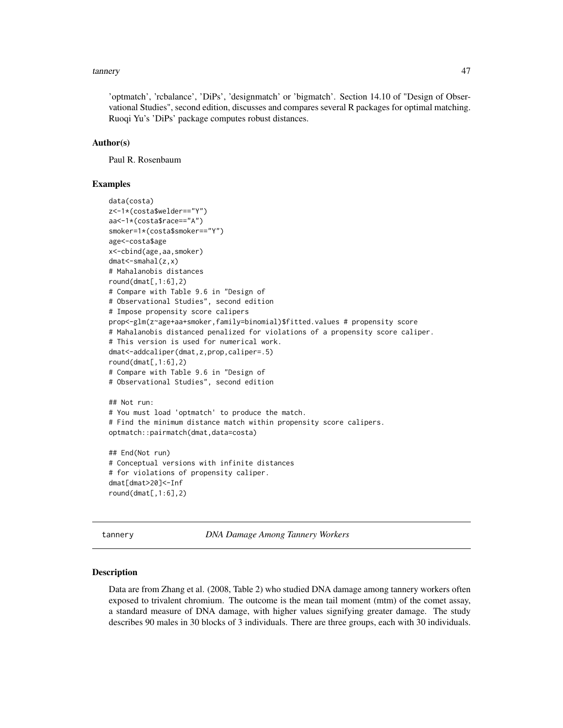'optmatch', 'rcbalance', 'DiPs', 'designmatch' or 'bigmatch'. Section 14.10 of "Design of Observational Studies", second edition, discusses and compares several R packages for optimal matching. Ruoqi Yu's 'DiPs' package computes robust distances.

### Author(s)

Paul R. Rosenbaum

### Examples

```
data(costa)
z<-1*(costa$welder=="Y")
aa<-1*(costa$race=="A")
smoker=1*(costa$smoker=="Y")
age<-costa$age
x<-cbind(age,aa,smoker)
dmat<-smahal(z,x)
# Mahalanobis distances
round(dmat[,1:6],2)
# Compare with Table 9.6 in "Design of
# Observational Studies", second edition
# Impose propensity score calipers
prop<-glm(z~age+aa+smoker,family=binomial)$fitted.values # propensity score
# Mahalanobis distanced penalized for violations of a propensity score caliper.
# This version is used for numerical work.
dmat<-addcaliper(dmat,z,prop,caliper=.5)
round(dmat[,1:6],2)
# Compare with Table 9.6 in "Design of
# Observational Studies", second edition

## Not run:
# You must load 'optmatch' to produce the match.
# Find the minimum distance match within propensity score calipers.
optmatch::pairmatch(dmat,data=costa)

## End(Not run)
# Conceptual versions with infinite distances
# for violations of propensity caliper.
dmat[dmat>20]<-Inf
round(dmat[,1:6],2)
```

---

## tannery *DNA Damage Among Tannery Workers*

### Description

Data are from Zhang et al. (2008, Table 2) who studied DNA damage among tannery workers often exposed to trivalent chromium. The outcome is the mean tail moment (mtm) of the comet assay, a standard measure of DNA damage, with higher values signifying greater damage. The study describes 90 males in 30 blocks of 3 individuals. There are three groups, each with 30 individuals.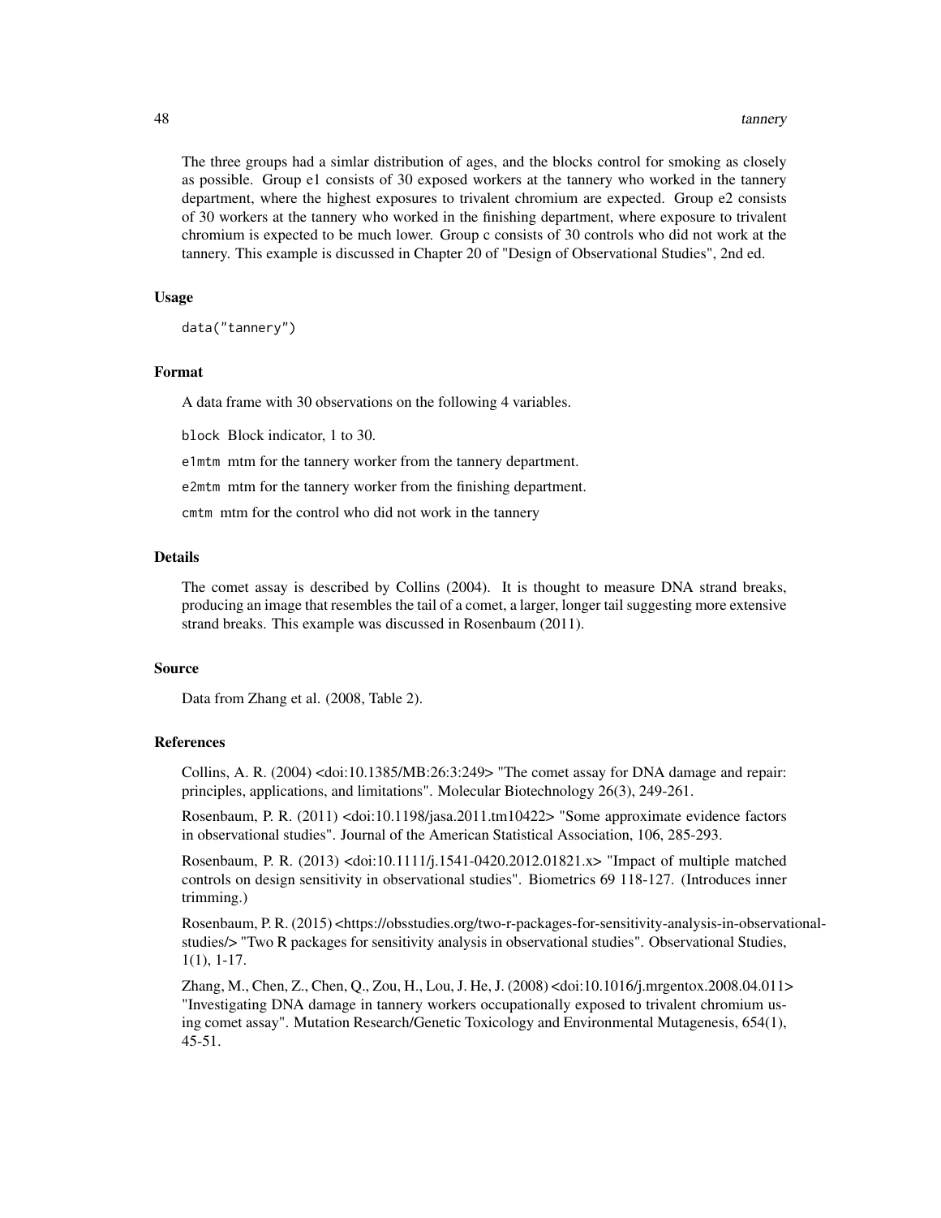The three groups had a simlar distribution of ages, and the blocks control for smoking as closely as possible. Group e1 consists of 30 exposed workers at the tannery who worked in the tannery department, where the highest exposures to trivalent chromium are expected. Group e2 consists of 30 workers at the tannery who worked in the finishing department, where exposure to trivalent chromium is expected to be much lower. Group c consists of 30 controls who did not work at the tannery. This example is discussed in Chapter 20 of "Design of Observational Studies", 2nd ed.

## Usage

```
data("tannery")
```

## Format

A data frame with 30 observations on the following 4 variables.

`block` Block indicator, 1 to 30.

`e1mtm` mtm for the tannery worker from the tannery department.

`e2mtm` mtm for the tannery worker from the finishing department.

`cmtm` mtm for the control who did not work in the tannery

## Details

The comet assay is described by Collins (2004). It is thought to measure DNA strand breaks, producing an image that resembles the tail of a comet, a larger, longer tail suggesting more extensive strand breaks. This example was discussed in Rosenbaum (2011).

## Source

Data from Zhang et al. (2008, Table 2).

## References

Collins, A. R. (2004) <doi:10.1385/MB:26:3:249> "The comet assay for DNA damage and repair: principles, applications, and limitations". Molecular Biotechnology 26(3), 249-261.

Rosenbaum, P. R. (2011) <doi:10.1198/jasa.2011.tm10422> "Some approximate evidence factors in observational studies". Journal of the American Statistical Association, 106, 285-293.

Rosenbaum, P. R. (2013) <doi:10.1111/j.1541-0420.2012.01821.x> "Impact of multiple matched controls on design sensitivity in observational studies". Biometrics 69 118-127. (Introduces inner trimming.)

Rosenbaum, P. R. (2015) <https://obsstudies.org/two-r-packages-for-sensitivity-analysis-in-observational-studies/> "Two R packages for sensitivity analysis in observational studies". Observational Studies, 1(1), 1-17.

Zhang, M., Chen, Z., Chen, Q., Zou, H., Lou, J. He, J. (2008) <doi:10.1016/j.mrgentox.2008.04.011> "Investigating DNA damage in tannery workers occupationally exposed to trivalent chromium using comet assay". Mutation Research/Genetic Toxicology and Environmental Mutagenesis, 654(1), 45-51.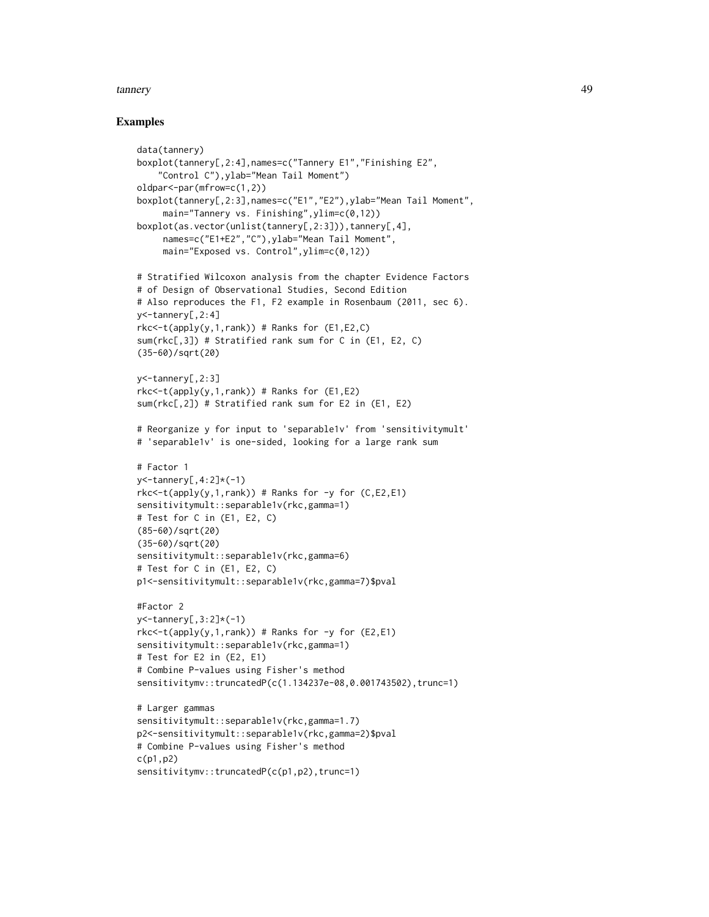## Examples

```
data(tannery)
boxplot(tannery[,2:4],names=c("Tannery E1","Finishing E2",
    "Control C"),ylab="Mean Tail Moment")
oldpar<-par(mfrow=c(1,2))
boxplot(tannery[,2:3],names=c("E1","E2"),ylab="Mean Tail Moment",
     main="Tannery vs. Finishing",ylim=c(0,12))
boxplot(as.vector(unlist(tannery[,2:3])),tannery[,4],
     names=c("E1+E2","C"),ylab="Mean Tail Moment",
     main="Exposed vs. Control",ylim=c(0,12))

# Stratified Wilcoxon analysis from the chapter Evidence Factors
# of Design of Observational Studies, Second Edition
# Also reproduces the F1, F2 example in Rosenbaum (2011, sec 6).
y<-tannery[,2:4]
rkc<-t(apply(y,1,rank)) # Ranks for (E1,E2,C)
sum(rkc[,3]) # Stratified rank sum for C in (E1, E2, C)
(35-60)/sqrt(20)

y<-tannery[,2:3]
rkc<-t(apply(y,1,rank)) # Ranks for (E1,E2)
sum(rkc[,2]) # Stratified rank sum for E2 in (E1, E2)

# Reorganize y for input to 'separable1v' from 'sensitivitymult'
# 'separable1v' is one-sided, looking for a large rank sum

# Factor 1
y<-tannery[,4:2]*(-1)
rkc<-t(apply(y,1,rank)) # Ranks for -y for (C,E2,E1)
sensitivitymult::separable1v(rkc,gamma=1)
# Test for C in (E1, E2, C)
(85-60)/sqrt(20)
(35-60)/sqrt(20)
sensitivitymult::separable1v(rkc,gamma=6)
# Test for C in (E1, E2, C)
p1<-sensitivitymult::separable1v(rkc,gamma=7)$pval

#Factor 2
y<-tannery[,3:2]*(-1)
rkc<-t(apply(y,1,rank)) # Ranks for -y for (E2,E1)
sensitivitymult::separable1v(rkc,gamma=1)
# Test for E2 in (E2, E1)
# Combine P-values using Fisher's method
sensitivitymv::truncatedP(c(1.134237e-08,0.001743502),trunc=1)

# Larger gammas
sensitivitymult::separable1v(rkc,gamma=1.7)
p2<-sensitivitymult::separable1v(rkc,gamma=2)$pval
# Combine P-values using Fisher's method
c(p1,p2)
sensitivitymv::truncatedP(c(p1,p2),trunc=1)
```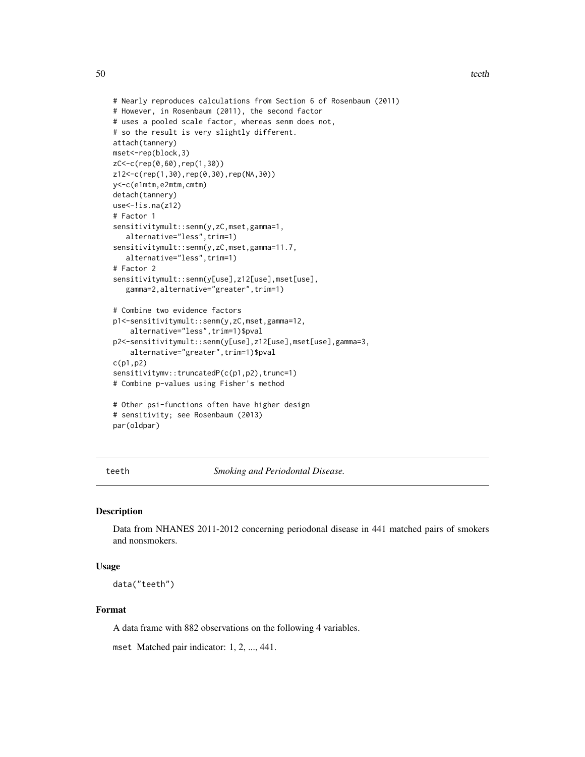```
# Nearly reproduces calculations from Section 6 of Rosenbaum (2011)
# However, in Rosenbaum (2011), the second factor
# uses a pooled scale factor, whereas senm does not,
# so the result is very slightly different.
attach(tannery)
mset<-rep(block,3)
zC<-c(rep(0,60),rep(1,30))
z12<-c(rep(1,30),rep(0,30),rep(NA,30))
y<-c(e1mtm,e2mtm,cmtm)
detach(tannery)
use<-!is.na(z12)
# Factor 1
sensitivitymult::senm(y,zC,mset,gamma=1,
   alternative="less",trim=1)
sensitivitymult::senm(y,zC,mset,gamma=11.7,
   alternative="less",trim=1)
# Factor 2
sensitivitymult::senm(y[use],z12[use],mset[use],
   gamma=2,alternative="greater",trim=1)

# Combine two evidence factors
p1<-sensitivitymult::senm(y,zC,mset,gamma=12,
    alternative="less",trim=1)$pval
p2<-sensitivitymult::senm(y[use],z12[use],mset[use],gamma=3,
    alternative="greater",trim=1)$pval
c(p1,p2)
sensitivitymv::truncatedP(c(p1,p2),trunc=1)
# Combine p-values using Fisher's method

# Other psi-functions often have higher design
# sensitivity; see Rosenbaum (2013)
par(oldpar)
```

## teeth — *Smoking and Periodontal Disease.*

### Description

Data from NHANES 2011-2012 concerning periodonal disease in 441 matched pairs of smokers and nonsmokers.

### Usage

```
data("teeth")
```

### Format

A data frame with 882 observations on the following 4 variables.

`mset` Matched pair indicator: 1, 2, ..., 441.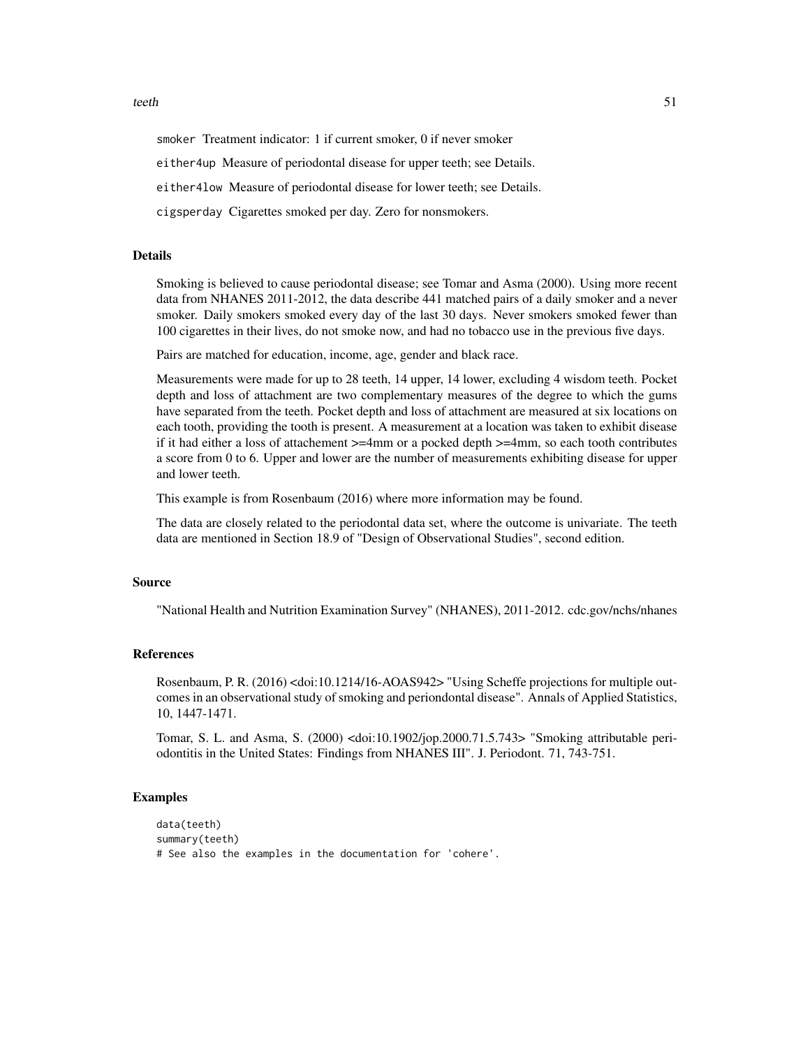smoker Treatment indicator: 1 if current smoker, 0 if never smoker

either4up Measure of periodontal disease for upper teeth; see Details.

either4low Measure of periodontal disease for lower teeth; see Details.

cigsperday Cigarettes smoked per day. Zero for nonsmokers.

## Details

Smoking is believed to cause periodontal disease; see Tomar and Asma (2000). Using more recent data from NHANES 2011-2012, the data describe 441 matched pairs of a daily smoker and a never smoker. Daily smokers smoked every day of the last 30 days. Never smokers smoked fewer than 100 cigarettes in their lives, do not smoke now, and had no tobacco use in the previous five days.

Pairs are matched for education, income, age, gender and black race.

Measurements were made for up to 28 teeth, 14 upper, 14 lower, excluding 4 wisdom teeth. Pocket depth and loss of attachment are two complementary measures of the degree to which the gums have separated from the teeth. Pocket depth and loss of attachment are measured at six locations on each tooth, providing the tooth is present. A measurement at a location was taken to exhibit disease if it had either a loss of attachement >=4mm or a pocked depth >=4mm, so each tooth contributes a score from 0 to 6. Upper and lower are the number of measurements exhibiting disease for upper and lower teeth.

This example is from Rosenbaum (2016) where more information may be found.

The data are closely related to the periodontal data set, where the outcome is univariate. The teeth data are mentioned in Section 18.9 of "Design of Observational Studies", second edition.

## Source

"National Health and Nutrition Examination Survey" (NHANES), 2011-2012. cdc.gov/nchs/nhanes

## References

Rosenbaum, P. R. (2016) <doi:10.1214/16-AOAS942> "Using Scheffe projections for multiple outcomes in an observational study of smoking and periondontal disease". Annals of Applied Statistics, 10, 1447-1471.

Tomar, S. L. and Asma, S. (2000) <doi:10.1902/jop.2000.71.5.743> "Smoking attributable periodontitis in the United States: Findings from NHANES III". J. Periodont. 71, 743-751.

## Examples

```
data(teeth)
summary(teeth)
# See also the examples in the documentation for 'cohere'.
```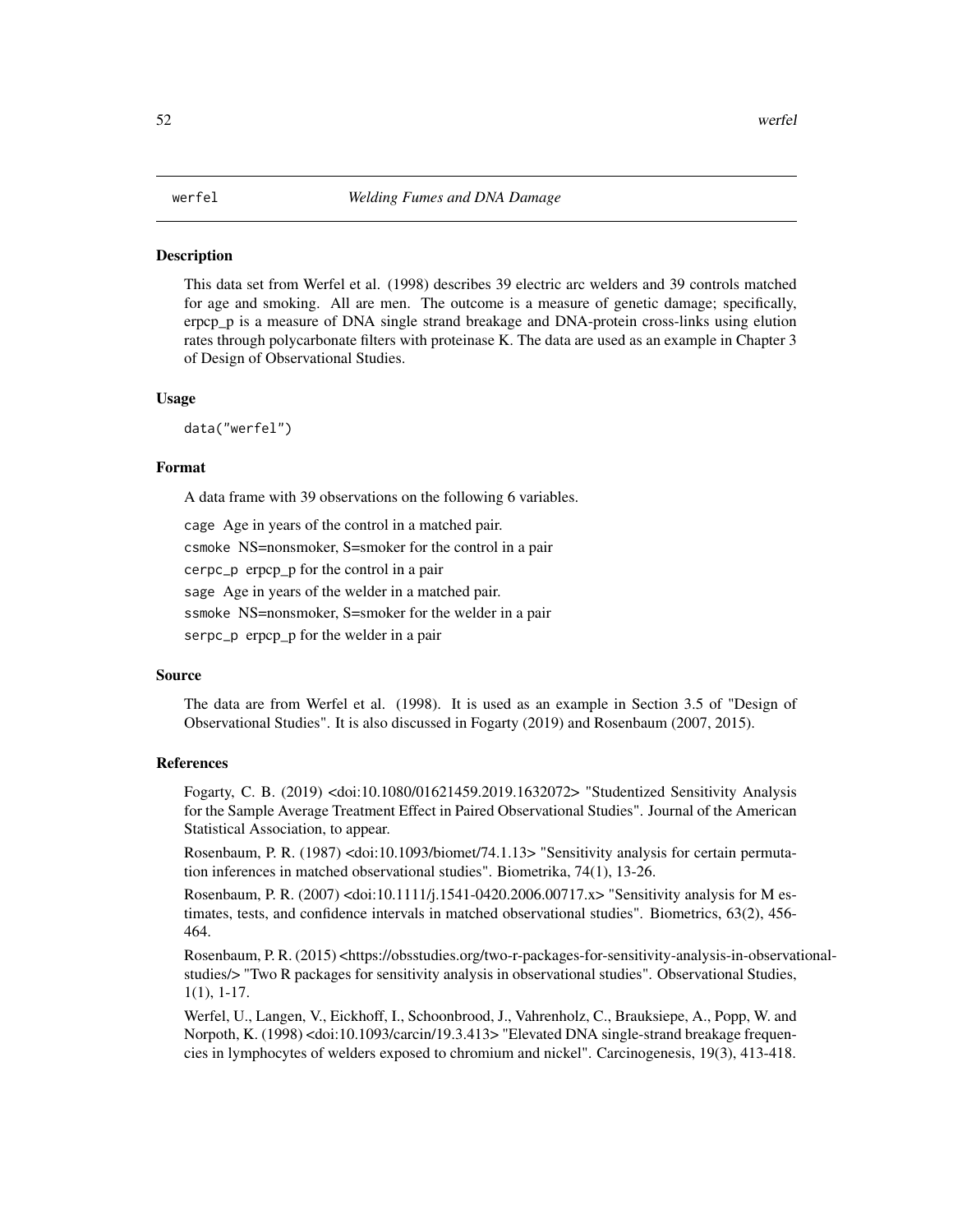## werfel — *Welding Fumes and DNA Damage*

### Description

This data set from Werfel et al. (1998) describes 39 electric arc welders and 39 controls matched for age and smoking. All are men. The outcome is a measure of genetic damage; specifically, erpcp_p is a measure of DNA single strand breakage and DNA-protein cross-links using elution rates through polycarbonate filters with proteinase K. The data are used as an example in Chapter 3 of Design of Observational Studies.

### Usage

```
data("werfel")
```

### Format

A data frame with 39 observations on the following 6 variables.

- `cage` Age in years of the control in a matched pair.
- `csmoke` NS=nonsmoker, S=smoker for the control in a pair
- `cerpc_p` erpcp_p for the control in a pair
- `sage` Age in years of the welder in a matched pair.
- `ssmoke` NS=nonsmoker, S=smoker for the welder in a pair
- `serpc_p` erpcp_p for the welder in a pair

### Source

The data are from Werfel et al. (1998). It is used as an example in Section 3.5 of "Design of Observational Studies". It is also discussed in Fogarty (2019) and Rosenbaum (2007, 2015).

### References

Fogarty, C. B. (2019) <doi:10.1080/01621459.2019.1632072> "Studentized Sensitivity Analysis for the Sample Average Treatment Effect in Paired Observational Studies". Journal of the American Statistical Association, to appear.

Rosenbaum, P. R. (1987) <doi:10.1093/biomet/74.1.13> "Sensitivity analysis for certain permutation inferences in matched observational studies". Biometrika, 74(1), 13-26.

Rosenbaum, P. R. (2007) <doi:10.1111/j.1541-0420.2006.00717.x> "Sensitivity analysis for M estimates, tests, and confidence intervals in matched observational studies". Biometrics, 63(2), 456-464.

Rosenbaum, P. R. (2015) <https://obsstudies.org/two-r-packages-for-sensitivity-analysis-in-observational-studies/> "Two R packages for sensitivity analysis in observational studies". Observational Studies, 1(1), 1-17.

Werfel, U., Langen, V., Eickhoff, I., Schoonbrood, J., Vahrenholz, C., Brauksiepe, A., Popp, W. and Norpoth, K. (1998) <doi:10.1093/carcin/19.3.413> "Elevated DNA single-strand breakage frequencies in lymphocytes of welders exposed to chromium and nickel". Carcinogenesis, 19(3), 413-418.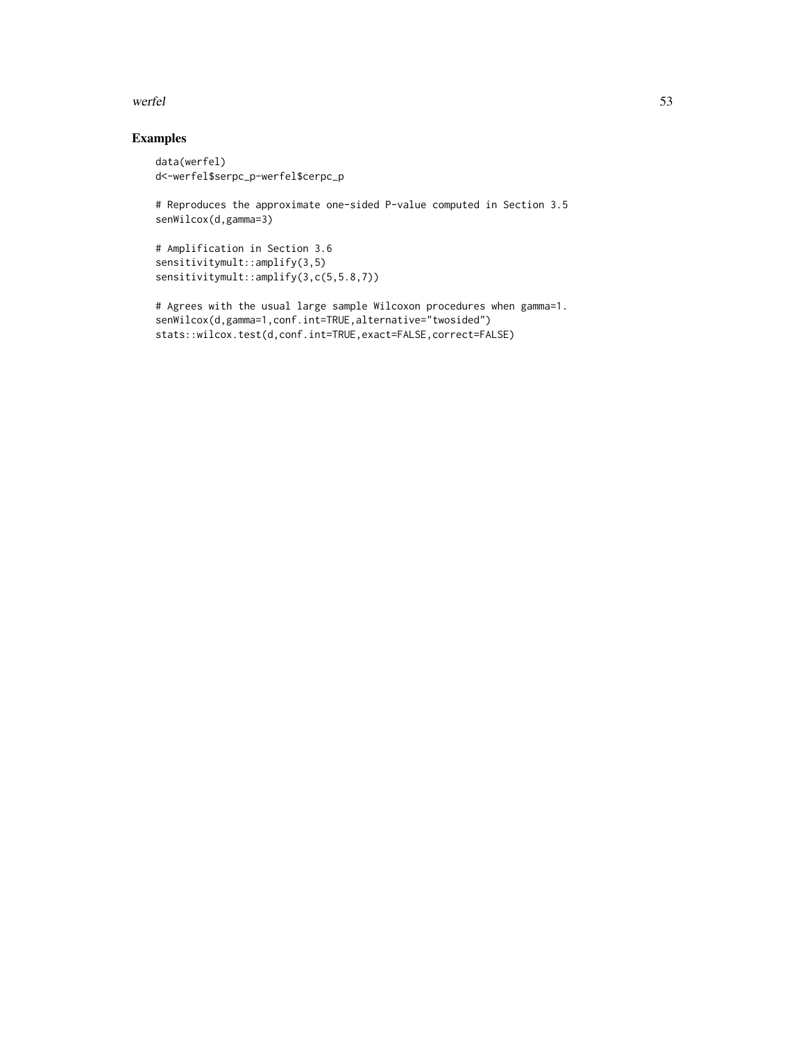## Examples

```
data(werfel)
d<-werfel$serpc_p-werfel$cerpc_p

# Reproduces the approximate one-sided P-value computed in Section 3.5
senWilcox(d,gamma=3)

# Amplification in Section 3.6
sensitivitymult::amplify(3,5)
sensitivitymult::amplify(3,c(5,5.8,7))

# Agrees with the usual large sample Wilcoxon procedures when gamma=1.
senWilcox(d,gamma=1,conf.int=TRUE,alternative="twosided")
stats::wilcox.test(d,conf.int=TRUE,exact=FALSE,correct=FALSE)
```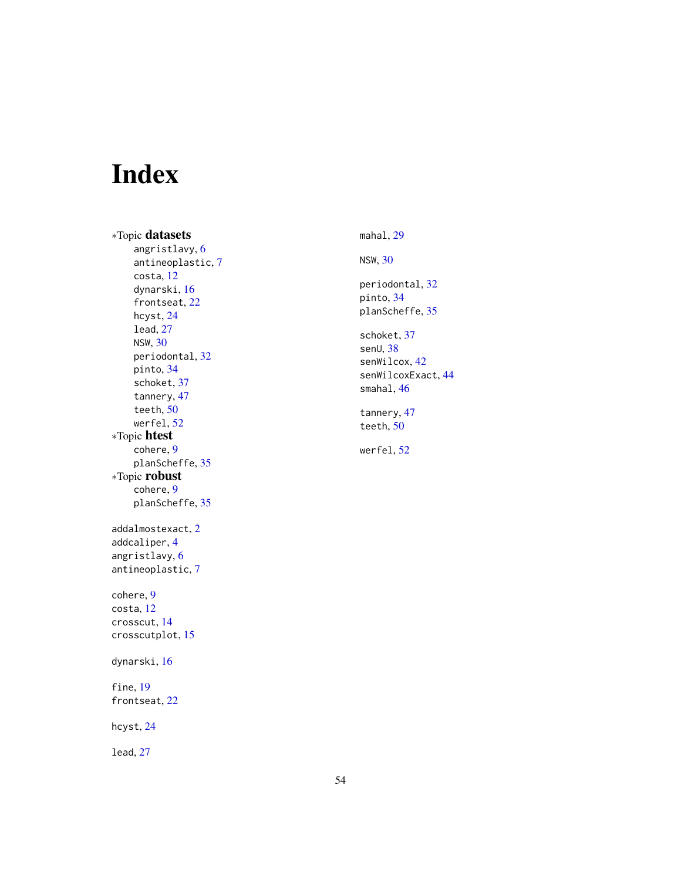# Index

*Topic **datasets**
- angristlavy, 6
- antineoplastic, 7
- costa, 12
- dynarski, 16
- frontseat, 22
- hcyst, 24
- lead, 27
- NSW, 30
- periodontal, 32
- pinto, 34
- schoket, 37
- tannery, 47
- teeth, 50
- werfel, 52

*Topic **htest**
- cohere, 9
- planScheffe, 35

*Topic **robust**
- cohere, 9
- planScheffe, 35

addalmostexact, 2
addcaliper, 4
angristlavy, 6
antineoplastic, 7

cohere, 9
costa, 12
crosscut, 14
crosscutplot, 15

dynarski, 16

fine, 19
frontseat, 22

hcyst, 24

lead, 27

mahal, 29

NSW, 30

periodontal, 32
pinto, 34
planScheffe, 35

schoket, 37
senU, 38
senWilcox, 42
senWilcoxExact, 44
smahal, 46

tannery, 47
teeth, 50

werfel, 52